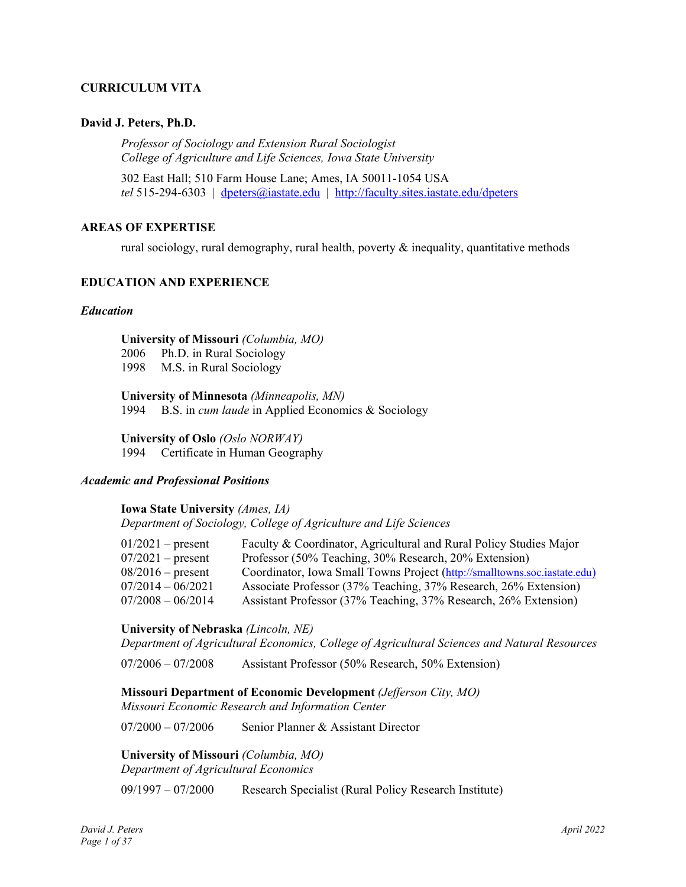# CURRICULUM VITA

## David J. Peters, Ph.D.

*Professor of Sociology and Extension Rural Sociologist*
*College of Agriculture and Life Sciences, Iowa State University*

302 East Hall; 510 Farm House Lane; Ames, IA 50011-1054 USA
*tel* 515-294-6303 | dpeters@iastate.edu | http://faculty.sites.iastate.edu/dpeters

## AREAS OF EXPERTISE

rural sociology, rural demography, rural health, poverty & inequality, quantitative methods

## EDUCATION AND EXPERIENCE

### *Education*

**University of Missouri** *(Columbia, MO)*
2006 Ph.D. in Rural Sociology
1998 M.S. in Rural Sociology

**University of Minnesota** *(Minneapolis, MN)*
1994 B.S. in *cum laude* in Applied Economics & Sociology

**University of Oslo** *(Oslo NORWAY)*
1994 Certificate in Human Geography

### *Academic and Professional Positions*

**Iowa State University** *(Ames, IA)*
*Department of Sociology, College of Agriculture and Life Sciences*

| | |
|---|---|
| 01/2021 – present | Faculty & Coordinator, Agricultural and Rural Policy Studies Major |
| 07/2021 – present | Professor (50% Teaching, 30% Research, 20% Extension) |
| 08/2016 – present | Coordinator, Iowa Small Towns Project (http://smalltowns.soc.iastate.edu) |
| 07/2014 – 06/2021 | Associate Professor (37% Teaching, 37% Research, 26% Extension) |
| 07/2008 – 06/2014 | Assistant Professor (37% Teaching, 37% Research, 26% Extension) |

**University of Nebraska** *(Lincoln, NE)*
*Department of Agricultural Economics, College of Agricultural Sciences and Natural Resources*

07/2006 – 07/2008 Assistant Professor (50% Research, 50% Extension)

**Missouri Department of Economic Development** *(Jefferson City, MO)*
*Missouri Economic Research and Information Center*

07/2000 – 07/2006 Senior Planner & Assistant Director

**University of Missouri** *(Columbia, MO)*
*Department of Agricultural Economics*

09/1997 – 07/2000 Research Specialist (Rural Policy Research Institute)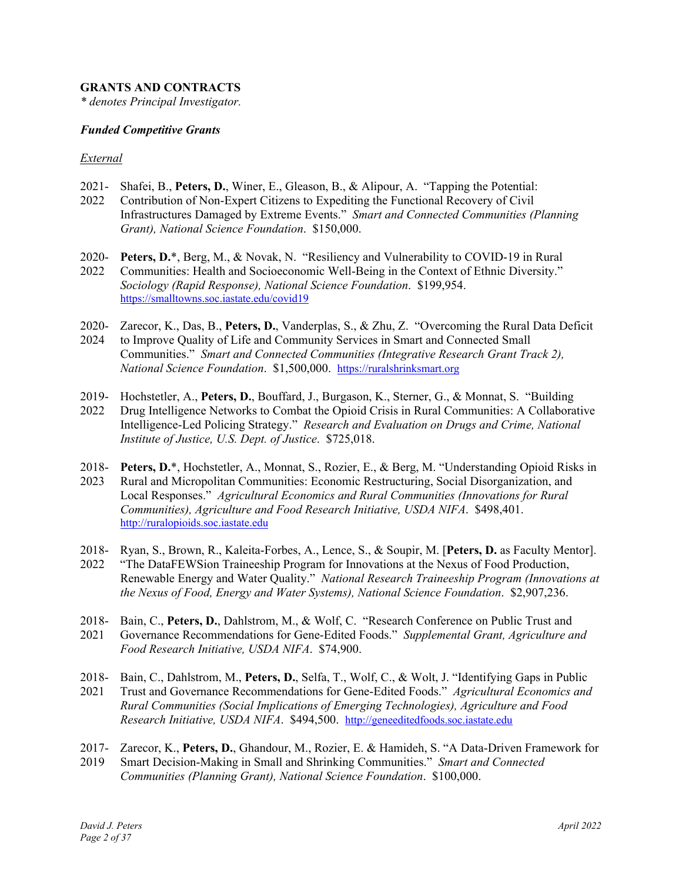## GRANTS AND CONTRACTS

*\* denotes Principal Investigator.*

### *Funded Competitive Grants*

#### External

2021-2022 Shafei, B., **Peters, D.**, Winer, E., Gleason, B., & Alipour, A. "Tapping the Potential: Contribution of Non-Expert Citizens to Expediting the Functional Recovery of Civil Infrastructures Damaged by Extreme Events." *Smart and Connected Communities (Planning Grant), National Science Foundation*. $150,000.

2020-2022 **Peters, D.***, Berg, M., & Novak, N. "Resiliency and Vulnerability to COVID-19 in Rural Communities: Health and Socioeconomic Well-Being in the Context of Ethnic Diversity." *Sociology (Rapid Response), National Science Foundation*. $199,954. https://smalltowns.soc.iastate.edu/covid19

2020-2024 Zarecor, K., Das, B., **Peters, D.**, Vanderplas, S., & Zhu, Z. "Overcoming the Rural Data Deficit to Improve Quality of Life and Community Services in Smart and Connected Small Communities." *Smart and Connected Communities (Integrative Research Grant Track 2), National Science Foundation*. $1,500,000. https://ruralshrinksmart.org

2019-2022 Hochstetler, A., **Peters, D.**, Bouffard, J., Burgason, K., Sterner, G., & Monnat, S. "Building Drug Intelligence Networks to Combat the Opioid Crisis in Rural Communities: A Collaborative Intelligence-Led Policing Strategy." *Research and Evaluation on Drugs and Crime, National Institute of Justice, U.S. Dept. of Justice*. $725,018.

2018-2023 **Peters, D.***, Hochstetler, A., Monnat, S., Rozier, E., & Berg, M. "Understanding Opioid Risks in Rural and Micropolitan Communities: Economic Restructuring, Social Disorganization, and Local Responses." *Agricultural Economics and Rural Communities (Innovations for Rural Communities), Agriculture and Food Research Initiative, USDA NIFA*. $498,401. http://ruralopioids.soc.iastate.edu

2018-2022 Ryan, S., Brown, R., Kaleita-Forbes, A., Lence, S., & Soupir, M. [**Peters, D.** as Faculty Mentor]. "The DataFEWSion Traineeship Program for Innovations at the Nexus of Food Production, Renewable Energy and Water Quality." *National Research Traineeship Program (Innovations at the Nexus of Food, Energy and Water Systems), National Science Foundation*. $2,907,236.

2018-2021 Bain, C., **Peters, D.**, Dahlstrom, M., & Wolf, C. "Research Conference on Public Trust and Governance Recommendations for Gene-Edited Foods." *Supplemental Grant, Agriculture and Food Research Initiative, USDA NIFA*. $74,900.

2018-2021 Bain, C., Dahlstrom, M., **Peters, D.**, Selfa, T., Wolf, C., & Wolt, J. "Identifying Gaps in Public Trust and Governance Recommendations for Gene-Edited Foods." *Agricultural Economics and Rural Communities (Social Implications of Emerging Technologies), Agriculture and Food Research Initiative, USDA NIFA*. $494,500. http://geneeditedfoods.soc.iastate.edu

2017-2019 Zarecor, K., **Peters, D.**, Ghandour, M., Rozier, E. & Hamideh, S. "A Data-Driven Framework for Smart Decision-Making in Small and Shrinking Communities." *Smart and Connected Communities (Planning Grant), National Science Foundation*. $100,000.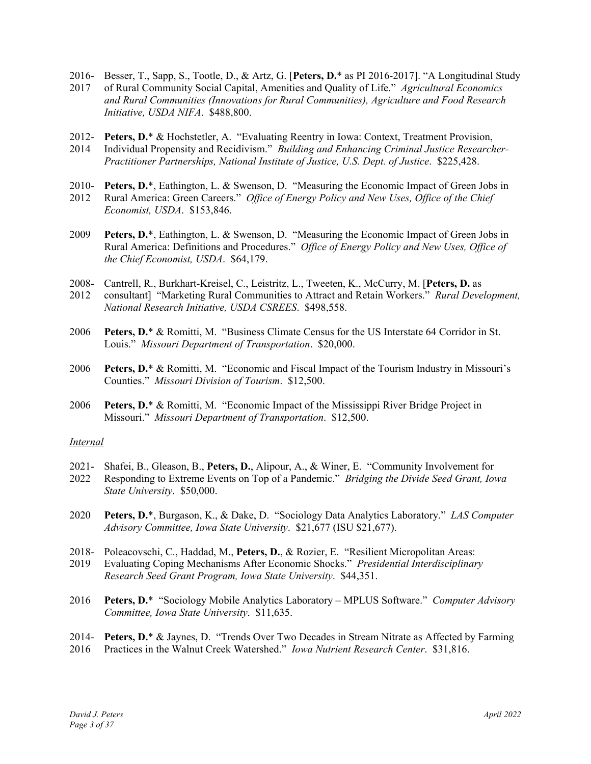2016-2017 Besser, T., Sapp, S., Tootle, D., & Artz, G. [**Peters, D.*** as PI 2016-2017]. "A Longitudinal Study of Rural Community Social Capital, Amenities and Quality of Life." *Agricultural Economics and Rural Communities (Innovations for Rural Communities), Agriculture and Food Research Initiative, USDA NIFA*. $488,800.

2012-2014 **Peters, D.*** & Hochstetler, A. "Evaluating Reentry in Iowa: Context, Treatment Provision, Individual Propensity and Recidivism." *Building and Enhancing Criminal Justice Researcher-Practitioner Partnerships, National Institute of Justice, U.S. Dept. of Justice*. $225,428.

2010-2012 **Peters, D.***, Eathington, L. & Swenson, D. "Measuring the Economic Impact of Green Jobs in Rural America: Green Careers." *Office of Energy Policy and New Uses, Office of the Chief Economist, USDA*. $153,846.

2009 **Peters, D.***, Eathington, L. & Swenson, D. "Measuring the Economic Impact of Green Jobs in Rural America: Definitions and Procedures." *Office of Energy Policy and New Uses, Office of the Chief Economist, USDA*. $64,179.

2008-2012 Cantrell, R., Burkhart-Kreisel, C., Leistritz, L., Tweeten, K., McCurry, M. [**Peters, D.** as consultant] "Marketing Rural Communities to Attract and Retain Workers." *Rural Development, National Research Initiative, USDA CSREES*. $498,558.

2006 **Peters, D.*** & Romitti, M. "Business Climate Census for the US Interstate 64 Corridor in St. Louis." *Missouri Department of Transportation*. $20,000.

2006 **Peters, D.*** & Romitti, M. "Economic and Fiscal Impact of the Tourism Industry in Missouri's Counties." *Missouri Division of Tourism*. $12,500.

2006 **Peters, D.*** & Romitti, M. "Economic Impact of the Mississippi River Bridge Project in Missouri." *Missouri Department of Transportation*. $12,500.

*Internal*

2021-2022 Shafei, B., Gleason, B., **Peters, D.**, Alipour, A., & Winer, E. "Community Involvement for Responding to Extreme Events on Top of a Pandemic." *Bridging the Divide Seed Grant, Iowa State University*. $50,000.

2020 **Peters, D.***, Burgason, K., & Dake, D. "Sociology Data Analytics Laboratory." *LAS Computer Advisory Committee, Iowa State University*. $21,677 (ISU $21,677).

2018-2019 Poleacovschi, C., Haddad, M., **Peters, D.**, & Rozier, E. "Resilient Micropolitan Areas: Evaluating Coping Mechanisms After Economic Shocks." *Presidential Interdisciplinary Research Seed Grant Program, Iowa State University*. $44,351.

2016 **Peters, D.*** "Sociology Mobile Analytics Laboratory – MPLUS Software." *Computer Advisory Committee, Iowa State University*. $11,635.

2014-2016 **Peters, D.*** & Jaynes, D. "Trends Over Two Decades in Stream Nitrate as Affected by Farming Practices in the Walnut Creek Watershed." *Iowa Nutrient Research Center*. $31,816.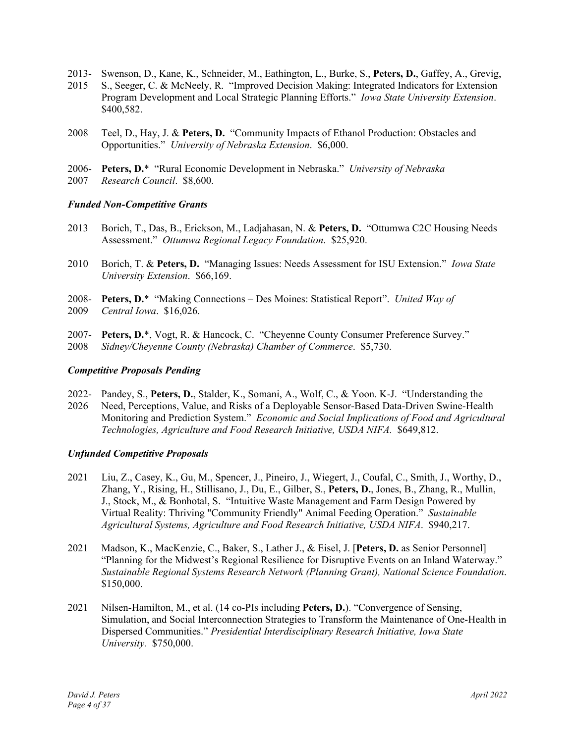2013-2015 Swenson, D., Kane, K., Schneider, M., Eathington, L., Burke, S., **Peters, D.**, Gaffey, A., Grevig, S., Seeger, C. & McNeely, R. "Improved Decision Making: Integrated Indicators for Extension Program Development and Local Strategic Planning Efforts." *Iowa State University Extension*. $400,582.

2008 Teel, D., Hay, J. & **Peters, D.** "Community Impacts of Ethanol Production: Obstacles and Opportunities." *University of Nebraska Extension*. $6,000.

2006-2007 **Peters, D.*** "Rural Economic Development in Nebraska." *University of Nebraska Research Council*. $8,600.

### *Funded Non-Competitive Grants*

2013 Borich, T., Das, B., Erickson, M., Ladjahasan, N. & **Peters, D.** "Ottumwa C2C Housing Needs Assessment." *Ottumwa Regional Legacy Foundation*. $25,920.

2010 Borich, T. & **Peters, D.** "Managing Issues: Needs Assessment for ISU Extension." *Iowa State University Extension*. $66,169.

2008-2009 **Peters, D.*** "Making Connections – Des Moines: Statistical Report". *United Way of Central Iowa*. $16,026.

2007-2008 **Peters, D.***, Vogt, R. & Hancock, C. "Cheyenne County Consumer Preference Survey." *Sidney/Cheyenne County (Nebraska) Chamber of Commerce*. $5,730.

### *Competitive Proposals Pending*

2022-2026 Pandey, S., **Peters, D.**, Stalder, K., Somani, A., Wolf, C., & Yoon. K-J. "Understanding the Need, Perceptions, Value, and Risks of a Deployable Sensor-Based Data-Driven Swine-Health Monitoring and Prediction System." *Economic and Social Implications of Food and Agricultural Technologies, Agriculture and Food Research Initiative, USDA NIFA.* $649,812.

### *Unfunded Competitive Proposals*

2021 Liu, Z., Casey, K., Gu, M., Spencer, J., Pineiro, J., Wiegert, J., Coufal, C., Smith, J., Worthy, D., Zhang, Y., Rising, H., Stillisano, J., Du, E., Gilber, S., **Peters, D.**, Jones, B., Zhang, R., Mullin, J., Stock, M., & Bonhotal, S. "Intuitive Waste Management and Farm Design Powered by Virtual Reality: Thriving "Community Friendly" Animal Feeding Operation." *Sustainable Agricultural Systems, Agriculture and Food Research Initiative, USDA NIFA*. $940,217.

2021 Madson, K., MacKenzie, C., Baker, S., Lather J., & Eisel, J. [**Peters, D.** as Senior Personnel] "Planning for the Midwest's Regional Resilience for Disruptive Events on an Inland Waterway." *Sustainable Regional Systems Research Network (Planning Grant), National Science Foundation*. $150,000.

2021 Nilsen-Hamilton, M., et al. (14 co-PIs including **Peters, D.**). "Convergence of Sensing, Simulation, and Social Interconnection Strategies to Transform the Maintenance of One-Health in Dispersed Communities." *Presidential Interdisciplinary Research Initiative, Iowa State University.* $750,000.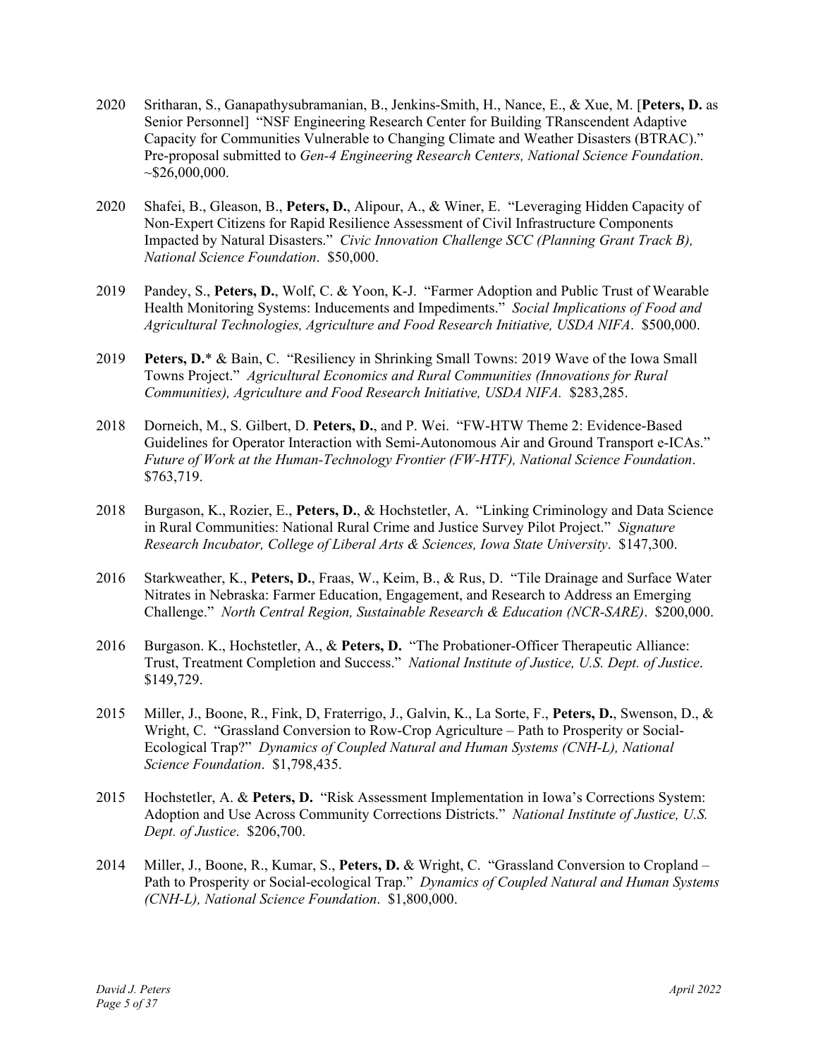2020 Sritharan, S., Ganapathysubramanian, B., Jenkins-Smith, H., Nance, E., & Xue, M. [**Peters, D.** as Senior Personnel] "NSF Engineering Research Center for Building TRanscendent Adaptive Capacity for Communities Vulnerable to Changing Climate and Weather Disasters (BTRAC)." Pre-proposal submitted to *Gen-4 Engineering Research Centers, National Science Foundation*. ~$26,000,000.

2020 Shafei, B., Gleason, B., **Peters, D.**, Alipour, A., & Winer, E. "Leveraging Hidden Capacity of Non-Expert Citizens for Rapid Resilience Assessment of Civil Infrastructure Components Impacted by Natural Disasters." *Civic Innovation Challenge SCC (Planning Grant Track B), National Science Foundation*. $50,000.

2019 Pandey, S., **Peters, D.**, Wolf, C. & Yoon, K-J. "Farmer Adoption and Public Trust of Wearable Health Monitoring Systems: Inducements and Impediments." *Social Implications of Food and Agricultural Technologies, Agriculture and Food Research Initiative, USDA NIFA*. $500,000.

2019 **Peters, D.**\* & Bain, C. "Resiliency in Shrinking Small Towns: 2019 Wave of the Iowa Small Towns Project." *Agricultural Economics and Rural Communities (Innovations for Rural Communities), Agriculture and Food Research Initiative, USDA NIFA.* $283,285.

2018 Dorneich, M., S. Gilbert, D. **Peters, D.**, and P. Wei. "FW-HTW Theme 2: Evidence-Based Guidelines for Operator Interaction with Semi-Autonomous Air and Ground Transport e-ICAs." *Future of Work at the Human-Technology Frontier (FW-HTF), National Science Foundation*. $763,719.

2018 Burgason, K., Rozier, E., **Peters, D.**, & Hochstetler, A. "Linking Criminology and Data Science in Rural Communities: National Rural Crime and Justice Survey Pilot Project." *Signature Research Incubator, College of Liberal Arts & Sciences, Iowa State University*. $147,300.

2016 Starkweather, K., **Peters, D.**, Fraas, W., Keim, B., & Rus, D. "Tile Drainage and Surface Water Nitrates in Nebraska: Farmer Education, Engagement, and Research to Address an Emerging Challenge." *North Central Region, Sustainable Research & Education (NCR-SARE)*. $200,000.

2016 Burgason. K., Hochstetler, A., & **Peters, D.** "The Probationer-Officer Therapeutic Alliance: Trust, Treatment Completion and Success." *National Institute of Justice, U.S. Dept. of Justice*. $149,729.

2015 Miller, J., Boone, R., Fink, D, Fraterrigo, J., Galvin, K., La Sorte, F., **Peters, D.**, Swenson, D., & Wright, C. "Grassland Conversion to Row-Crop Agriculture – Path to Prosperity or Social-Ecological Trap?" *Dynamics of Coupled Natural and Human Systems (CNH-L), National Science Foundation*. $1,798,435.

2015 Hochstetler, A. & **Peters, D.** "Risk Assessment Implementation in Iowa's Corrections System: Adoption and Use Across Community Corrections Districts." *National Institute of Justice, U.S. Dept. of Justice*. $206,700.

2014 Miller, J., Boone, R., Kumar, S., **Peters, D.** & Wright, C. "Grassland Conversion to Cropland – Path to Prosperity or Social-ecological Trap." *Dynamics of Coupled Natural and Human Systems (CNH-L), National Science Foundation*. $1,800,000.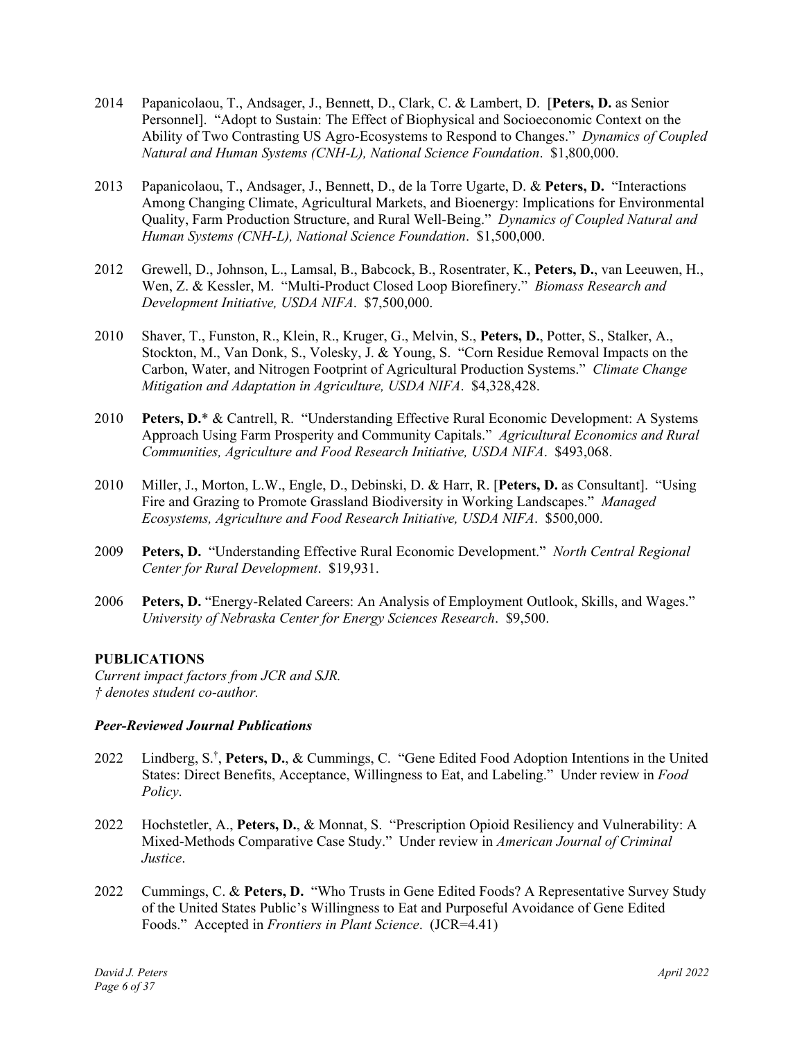2014 Papanicolaou, T., Andsager, J., Bennett, D., Clark, C. & Lambert, D. [**Peters, D.** as Senior Personnel]. "Adopt to Sustain: The Effect of Biophysical and Socioeconomic Context on the Ability of Two Contrasting US Agro-Ecosystems to Respond to Changes." *Dynamics of Coupled Natural and Human Systems (CNH-L), National Science Foundation*. $1,800,000.

2013 Papanicolaou, T., Andsager, J., Bennett, D., de la Torre Ugarte, D. & **Peters, D.** "Interactions Among Changing Climate, Agricultural Markets, and Bioenergy: Implications for Environmental Quality, Farm Production Structure, and Rural Well-Being." *Dynamics of Coupled Natural and Human Systems (CNH-L), National Science Foundation*. $1,500,000.

2012 Grewell, D., Johnson, L., Lamsal, B., Babcock, B., Rosentrater, K., **Peters, D.**, van Leeuwen, H., Wen, Z. & Kessler, M. "Multi-Product Closed Loop Biorefinery." *Biomass Research and Development Initiative, USDA NIFA*. $7,500,000.

2010 Shaver, T., Funston, R., Klein, R., Kruger, G., Melvin, S., **Peters, D.**, Potter, S., Stalker, A., Stockton, M., Van Donk, S., Volesky, J. & Young, S. "Corn Residue Removal Impacts on the Carbon, Water, and Nitrogen Footprint of Agricultural Production Systems." *Climate Change Mitigation and Adaptation in Agriculture, USDA NIFA*. $4,328,428.

2010 **Peters, D.*** & Cantrell, R. "Understanding Effective Rural Economic Development: A Systems Approach Using Farm Prosperity and Community Capitals." *Agricultural Economics and Rural Communities, Agriculture and Food Research Initiative, USDA NIFA*. $493,068.

2010 Miller, J., Morton, L.W., Engle, D., Debinski, D. & Harr, R. [**Peters, D.** as Consultant]. "Using Fire and Grazing to Promote Grassland Biodiversity in Working Landscapes." *Managed Ecosystems, Agriculture and Food Research Initiative, USDA NIFA*. $500,000.

2009 **Peters, D.** "Understanding Effective Rural Economic Development." *North Central Regional Center for Rural Development*. $19,931.

2006 **Peters, D.** "Energy-Related Careers: An Analysis of Employment Outlook, Skills, and Wages." *University of Nebraska Center for Energy Sciences Research*. $9,500.

## PUBLICATIONS

*Current impact factors from JCR and SJR.*
*† denotes student co-author.*

### *Peer-Reviewed Journal Publications*

2022 Lindberg, S.†, **Peters, D.**, & Cummings, C. "Gene Edited Food Adoption Intentions in the United States: Direct Benefits, Acceptance, Willingness to Eat, and Labeling." Under review in *Food Policy*.

2022 Hochstetler, A., **Peters, D.**, & Monnat, S. "Prescription Opioid Resiliency and Vulnerability: A Mixed-Methods Comparative Case Study." Under review in *American Journal of Criminal Justice*.

2022 Cummings, C. & **Peters, D.** "Who Trusts in Gene Edited Foods? A Representative Survey Study of the United States Public's Willingness to Eat and Purposeful Avoidance of Gene Edited Foods." Accepted in *Frontiers in Plant Science*. (JCR=4.41)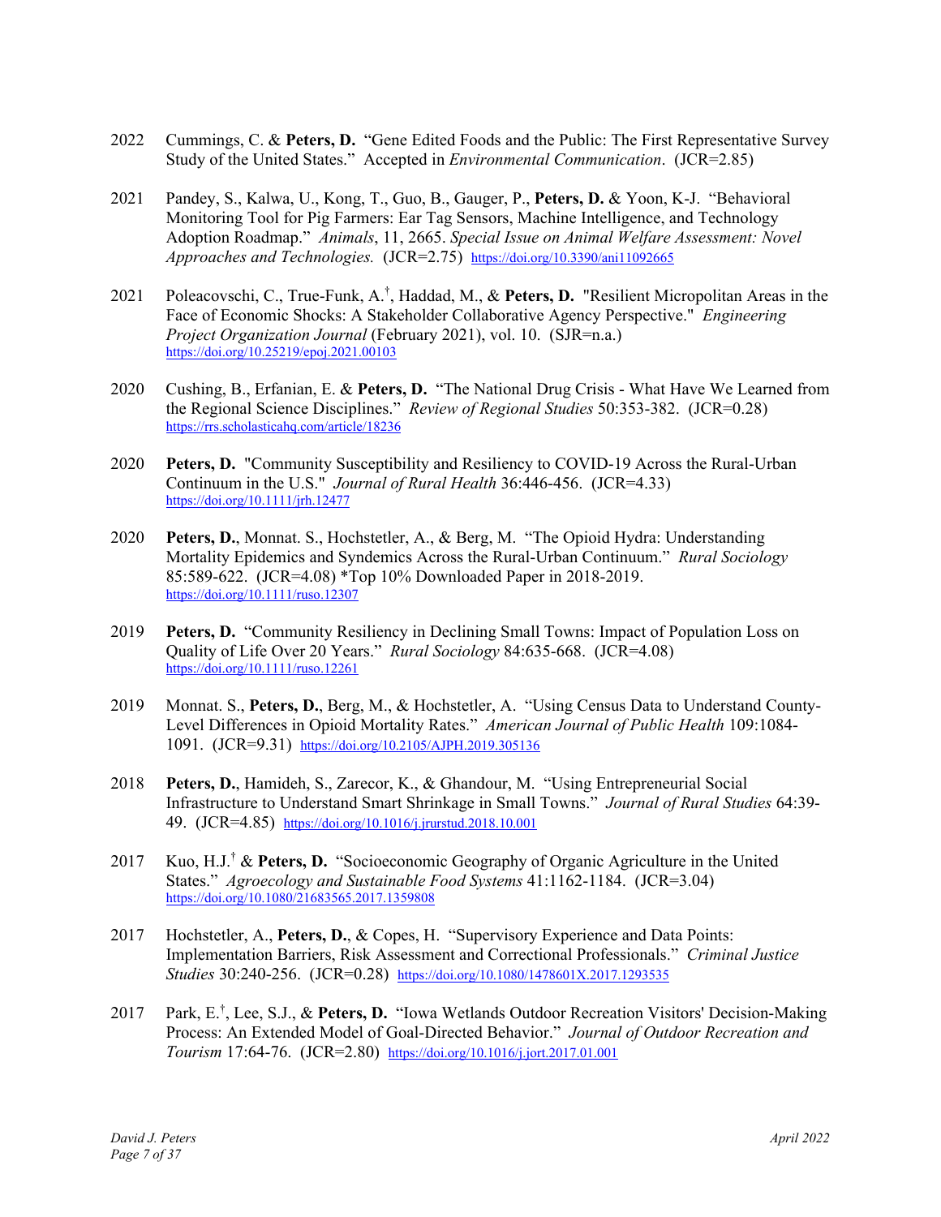2022 Cummings, C. & **Peters, D.** "Gene Edited Foods and the Public: The First Representative Survey Study of the United States." Accepted in *Environmental Communication*. (JCR=2.85)

2021 Pandey, S., Kalwa, U., Kong, T., Guo, B., Gauger, P., **Peters, D.** & Yoon, K-J. "Behavioral Monitoring Tool for Pig Farmers: Ear Tag Sensors, Machine Intelligence, and Technology Adoption Roadmap." *Animals*, 11, 2665. *Special Issue on Animal Welfare Assessment: Novel Approaches and Technologies.* (JCR=2.75) https://doi.org/10.3390/ani11092665

2021 Poleacovschi, C., True-Funk, A.[†], Haddad, M., & **Peters, D.** "Resilient Micropolitan Areas in the Face of Economic Shocks: A Stakeholder Collaborative Agency Perspective." *Engineering Project Organization Journal* (February 2021), vol. 10. (SJR=n.a.) https://doi.org/10.25219/epoj.2021.00103

2020 Cushing, B., Erfanian, E. & **Peters, D.** "The National Drug Crisis - What Have We Learned from the Regional Science Disciplines." *Review of Regional Studies* 50:353-382. (JCR=0.28) https://rrs.scholasticahq.com/article/18236

2020 **Peters, D.** "Community Susceptibility and Resiliency to COVID-19 Across the Rural-Urban Continuum in the U.S." *Journal of Rural Health* 36:446-456. (JCR=4.33) https://doi.org/10.1111/jrh.12477

2020 **Peters, D.**, Monnat. S., Hochstetler, A., & Berg, M. "The Opioid Hydra: Understanding Mortality Epidemics and Syndemics Across the Rural-Urban Continuum." *Rural Sociology* 85:589-622. (JCR=4.08) *Top 10% Downloaded Paper in 2018-2019. https://doi.org/10.1111/ruso.12307

2019 **Peters, D.** "Community Resiliency in Declining Small Towns: Impact of Population Loss on Quality of Life Over 20 Years." *Rural Sociology* 84:635-668. (JCR=4.08) https://doi.org/10.1111/ruso.12261

2019 Monnat. S., **Peters, D.**, Berg, M., & Hochstetler, A. "Using Census Data to Understand County-Level Differences in Opioid Mortality Rates." *American Journal of Public Health* 109:1084-1091. (JCR=9.31) https://doi.org/10.2105/AJPH.2019.305136

2018 **Peters, D.**, Hamideh, S., Zarecor, K., & Ghandour, M. "Using Entrepreneurial Social Infrastructure to Understand Smart Shrinkage in Small Towns." *Journal of Rural Studies* 64:39-49. (JCR=4.85) https://doi.org/10.1016/j.jrurstud.2018.10.001

2017 Kuo, H.J.[†] & **Peters, D.** "Socioeconomic Geography of Organic Agriculture in the United States." *Agroecology and Sustainable Food Systems* 41:1162-1184. (JCR=3.04) https://doi.org/10.1080/21683565.2017.1359808

2017 Hochstetler, A., **Peters, D.**, & Copes, H. "Supervisory Experience and Data Points: Implementation Barriers, Risk Assessment and Correctional Professionals." *Criminal Justice Studies* 30:240-256. (JCR=0.28) https://doi.org/10.1080/1478601X.2017.1293535

2017 Park, E.[†], Lee, S.J., & **Peters, D.** "Iowa Wetlands Outdoor Recreation Visitors' Decision-Making Process: An Extended Model of Goal-Directed Behavior." *Journal of Outdoor Recreation and Tourism* 17:64-76. (JCR=2.80) https://doi.org/10.1016/j.jort.2017.01.001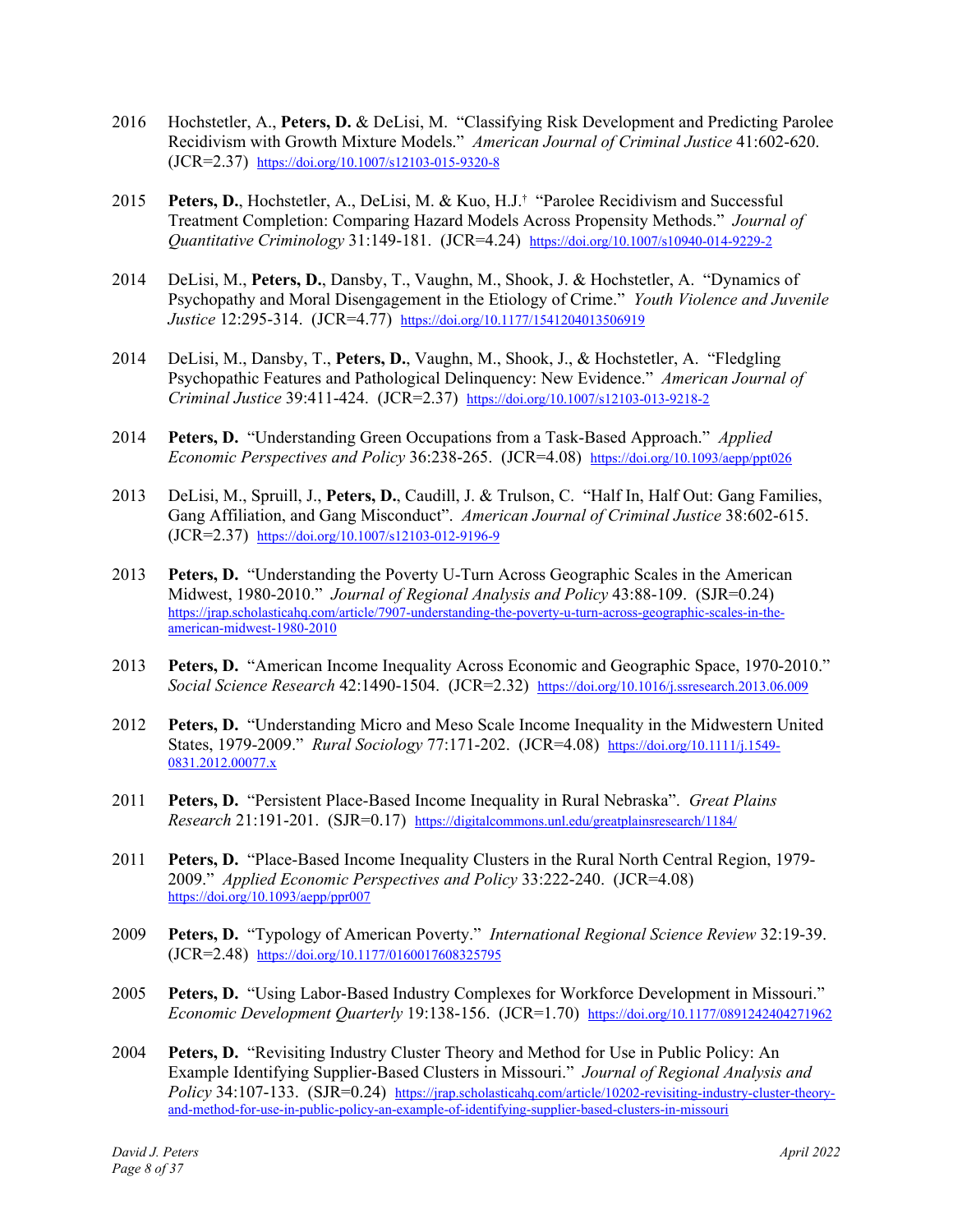2016 Hochstetler, A., **Peters, D.** & DeLisi, M. "Classifying Risk Development and Predicting Parolee Recidivism with Growth Mixture Models." *American Journal of Criminal Justice* 41:602-620. (JCR=2.37) https://doi.org/10.1007/s12103-015-9320-8

2015 **Peters, D.**, Hochstetler, A., DeLisi, M. & Kuo, H.J.† "Parolee Recidivism and Successful Treatment Completion: Comparing Hazard Models Across Propensity Methods." *Journal of Quantitative Criminology* 31:149-181. (JCR=4.24) https://doi.org/10.1007/s10940-014-9229-2

2014 DeLisi, M., **Peters, D.**, Dansby, T., Vaughn, M., Shook, J. & Hochstetler, A. "Dynamics of Psychopathy and Moral Disengagement in the Etiology of Crime." *Youth Violence and Juvenile Justice* 12:295-314. (JCR=4.77) https://doi.org/10.1177/1541204013506919

2014 DeLisi, M., Dansby, T., **Peters, D.**, Vaughn, M., Shook, J., & Hochstetler, A. "Fledgling Psychopathic Features and Pathological Delinquency: New Evidence." *American Journal of Criminal Justice* 39:411-424. (JCR=2.37) https://doi.org/10.1007/s12103-013-9218-2

2014 **Peters, D.** "Understanding Green Occupations from a Task-Based Approach." *Applied Economic Perspectives and Policy* 36:238-265. (JCR=4.08) https://doi.org/10.1093/aepp/ppt026

2013 DeLisi, M., Spruill, J., **Peters, D.**, Caudill, J. & Trulson, C. "Half In, Half Out: Gang Families, Gang Affiliation, and Gang Misconduct". *American Journal of Criminal Justice* 38:602-615. (JCR=2.37) https://doi.org/10.1007/s12103-012-9196-9

2013 **Peters, D.** "Understanding the Poverty U-Turn Across Geographic Scales in the American Midwest, 1980-2010." *Journal of Regional Analysis and Policy* 43:88-109. (SJR=0.24) https://jrap.scholasticahq.com/article/7907-understanding-the-poverty-u-turn-across-geographic-scales-in-the-american-midwest-1980-2010

2013 **Peters, D.** "American Income Inequality Across Economic and Geographic Space, 1970-2010." *Social Science Research* 42:1490-1504. (JCR=2.32) https://doi.org/10.1016/j.ssresearch.2013.06.009

2012 **Peters, D.** "Understanding Micro and Meso Scale Income Inequality in the Midwestern United States, 1979-2009." *Rural Sociology* 77:171-202. (JCR=4.08) https://doi.org/10.1111/j.1549-0831.2012.00077.x

2011 **Peters, D.** "Persistent Place-Based Income Inequality in Rural Nebraska". *Great Plains Research* 21:191-201. (SJR=0.17) https://digitalcommons.unl.edu/greatplainsresearch/1184/

2011 **Peters, D.** "Place-Based Income Inequality Clusters in the Rural North Central Region, 1979-2009." *Applied Economic Perspectives and Policy* 33:222-240. (JCR=4.08) https://doi.org/10.1093/aepp/ppr007

2009 **Peters, D.** "Typology of American Poverty." *International Regional Science Review* 32:19-39. (JCR=2.48) https://doi.org/10.1177/0160017608325795

2005 **Peters, D.** "Using Labor-Based Industry Complexes for Workforce Development in Missouri." *Economic Development Quarterly* 19:138-156. (JCR=1.70) https://doi.org/10.1177/0891242404271962

2004 **Peters, D.** "Revisiting Industry Cluster Theory and Method for Use in Public Policy: An Example Identifying Supplier-Based Clusters in Missouri." *Journal of Regional Analysis and Policy* 34:107-133. (SJR=0.24) https://jrap.scholasticahq.com/article/10202-revisiting-industry-cluster-theory-and-method-for-use-in-public-policy-an-example-of-identifying-supplier-based-clusters-in-missouri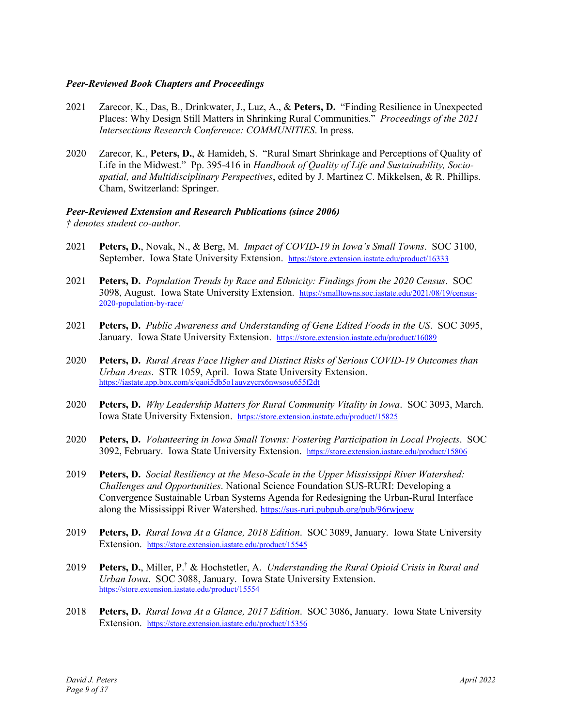### ***Peer-Reviewed Book Chapters and Proceedings***

2021 Zarecor, K., Das, B., Drinkwater, J., Luz, A., & **Peters, D.** "Finding Resilience in Unexpected Places: Why Design Still Matters in Shrinking Rural Communities." *Proceedings of the 2021 Intersections Research Conference: COMMUNITIES*. In press.

2020 Zarecor, K., **Peters, D.**, & Hamideh, S. "Rural Smart Shrinkage and Perceptions of Quality of Life in the Midwest." Pp. 395-416 in *Handbook of Quality of Life and Sustainability, Socio-spatial, and Multidisciplinary Perspectives*, edited by J. Martinez C. Mikkelsen, & R. Phillips. Cham, Switzerland: Springer.

### ***Peer-Reviewed Extension and Research Publications (since 2006)***

*† denotes student co-author.*

2021 **Peters, D.**, Novak, N., & Berg, M. *Impact of COVID-19 in Iowa's Small Towns*. SOC 3100, September. Iowa State University Extension. https://store.extension.iastate.edu/product/16333

2021 **Peters, D.** *Population Trends by Race and Ethnicity: Findings from the 2020 Census*. SOC 3098, August. Iowa State University Extension. https://smalltowns.soc.iastate.edu/2021/08/19/census-2020-population-by-race/

2021 **Peters, D.** *Public Awareness and Understanding of Gene Edited Foods in the US*. SOC 3095, January. Iowa State University Extension. https://store.extension.iastate.edu/product/16089

2020 **Peters, D.** *Rural Areas Face Higher and Distinct Risks of Serious COVID-19 Outcomes than Urban Areas*. STR 1059, April. Iowa State University Extension. https://iastate.app.box.com/s/qaoi5db5o1auvzycrx6nwsosu655f2dt

2020 **Peters, D.** *Why Leadership Matters for Rural Community Vitality in Iowa*. SOC 3093, March. Iowa State University Extension. https://store.extension.iastate.edu/product/15825

2020 **Peters, D.** *Volunteering in Iowa Small Towns: Fostering Participation in Local Projects*. SOC 3092, February. Iowa State University Extension. https://store.extension.iastate.edu/product/15806

2019 **Peters, D.** *Social Resiliency at the Meso-Scale in the Upper Mississippi River Watershed: Challenges and Opportunities*. National Science Foundation SUS-RURI: Developing a Convergence Sustainable Urban Systems Agenda for Redesigning the Urban-Rural Interface along the Mississippi River Watershed. https://sus-ruri.pubpub.org/pub/96rwjoew

2019 **Peters, D.** *Rural Iowa At a Glance, 2018 Edition*. SOC 3089, January. Iowa State University Extension. https://store.extension.iastate.edu/product/15545

2019 **Peters, D.**, Miller, P.† & Hochstetler, A. *Understanding the Rural Opioid Crisis in Rural and Urban Iowa*. SOC 3088, January. Iowa State University Extension. https://store.extension.iastate.edu/product/15554

2018 **Peters, D.** *Rural Iowa At a Glance, 2017 Edition*. SOC 3086, January. Iowa State University Extension. https://store.extension.iastate.edu/product/15356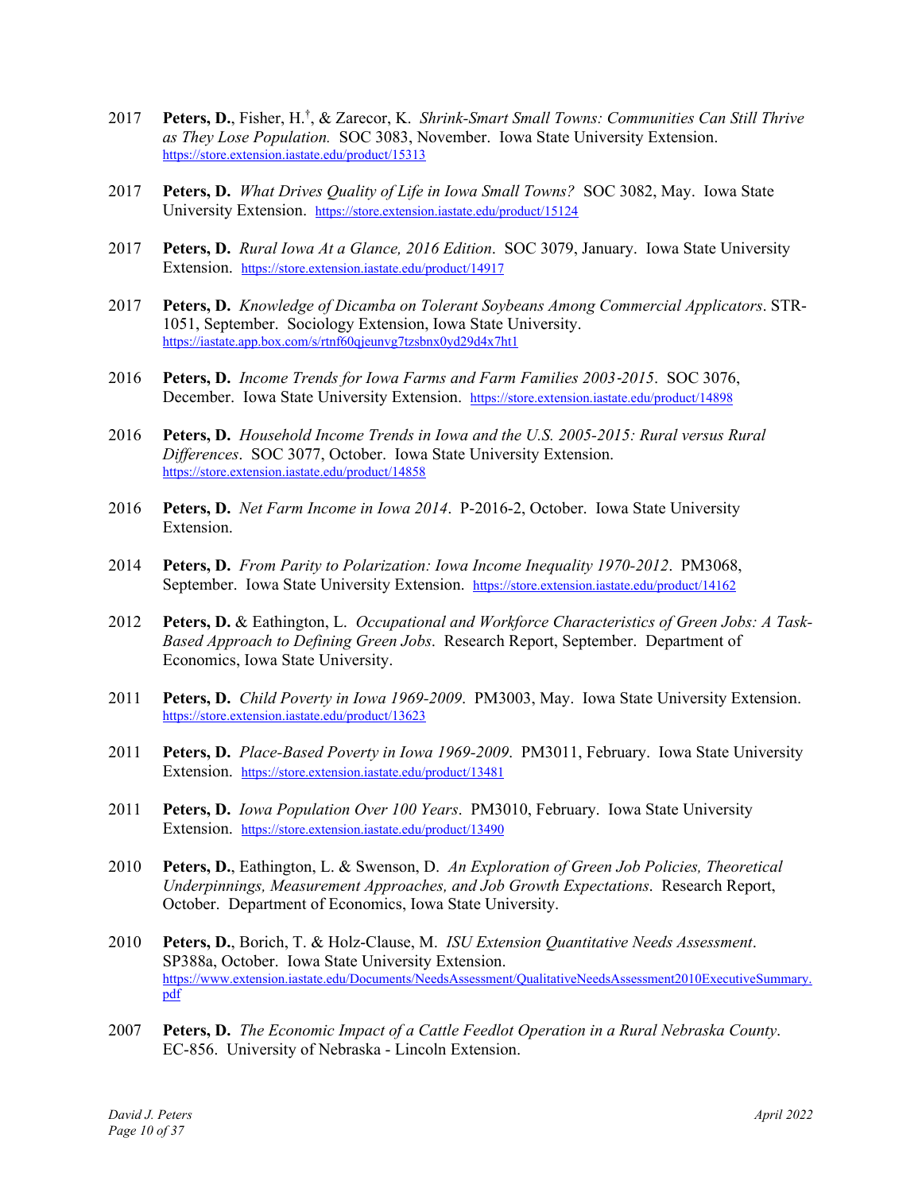2017 **Peters, D.**, Fisher, H.[†], & Zarecor, K. *Shrink-Smart Small Towns: Communities Can Still Thrive as They Lose Population.* SOC 3083, November. Iowa State University Extension. https://store.extension.iastate.edu/product/15313

2017 **Peters, D.** *What Drives Quality of Life in Iowa Small Towns?* SOC 3082, May. Iowa State University Extension. https://store.extension.iastate.edu/product/15124

2017 **Peters, D.** *Rural Iowa At a Glance, 2016 Edition*. SOC 3079, January. Iowa State University Extension. https://store.extension.iastate.edu/product/14917

2017 **Peters, D.** *Knowledge of Dicamba on Tolerant Soybeans Among Commercial Applicators*. STR-1051, September. Sociology Extension, Iowa State University. https://iastate.app.box.com/s/rtnf60qjeunvg7tzsbnx0yd29d4x7ht1

2016 **Peters, D.** *Income Trends for Iowa Farms and Farm Families 2003-2015*. SOC 3076, December. Iowa State University Extension. https://store.extension.iastate.edu/product/14898

2016 **Peters, D.** *Household Income Trends in Iowa and the U.S. 2005-2015: Rural versus Rural Differences*. SOC 3077, October. Iowa State University Extension. https://store.extension.iastate.edu/product/14858

2016 **Peters, D.** *Net Farm Income in Iowa 2014*. P-2016-2, October. Iowa State University Extension.

2014 **Peters, D.** *From Parity to Polarization: Iowa Income Inequality 1970-2012*. PM3068, September. Iowa State University Extension. https://store.extension.iastate.edu/product/14162

2012 **Peters, D.** & Eathington, L. *Occupational and Workforce Characteristics of Green Jobs: A Task-Based Approach to Defining Green Jobs*. Research Report, September. Department of Economics, Iowa State University.

2011 **Peters, D.** *Child Poverty in Iowa 1969-2009*. PM3003, May. Iowa State University Extension. https://store.extension.iastate.edu/product/13623

2011 **Peters, D.** *Place-Based Poverty in Iowa 1969-2009*. PM3011, February. Iowa State University Extension. https://store.extension.iastate.edu/product/13481

2011 **Peters, D.** *Iowa Population Over 100 Years*. PM3010, February. Iowa State University Extension. https://store.extension.iastate.edu/product/13490

2010 **Peters, D.**, Eathington, L. & Swenson, D. *An Exploration of Green Job Policies, Theoretical Underpinnings, Measurement Approaches, and Job Growth Expectations*. Research Report, October. Department of Economics, Iowa State University.

2010 **Peters, D.**, Borich, T. & Holz-Clause, M. *ISU Extension Quantitative Needs Assessment*. SP388a, October. Iowa State University Extension. https://www.extension.iastate.edu/Documents/NeedsAssessment/QualitativeNeedsAssessment2010ExecutiveSummary.pdf

2007 **Peters, D.** *The Economic Impact of a Cattle Feedlot Operation in a Rural Nebraska County*. EC-856. University of Nebraska - Lincoln Extension.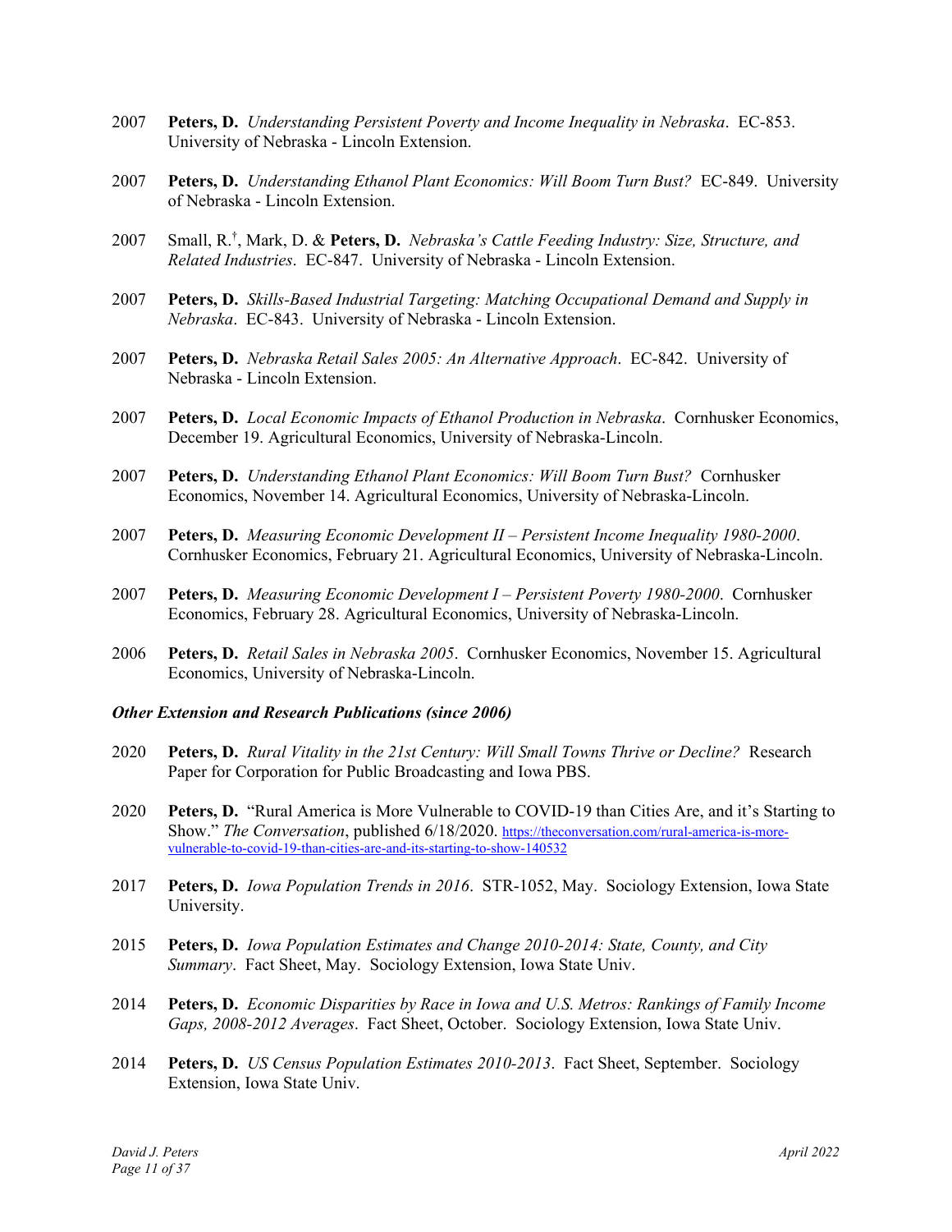2007 **Peters, D.** *Understanding Persistent Poverty and Income Inequality in Nebraska*. EC-853. University of Nebraska - Lincoln Extension.

2007 **Peters, D.** *Understanding Ethanol Plant Economics: Will Boom Turn Bust?* EC-849. University of Nebraska - Lincoln Extension.

2007 Small, R.†, Mark, D. & **Peters, D.** *Nebraska's Cattle Feeding Industry: Size, Structure, and Related Industries*. EC-847. University of Nebraska - Lincoln Extension.

2007 **Peters, D.** *Skills-Based Industrial Targeting: Matching Occupational Demand and Supply in Nebraska*. EC-843. University of Nebraska - Lincoln Extension.

2007 **Peters, D.** *Nebraska Retail Sales 2005: An Alternative Approach*. EC-842. University of Nebraska - Lincoln Extension.

2007 **Peters, D.** *Local Economic Impacts of Ethanol Production in Nebraska*. Cornhusker Economics, December 19. Agricultural Economics, University of Nebraska-Lincoln.

2007 **Peters, D.** *Understanding Ethanol Plant Economics: Will Boom Turn Bust?* Cornhusker Economics, November 14. Agricultural Economics, University of Nebraska-Lincoln.

2007 **Peters, D.** *Measuring Economic Development II – Persistent Income Inequality 1980-2000*. Cornhusker Economics, February 21. Agricultural Economics, University of Nebraska-Lincoln.

2007 **Peters, D.** *Measuring Economic Development I – Persistent Poverty 1980-2000*. Cornhusker Economics, February 28. Agricultural Economics, University of Nebraska-Lincoln.

2006 **Peters, D.** *Retail Sales in Nebraska 2005*. Cornhusker Economics, November 15. Agricultural Economics, University of Nebraska-Lincoln.

***Other Extension and Research Publications (since 2006)***

2020 **Peters, D.** *Rural Vitality in the 21st Century: Will Small Towns Thrive or Decline?* Research Paper for Corporation for Public Broadcasting and Iowa PBS.

2020 **Peters, D.** "Rural America is More Vulnerable to COVID-19 than Cities Are, and it's Starting to Show." *The Conversation*, published 6/18/2020. https://theconversation.com/rural-america-is-more-vulnerable-to-covid-19-than-cities-are-and-its-starting-to-show-140532

2017 **Peters, D.** *Iowa Population Trends in 2016*. STR-1052, May. Sociology Extension, Iowa State University.

2015 **Peters, D.** *Iowa Population Estimates and Change 2010-2014: State, County, and City Summary*. Fact Sheet, May. Sociology Extension, Iowa State Univ.

2014 **Peters, D.** *Economic Disparities by Race in Iowa and U.S. Metros: Rankings of Family Income Gaps, 2008-2012 Averages*. Fact Sheet, October. Sociology Extension, Iowa State Univ.

2014 **Peters, D.** *US Census Population Estimates 2010-2013*. Fact Sheet, September. Sociology Extension, Iowa State Univ.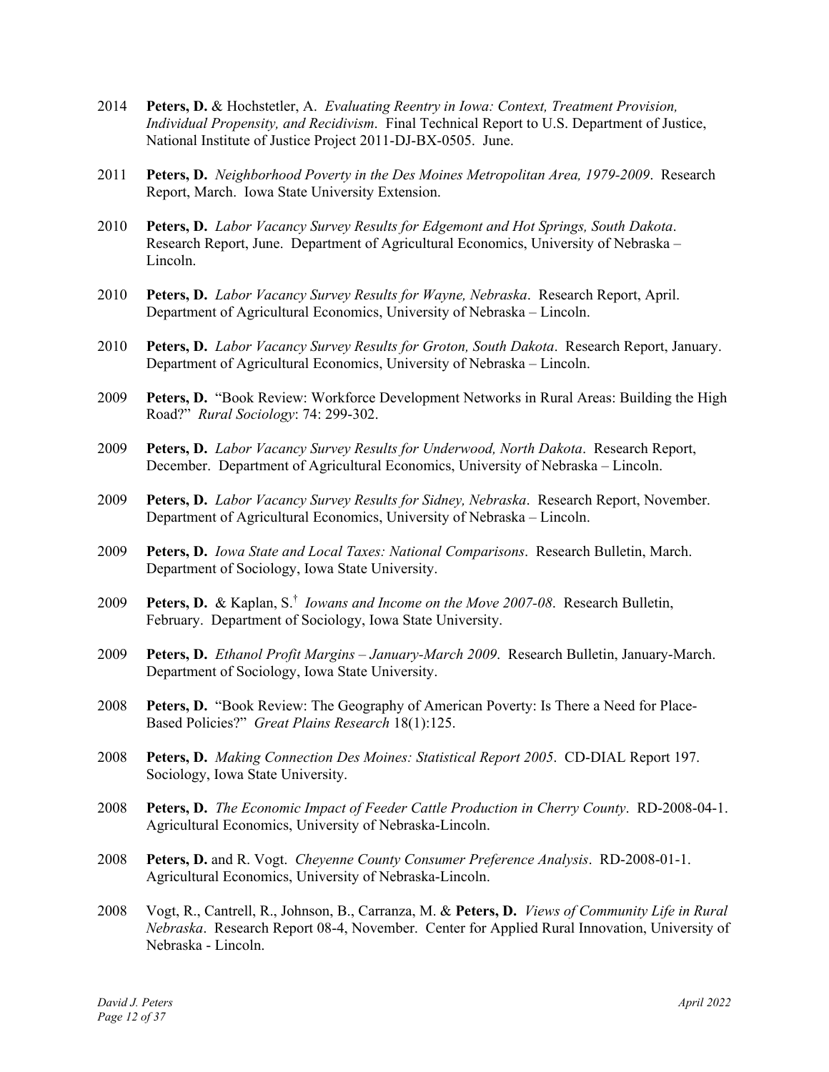2014 **Peters, D.** & Hochstetler, A. *Evaluating Reentry in Iowa: Context, Treatment Provision, Individual Propensity, and Recidivism*. Final Technical Report to U.S. Department of Justice, National Institute of Justice Project 2011-DJ-BX-0505. June.

2011 **Peters, D.** *Neighborhood Poverty in the Des Moines Metropolitan Area, 1979-2009*. Research Report, March. Iowa State University Extension.

2010 **Peters, D.** *Labor Vacancy Survey Results for Edgemont and Hot Springs, South Dakota*. Research Report, June. Department of Agricultural Economics, University of Nebraska – Lincoln.

2010 **Peters, D.** *Labor Vacancy Survey Results for Wayne, Nebraska*. Research Report, April. Department of Agricultural Economics, University of Nebraska – Lincoln.

2010 **Peters, D.** *Labor Vacancy Survey Results for Groton, South Dakota*. Research Report, January. Department of Agricultural Economics, University of Nebraska – Lincoln.

2009 **Peters, D.** "Book Review: Workforce Development Networks in Rural Areas: Building the High Road?" *Rural Sociology*: 74: 299-302.

2009 **Peters, D.** *Labor Vacancy Survey Results for Underwood, North Dakota*. Research Report, December. Department of Agricultural Economics, University of Nebraska – Lincoln.

2009 **Peters, D.** *Labor Vacancy Survey Results for Sidney, Nebraska*. Research Report, November. Department of Agricultural Economics, University of Nebraska – Lincoln.

2009 **Peters, D.** *Iowa State and Local Taxes: National Comparisons*. Research Bulletin, March. Department of Sociology, Iowa State University.

2009 **Peters, D.** & Kaplan, S.† *Iowans and Income on the Move 2007-08*. Research Bulletin, February. Department of Sociology, Iowa State University.

2009 **Peters, D.** *Ethanol Profit Margins – January-March 2009*. Research Bulletin, January-March. Department of Sociology, Iowa State University.

2008 **Peters, D.** "Book Review: The Geography of American Poverty: Is There a Need for Place-Based Policies?" *Great Plains Research* 18(1):125.

2008 **Peters, D.** *Making Connection Des Moines: Statistical Report 2005*. CD-DIAL Report 197. Sociology, Iowa State University.

2008 **Peters, D.** *The Economic Impact of Feeder Cattle Production in Cherry County*. RD-2008-04-1. Agricultural Economics, University of Nebraska-Lincoln.

2008 **Peters, D.** and R. Vogt. *Cheyenne County Consumer Preference Analysis*. RD-2008-01-1. Agricultural Economics, University of Nebraska-Lincoln.

2008 Vogt, R., Cantrell, R., Johnson, B., Carranza, M. & **Peters, D.** *Views of Community Life in Rural Nebraska*. Research Report 08-4, November. Center for Applied Rural Innovation, University of Nebraska - Lincoln.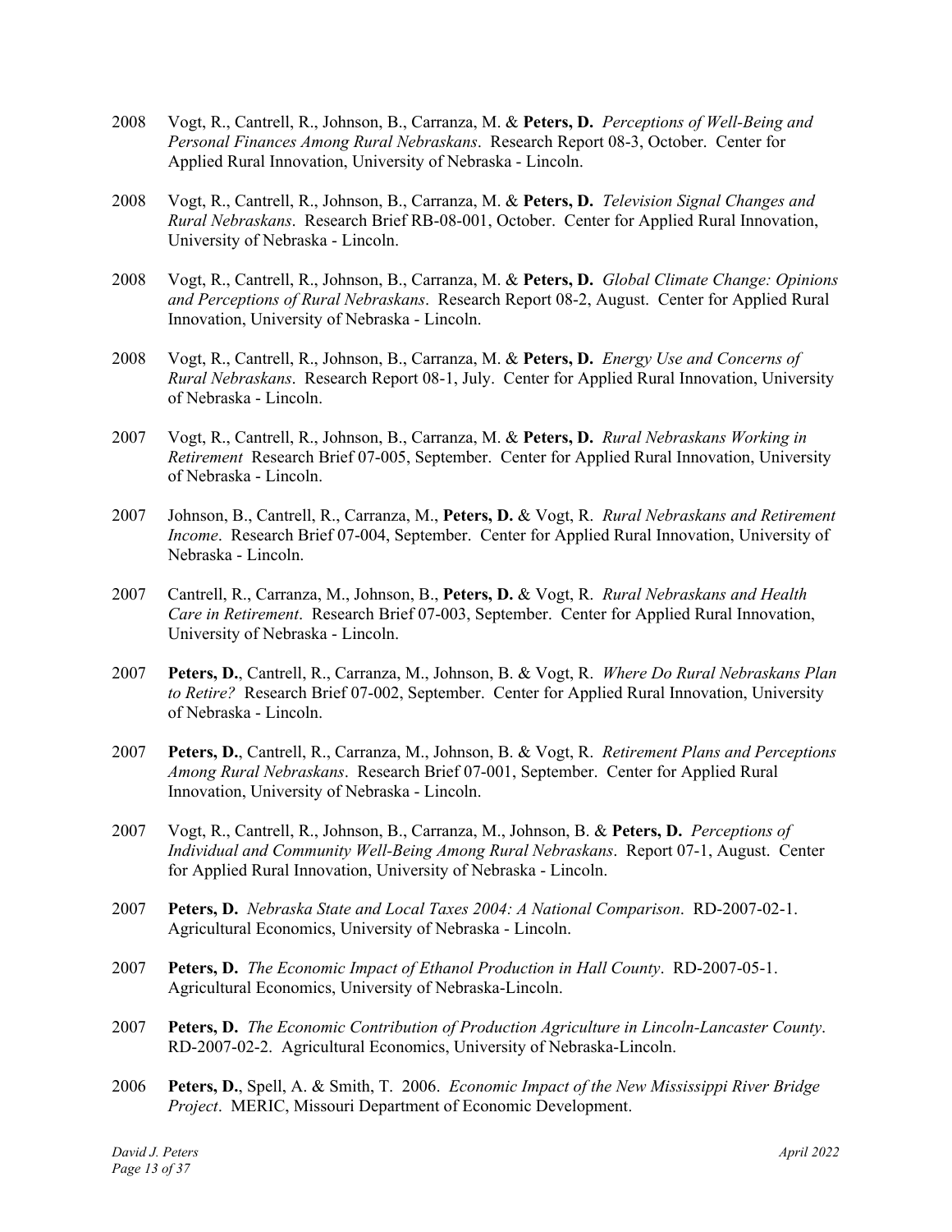2008 Vogt, R., Cantrell, R., Johnson, B., Carranza, M. & **Peters, D.** *Perceptions of Well-Being and Personal Finances Among Rural Nebraskans*. Research Report 08-3, October. Center for Applied Rural Innovation, University of Nebraska - Lincoln.

2008 Vogt, R., Cantrell, R., Johnson, B., Carranza, M. & **Peters, D.** *Television Signal Changes and Rural Nebraskans*. Research Brief RB-08-001, October. Center for Applied Rural Innovation, University of Nebraska - Lincoln.

2008 Vogt, R., Cantrell, R., Johnson, B., Carranza, M. & **Peters, D.** *Global Climate Change: Opinions and Perceptions of Rural Nebraskans*. Research Report 08-2, August. Center for Applied Rural Innovation, University of Nebraska - Lincoln.

2008 Vogt, R., Cantrell, R., Johnson, B., Carranza, M. & **Peters, D.** *Energy Use and Concerns of Rural Nebraskans*. Research Report 08-1, July. Center for Applied Rural Innovation, University of Nebraska - Lincoln.

2007 Vogt, R., Cantrell, R., Johnson, B., Carranza, M. & **Peters, D.** *Rural Nebraskans Working in Retirement* Research Brief 07-005, September. Center for Applied Rural Innovation, University of Nebraska - Lincoln.

2007 Johnson, B., Cantrell, R., Carranza, M., **Peters, D.** & Vogt, R. *Rural Nebraskans and Retirement Income*. Research Brief 07-004, September. Center for Applied Rural Innovation, University of Nebraska - Lincoln.

2007 Cantrell, R., Carranza, M., Johnson, B., **Peters, D.** & Vogt, R. *Rural Nebraskans and Health Care in Retirement*. Research Brief 07-003, September. Center for Applied Rural Innovation, University of Nebraska - Lincoln.

2007 **Peters, D.**, Cantrell, R., Carranza, M., Johnson, B. & Vogt, R. *Where Do Rural Nebraskans Plan to Retire?* Research Brief 07-002, September. Center for Applied Rural Innovation, University of Nebraska - Lincoln.

2007 **Peters, D.**, Cantrell, R., Carranza, M., Johnson, B. & Vogt, R. *Retirement Plans and Perceptions Among Rural Nebraskans*. Research Brief 07-001, September. Center for Applied Rural Innovation, University of Nebraska - Lincoln.

2007 Vogt, R., Cantrell, R., Johnson, B., Carranza, M., Johnson, B. & **Peters, D.** *Perceptions of Individual and Community Well-Being Among Rural Nebraskans*. Report 07-1, August. Center for Applied Rural Innovation, University of Nebraska - Lincoln.

2007 **Peters, D.** *Nebraska State and Local Taxes 2004: A National Comparison*. RD-2007-02-1. Agricultural Economics, University of Nebraska - Lincoln.

2007 **Peters, D.** *The Economic Impact of Ethanol Production in Hall County*. RD-2007-05-1. Agricultural Economics, University of Nebraska-Lincoln.

2007 **Peters, D.** *The Economic Contribution of Production Agriculture in Lincoln-Lancaster County*. RD-2007-02-2. Agricultural Economics, University of Nebraska-Lincoln.

2006 **Peters, D.**, Spell, A. & Smith, T. 2006. *Economic Impact of the New Mississippi River Bridge Project*. MERIC, Missouri Department of Economic Development.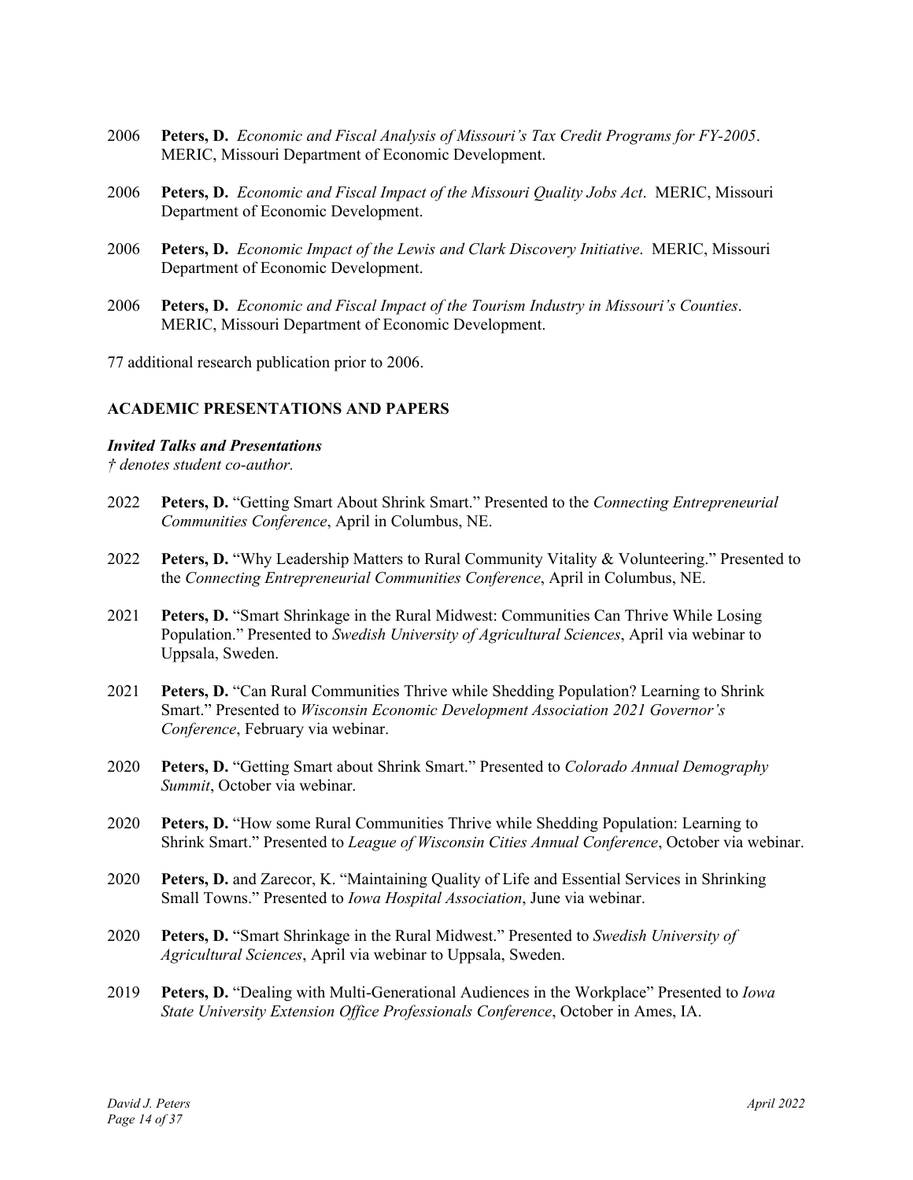2006 **Peters, D.** *Economic and Fiscal Analysis of Missouri's Tax Credit Programs for FY-2005*. MERIC, Missouri Department of Economic Development.

2006 **Peters, D.** *Economic and Fiscal Impact of the Missouri Quality Jobs Act*. MERIC, Missouri Department of Economic Development.

2006 **Peters, D.** *Economic Impact of the Lewis and Clark Discovery Initiative*. MERIC, Missouri Department of Economic Development.

2006 **Peters, D.** *Economic and Fiscal Impact of the Tourism Industry in Missouri's Counties*. MERIC, Missouri Department of Economic Development.

77 additional research publication prior to 2006.

## ACADEMIC PRESENTATIONS AND PAPERS

### *Invited Talks and Presentations*

*† denotes student co-author.*

2022 **Peters, D.** "Getting Smart About Shrink Smart." Presented to the *Connecting Entrepreneurial Communities Conference*, April in Columbus, NE.

2022 **Peters, D.** "Why Leadership Matters to Rural Community Vitality & Volunteering." Presented to the *Connecting Entrepreneurial Communities Conference*, April in Columbus, NE.

2021 **Peters, D.** "Smart Shrinkage in the Rural Midwest: Communities Can Thrive While Losing Population." Presented to *Swedish University of Agricultural Sciences*, April via webinar to Uppsala, Sweden.

2021 **Peters, D.** "Can Rural Communities Thrive while Shedding Population? Learning to Shrink Smart." Presented to *Wisconsin Economic Development Association 2021 Governor's Conference*, February via webinar.

2020 **Peters, D.** "Getting Smart about Shrink Smart." Presented to *Colorado Annual Demography Summit*, October via webinar.

2020 **Peters, D.** "How some Rural Communities Thrive while Shedding Population: Learning to Shrink Smart." Presented to *League of Wisconsin Cities Annual Conference*, October via webinar.

2020 **Peters, D.** and Zarecor, K. "Maintaining Quality of Life and Essential Services in Shrinking Small Towns." Presented to *Iowa Hospital Association*, June via webinar.

2020 **Peters, D.** "Smart Shrinkage in the Rural Midwest." Presented to *Swedish University of Agricultural Sciences*, April via webinar to Uppsala, Sweden.

2019 **Peters, D.** "Dealing with Multi-Generational Audiences in the Workplace" Presented to *Iowa State University Extension Office Professionals Conference*, October in Ames, IA.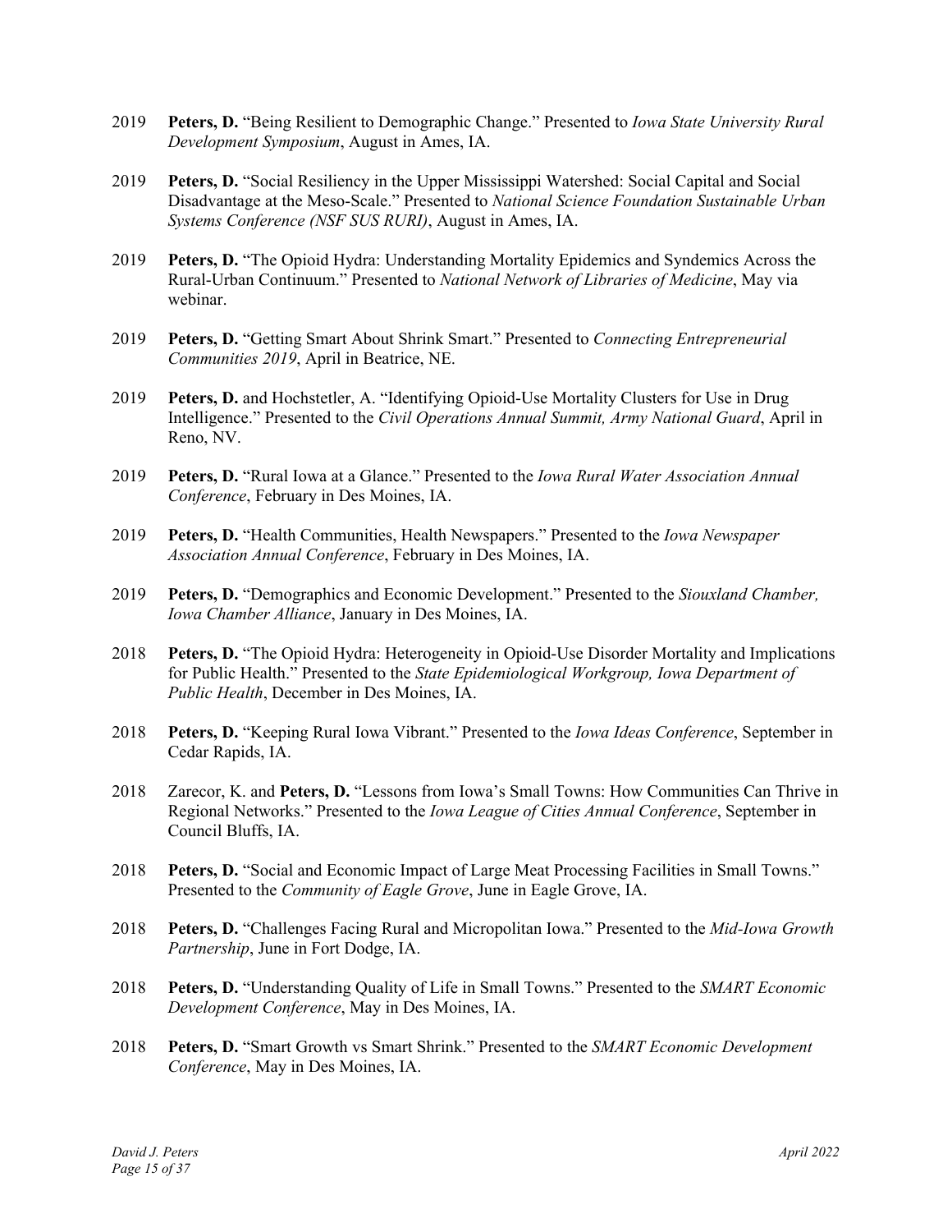2019 **Peters, D.** "Being Resilient to Demographic Change." Presented to *Iowa State University Rural Development Symposium*, August in Ames, IA.

2019 **Peters, D.** "Social Resiliency in the Upper Mississippi Watershed: Social Capital and Social Disadvantage at the Meso-Scale." Presented to *National Science Foundation Sustainable Urban Systems Conference (NSF SUS RURI)*, August in Ames, IA.

2019 **Peters, D.** "The Opioid Hydra: Understanding Mortality Epidemics and Syndemics Across the Rural-Urban Continuum." Presented to *National Network of Libraries of Medicine*, May via webinar.

2019 **Peters, D.** "Getting Smart About Shrink Smart." Presented to *Connecting Entrepreneurial Communities 2019*, April in Beatrice, NE.

2019 **Peters, D.** and Hochstetler, A. "Identifying Opioid-Use Mortality Clusters for Use in Drug Intelligence." Presented to the *Civil Operations Annual Summit, Army National Guard*, April in Reno, NV.

2019 **Peters, D.** "Rural Iowa at a Glance." Presented to the *Iowa Rural Water Association Annual Conference*, February in Des Moines, IA.

2019 **Peters, D.** "Health Communities, Health Newspapers." Presented to the *Iowa Newspaper Association Annual Conference*, February in Des Moines, IA.

2019 **Peters, D.** "Demographics and Economic Development." Presented to the *Siouxland Chamber, Iowa Chamber Alliance*, January in Des Moines, IA.

2018 **Peters, D.** "The Opioid Hydra: Heterogeneity in Opioid-Use Disorder Mortality and Implications for Public Health." Presented to the *State Epidemiological Workgroup, Iowa Department of Public Health*, December in Des Moines, IA.

2018 **Peters, D.** "Keeping Rural Iowa Vibrant." Presented to the *Iowa Ideas Conference*, September in Cedar Rapids, IA.

2018 Zarecor, K. and **Peters, D.** "Lessons from Iowa's Small Towns: How Communities Can Thrive in Regional Networks." Presented to the *Iowa League of Cities Annual Conference*, September in Council Bluffs, IA.

2018 **Peters, D.** "Social and Economic Impact of Large Meat Processing Facilities in Small Towns." Presented to the *Community of Eagle Grove*, June in Eagle Grove, IA.

2018 **Peters, D.** "Challenges Facing Rural and Micropolitan Iowa." Presented to the *Mid-Iowa Growth Partnership*, June in Fort Dodge, IA.

2018 **Peters, D.** "Understanding Quality of Life in Small Towns." Presented to the *SMART Economic Development Conference*, May in Des Moines, IA.

2018 **Peters, D.** "Smart Growth vs Smart Shrink." Presented to the *SMART Economic Development Conference*, May in Des Moines, IA.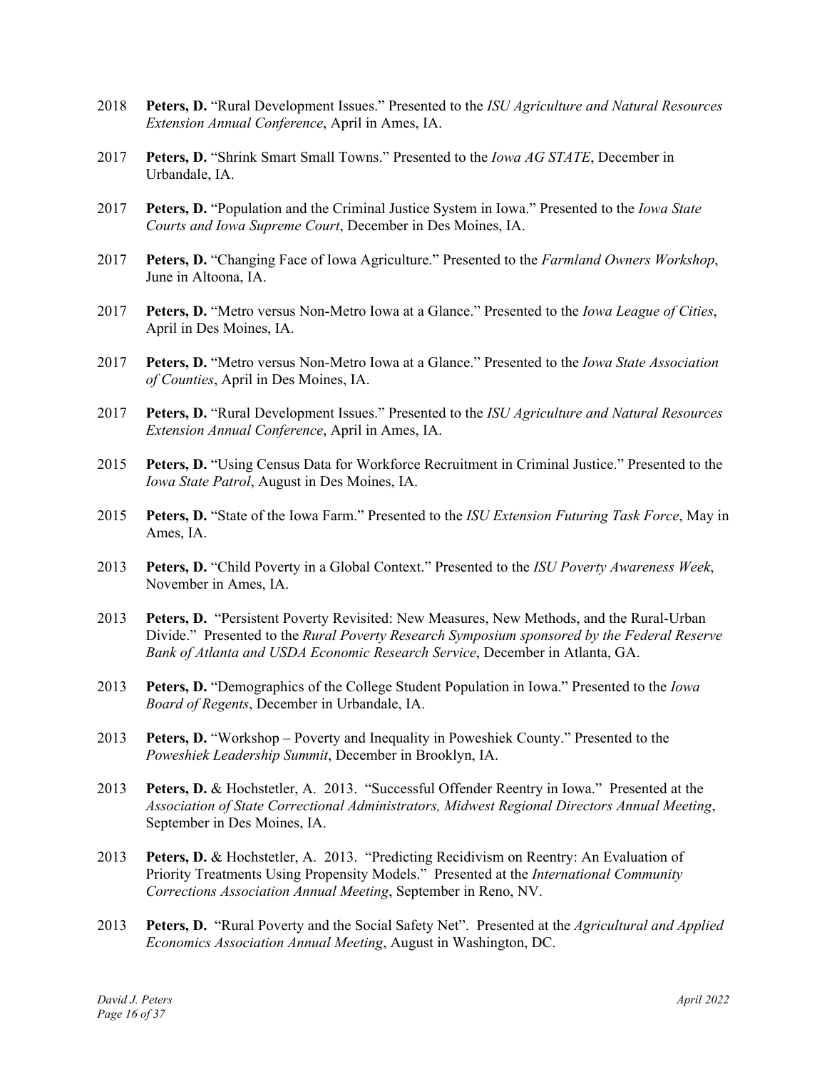2018 **Peters, D.** “Rural Development Issues.” Presented to the *ISU Agriculture and Natural Resources Extension Annual Conference*, April in Ames, IA.

2017 **Peters, D.** “Shrink Smart Small Towns.” Presented to the *Iowa AG STATE*, December in Urbandale, IA.

2017 **Peters, D.** “Population and the Criminal Justice System in Iowa.” Presented to the *Iowa State Courts and Iowa Supreme Court*, December in Des Moines, IA.

2017 **Peters, D.** “Changing Face of Iowa Agriculture.” Presented to the *Farmland Owners Workshop*, June in Altoona, IA.

2017 **Peters, D.** “Metro versus Non-Metro Iowa at a Glance.” Presented to the *Iowa League of Cities*, April in Des Moines, IA.

2017 **Peters, D.** “Metro versus Non-Metro Iowa at a Glance.” Presented to the *Iowa State Association of Counties*, April in Des Moines, IA.

2017 **Peters, D.** “Rural Development Issues.” Presented to the *ISU Agriculture and Natural Resources Extension Annual Conference*, April in Ames, IA.

2015 **Peters, D.** “Using Census Data for Workforce Recruitment in Criminal Justice.” Presented to the *Iowa State Patrol*, August in Des Moines, IA.

2015 **Peters, D.** “State of the Iowa Farm.” Presented to the *ISU Extension Futuring Task Force*, May in Ames, IA.

2013 **Peters, D.** “Child Poverty in a Global Context.” Presented to the *ISU Poverty Awareness Week*, November in Ames, IA.

2013 **Peters, D.** “Persistent Poverty Revisited: New Measures, New Methods, and the Rural-Urban Divide.” Presented to the *Rural Poverty Research Symposium sponsored by the Federal Reserve Bank of Atlanta and USDA Economic Research Service*, December in Atlanta, GA.

2013 **Peters, D.** “Demographics of the College Student Population in Iowa.” Presented to the *Iowa Board of Regents*, December in Urbandale, IA.

2013 **Peters, D.** “Workshop – Poverty and Inequality in Poweshiek County.” Presented to the *Poweshiek Leadership Summit*, December in Brooklyn, IA.

2013 **Peters, D.** & Hochstetler, A. 2013. “Successful Offender Reentry in Iowa.” Presented at the *Association of State Correctional Administrators, Midwest Regional Directors Annual Meeting*, September in Des Moines, IA.

2013 **Peters, D.** & Hochstetler, A. 2013. “Predicting Recidivism on Reentry: An Evaluation of Priority Treatments Using Propensity Models.” Presented at the *International Community Corrections Association Annual Meeting*, September in Reno, NV.

2013 **Peters, D.** “Rural Poverty and the Social Safety Net”. Presented at the *Agricultural and Applied Economics Association Annual Meeting*, August in Washington, DC.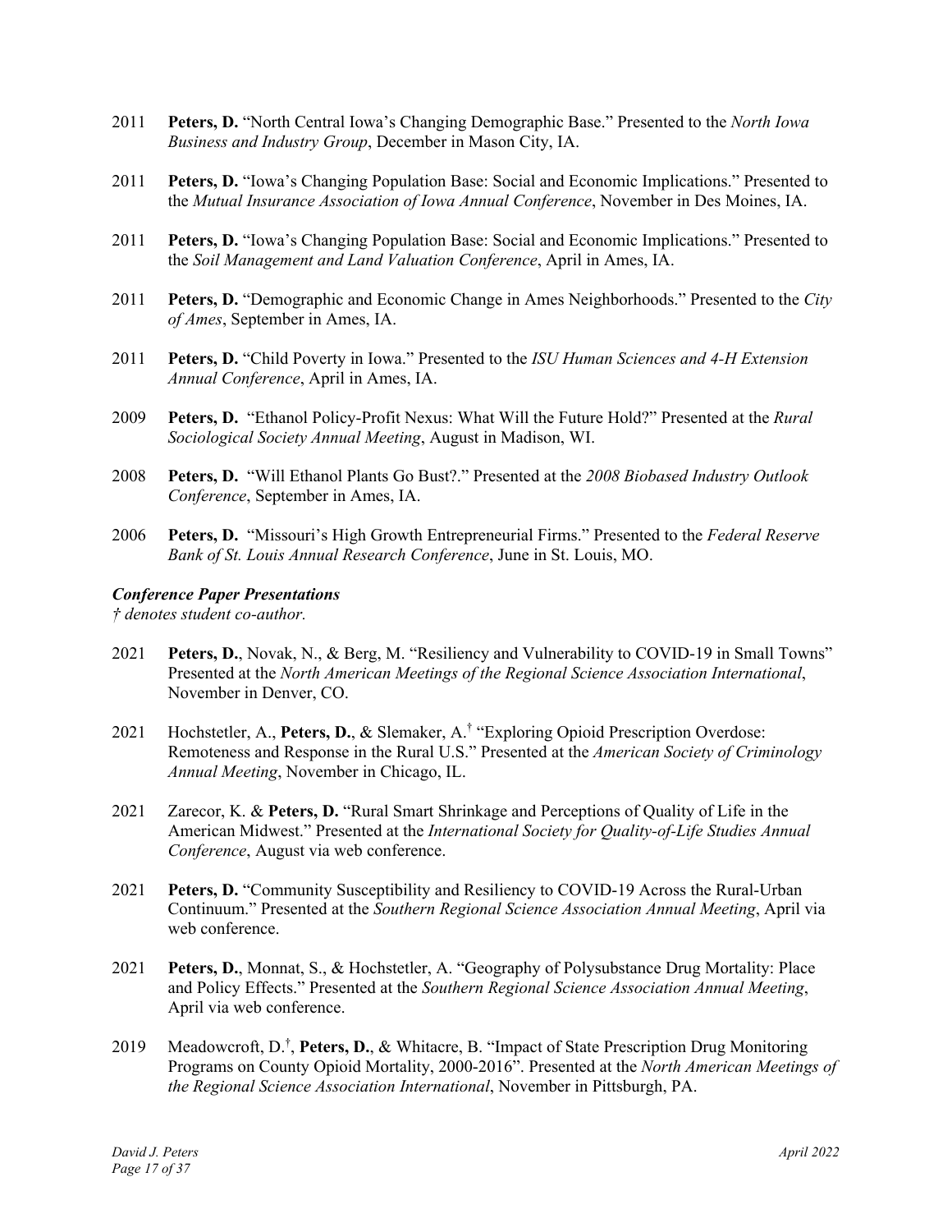2011 **Peters, D.** "North Central Iowa's Changing Demographic Base." Presented to the *North Iowa Business and Industry Group*, December in Mason City, IA.

2011 **Peters, D.** "Iowa's Changing Population Base: Social and Economic Implications." Presented to the *Mutual Insurance Association of Iowa Annual Conference*, November in Des Moines, IA.

2011 **Peters, D.** "Iowa's Changing Population Base: Social and Economic Implications." Presented to the *Soil Management and Land Valuation Conference*, April in Ames, IA.

2011 **Peters, D.** "Demographic and Economic Change in Ames Neighborhoods." Presented to the *City of Ames*, September in Ames, IA.

2011 **Peters, D.** "Child Poverty in Iowa." Presented to the *ISU Human Sciences and 4-H Extension Annual Conference*, April in Ames, IA.

2009 **Peters, D.** "Ethanol Policy-Profit Nexus: What Will the Future Hold?" Presented at the *Rural Sociological Society Annual Meeting*, August in Madison, WI.

2008 **Peters, D.** "Will Ethanol Plants Go Bust?." Presented at the *2008 Biobased Industry Outlook Conference*, September in Ames, IA.

2006 **Peters, D.** "Missouri's High Growth Entrepreneurial Firms." Presented to the *Federal Reserve Bank of St. Louis Annual Research Conference*, June in St. Louis, MO.

***Conference Paper Presentations***

*† denotes student co-author.*

2021 **Peters, D.**, Novak, N., & Berg, M. "Resiliency and Vulnerability to COVID-19 in Small Towns" Presented at the *North American Meetings of the Regional Science Association International*, November in Denver, CO.

2021 Hochstetler, A., **Peters, D.**, & Slemaker, A.† "Exploring Opioid Prescription Overdose: Remoteness and Response in the Rural U.S." Presented at the *American Society of Criminology Annual Meeting*, November in Chicago, IL.

2021 Zarecor, K. & **Peters, D.** "Rural Smart Shrinkage and Perceptions of Quality of Life in the American Midwest." Presented at the *International Society for Quality-of-Life Studies Annual Conference*, August via web conference.

2021 **Peters, D.** "Community Susceptibility and Resiliency to COVID-19 Across the Rural-Urban Continuum." Presented at the *Southern Regional Science Association Annual Meeting*, April via web conference.

2021 **Peters, D.**, Monnat, S., & Hochstetler, A. "Geography of Polysubstance Drug Mortality: Place and Policy Effects." Presented at the *Southern Regional Science Association Annual Meeting*, April via web conference.

2019 Meadowcroft, D.†, **Peters, D.**, & Whitacre, B. "Impact of State Prescription Drug Monitoring Programs on County Opioid Mortality, 2000-2016". Presented at the *North American Meetings of the Regional Science Association International*, November in Pittsburgh, PA.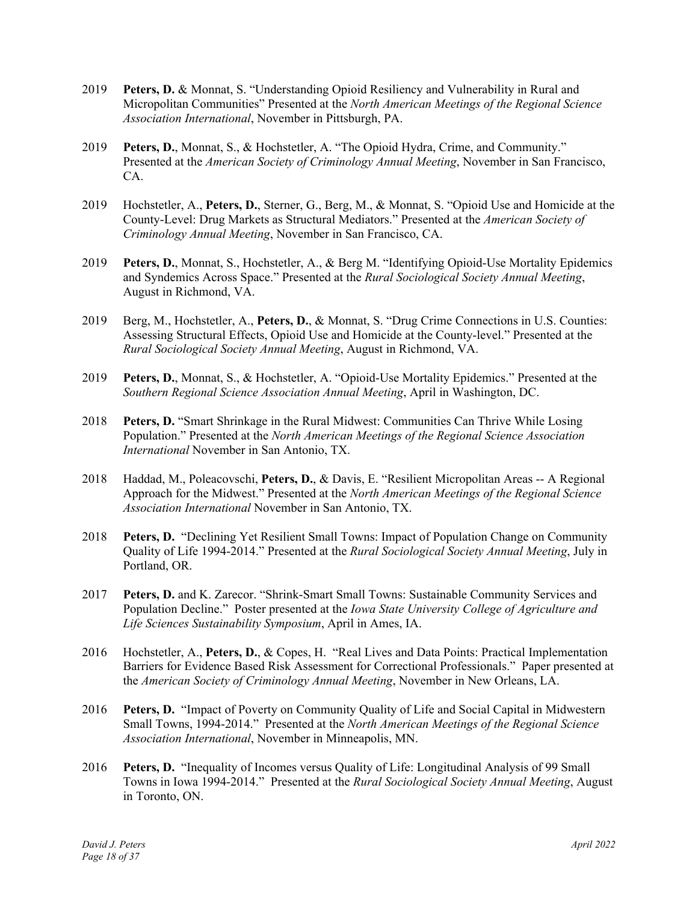2019 **Peters, D.** & Monnat, S. "Understanding Opioid Resiliency and Vulnerability in Rural and Micropolitan Communities" Presented at the *North American Meetings of the Regional Science Association International*, November in Pittsburgh, PA.

2019 **Peters, D.**, Monnat, S., & Hochstetler, A. "The Opioid Hydra, Crime, and Community." Presented at the *American Society of Criminology Annual Meeting*, November in San Francisco, CA.

2019 Hochstetler, A., **Peters, D.**, Sterner, G., Berg, M., & Monnat, S. "Opioid Use and Homicide at the County-Level: Drug Markets as Structural Mediators." Presented at the *American Society of Criminology Annual Meeting*, November in San Francisco, CA.

2019 **Peters, D.**, Monnat, S., Hochstetler, A., & Berg M. "Identifying Opioid-Use Mortality Epidemics and Syndemics Across Space." Presented at the *Rural Sociological Society Annual Meeting*, August in Richmond, VA.

2019 Berg, M., Hochstetler, A., **Peters, D.**, & Monnat, S. "Drug Crime Connections in U.S. Counties: Assessing Structural Effects, Opioid Use and Homicide at the County-level." Presented at the *Rural Sociological Society Annual Meeting*, August in Richmond, VA.

2019 **Peters, D.**, Monnat, S., & Hochstetler, A. "Opioid-Use Mortality Epidemics." Presented at the *Southern Regional Science Association Annual Meeting*, April in Washington, DC.

2018 **Peters, D.** "Smart Shrinkage in the Rural Midwest: Communities Can Thrive While Losing Population." Presented at the *North American Meetings of the Regional Science Association International* November in San Antonio, TX.

2018 Haddad, M., Poleacovschi, **Peters, D.**, & Davis, E. "Resilient Micropolitan Areas -- A Regional Approach for the Midwest." Presented at the *North American Meetings of the Regional Science Association International* November in San Antonio, TX.

2018 **Peters, D.** "Declining Yet Resilient Small Towns: Impact of Population Change on Community Quality of Life 1994-2014." Presented at the *Rural Sociological Society Annual Meeting*, July in Portland, OR.

2017 **Peters, D.** and K. Zarecor. "Shrink-Smart Small Towns: Sustainable Community Services and Population Decline." Poster presented at the *Iowa State University College of Agriculture and Life Sciences Sustainability Symposium*, April in Ames, IA.

2016 Hochstetler, A., **Peters, D.**, & Copes, H. "Real Lives and Data Points: Practical Implementation Barriers for Evidence Based Risk Assessment for Correctional Professionals." Paper presented at the *American Society of Criminology Annual Meeting*, November in New Orleans, LA.

2016 **Peters, D.** "Impact of Poverty on Community Quality of Life and Social Capital in Midwestern Small Towns, 1994-2014." Presented at the *North American Meetings of the Regional Science Association International*, November in Minneapolis, MN.

2016 **Peters, D.** "Inequality of Incomes versus Quality of Life: Longitudinal Analysis of 99 Small Towns in Iowa 1994-2014." Presented at the *Rural Sociological Society Annual Meeting*, August in Toronto, ON.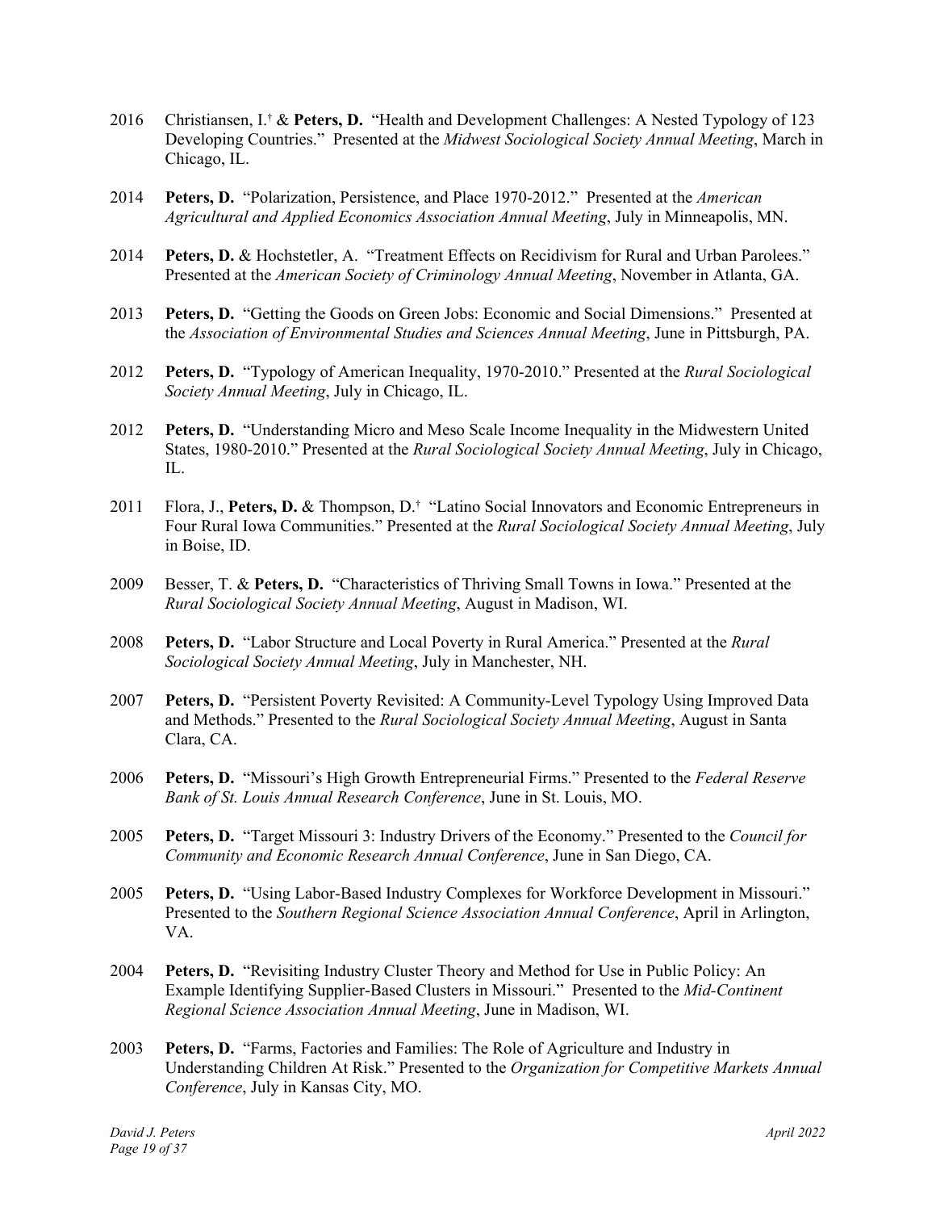2016 Christiansen, I.† & **Peters, D.** "Health and Development Challenges: A Nested Typology of 123 Developing Countries." Presented at the *Midwest Sociological Society Annual Meeting*, March in Chicago, IL.

2014 **Peters, D.** "Polarization, Persistence, and Place 1970-2012." Presented at the *American Agricultural and Applied Economics Association Annual Meeting*, July in Minneapolis, MN.

2014 **Peters, D.** & Hochstetler, A. "Treatment Effects on Recidivism for Rural and Urban Parolees." Presented at the *American Society of Criminology Annual Meeting*, November in Atlanta, GA.

2013 **Peters, D.** "Getting the Goods on Green Jobs: Economic and Social Dimensions." Presented at the *Association of Environmental Studies and Sciences Annual Meeting*, June in Pittsburgh, PA.

2012 **Peters, D.** "Typology of American Inequality, 1970-2010." Presented at the *Rural Sociological Society Annual Meeting*, July in Chicago, IL.

2012 **Peters, D.** "Understanding Micro and Meso Scale Income Inequality in the Midwestern United States, 1980-2010." Presented at the *Rural Sociological Society Annual Meeting*, July in Chicago, IL.

2011 Flora, J., **Peters, D.** & Thompson, D.† "Latino Social Innovators and Economic Entrepreneurs in Four Rural Iowa Communities." Presented at the *Rural Sociological Society Annual Meeting*, July in Boise, ID.

2009 Besser, T. & **Peters, D.** "Characteristics of Thriving Small Towns in Iowa." Presented at the *Rural Sociological Society Annual Meeting*, August in Madison, WI.

2008 **Peters, D.** "Labor Structure and Local Poverty in Rural America." Presented at the *Rural Sociological Society Annual Meeting*, July in Manchester, NH.

2007 **Peters, D.** "Persistent Poverty Revisited: A Community-Level Typology Using Improved Data and Methods." Presented to the *Rural Sociological Society Annual Meeting*, August in Santa Clara, CA.

2006 **Peters, D.** "Missouri's High Growth Entrepreneurial Firms." Presented to the *Federal Reserve Bank of St. Louis Annual Research Conference*, June in St. Louis, MO.

2005 **Peters, D.** "Target Missouri 3: Industry Drivers of the Economy." Presented to the *Council for Community and Economic Research Annual Conference*, June in San Diego, CA.

2005 **Peters, D.** "Using Labor-Based Industry Complexes for Workforce Development in Missouri." Presented to the *Southern Regional Science Association Annual Conference*, April in Arlington, VA.

2004 **Peters, D.** "Revisiting Industry Cluster Theory and Method for Use in Public Policy: An Example Identifying Supplier-Based Clusters in Missouri." Presented to the *Mid-Continent Regional Science Association Annual Meeting*, June in Madison, WI.

2003 **Peters, D.** "Farms, Factories and Families: The Role of Agriculture and Industry in Understanding Children At Risk." Presented to the *Organization for Competitive Markets Annual Conference*, July in Kansas City, MO.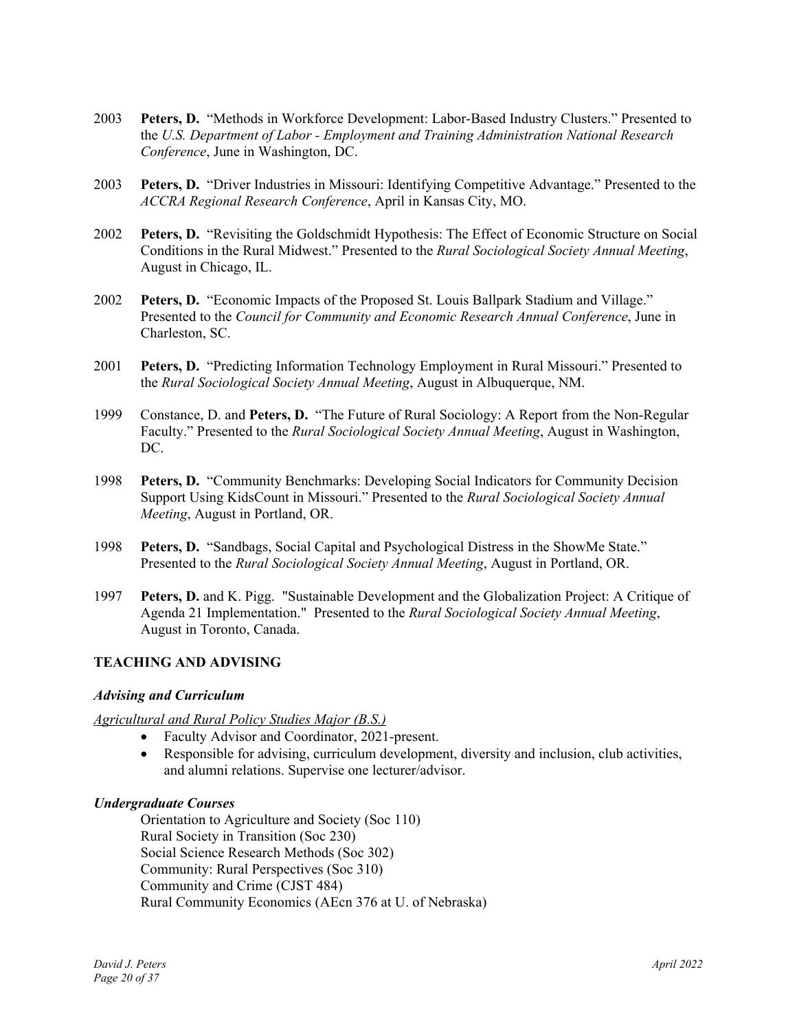2003 **Peters, D.** "Methods in Workforce Development: Labor-Based Industry Clusters." Presented to the *U.S. Department of Labor - Employment and Training Administration National Research Conference*, June in Washington, DC.

2003 **Peters, D.** "Driver Industries in Missouri: Identifying Competitive Advantage." Presented to the *ACCRA Regional Research Conference*, April in Kansas City, MO.

2002 **Peters, D.** "Revisiting the Goldschmidt Hypothesis: The Effect of Economic Structure on Social Conditions in the Rural Midwest." Presented to the *Rural Sociological Society Annual Meeting*, August in Chicago, IL.

2002 **Peters, D.** "Economic Impacts of the Proposed St. Louis Ballpark Stadium and Village." Presented to the *Council for Community and Economic Research Annual Conference*, June in Charleston, SC.

2001 **Peters, D.** "Predicting Information Technology Employment in Rural Missouri." Presented to the *Rural Sociological Society Annual Meeting*, August in Albuquerque, NM.

1999 Constance, D. and **Peters, D.** "The Future of Rural Sociology: A Report from the Non-Regular Faculty." Presented to the *Rural Sociological Society Annual Meeting*, August in Washington, DC.

1998 **Peters, D.** "Community Benchmarks: Developing Social Indicators for Community Decision Support Using KidsCount in Missouri." Presented to the *Rural Sociological Society Annual Meeting*, August in Portland, OR.

1998 **Peters, D.** "Sandbags, Social Capital and Psychological Distress in the ShowMe State." Presented to the *Rural Sociological Society Annual Meeting*, August in Portland, OR.

1997 **Peters, D.** and K. Pigg. "Sustainable Development and the Globalization Project: A Critique of Agenda 21 Implementation." Presented to the *Rural Sociological Society Annual Meeting*, August in Toronto, Canada.

## TEACHING AND ADVISING

### *Advising and Curriculum*

<u>*Agricultural and Rural Policy Studies Major (B.S.)*</u>

- Faculty Advisor and Coordinator, 2021-present.
- Responsible for advising, curriculum development, diversity and inclusion, club activities, and alumni relations. Supervise one lecturer/advisor.

### *Undergraduate Courses*

Orientation to Agriculture and Society (Soc 110)
Rural Society in Transition (Soc 230)
Social Science Research Methods (Soc 302)
Community: Rural Perspectives (Soc 310)
Community and Crime (CJST 484)
Rural Community Economics (AEcn 376 at U. of Nebraska)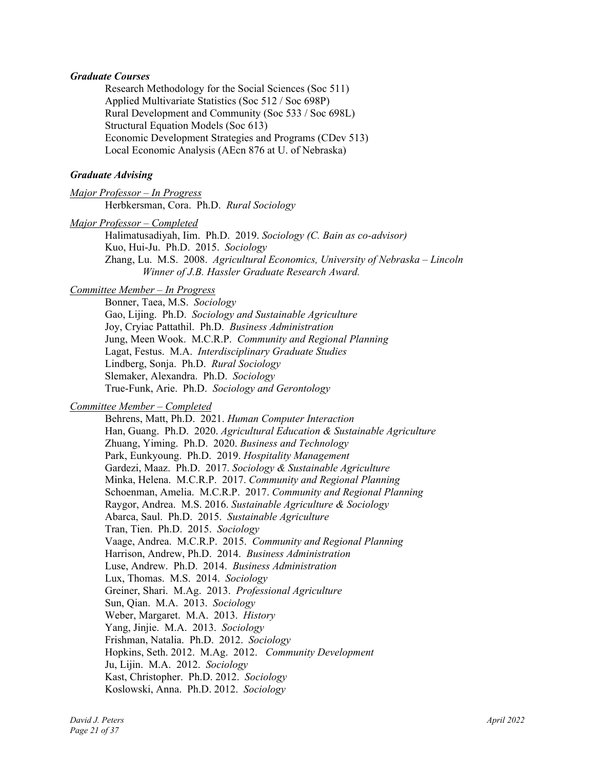### *Graduate Courses*

Research Methodology for the Social Sciences (Soc 511)
Applied Multivariate Statistics (Soc 512 / Soc 698P)
Rural Development and Community (Soc 533 / Soc 698L)
Structural Equation Models (Soc 613)
Economic Development Strategies and Programs (CDev 513)
Local Economic Analysis (AEcn 876 at U. of Nebraska)

### *Graduate Advising*

<u>*Major Professor – In Progress*</u>

Herbkersman, Cora. Ph.D. *Rural Sociology*

<u>*Major Professor – Completed*</u>

Halimatusadiyah, Iim. Ph.D. 2019. *Sociology (C. Bain as co-advisor)*
Kuo, Hui-Ju. Ph.D. 2015. *Sociology*
Zhang, Lu. M.S. 2008. *Agricultural Economics, University of Nebraska – Lincoln*
*Winner of J.B. Hassler Graduate Research Award.*

<u>*Committee Member – In Progress*</u>

Bonner, Taea, M.S. *Sociology*
Gao, Lijing. Ph.D. *Sociology and Sustainable Agriculture*
Joy, Cryiac Pattathil. Ph.D. *Business Administration*
Jung, Meen Wook. M.C.R.P. *Community and Regional Planning*
Lagat, Festus. M.A. *Interdisciplinary Graduate Studies*
Lindberg, Sonja. Ph.D. *Rural Sociology*
Slemaker, Alexandra. Ph.D. *Sociology*
True-Funk, Arie. Ph.D. *Sociology and Gerontology*

<u>*Committee Member – Completed*</u>

Behrens, Matt, Ph.D. 2021. *Human Computer Interaction*
Han, Guang. Ph.D. 2020. *Agricultural Education & Sustainable Agriculture*
Zhuang, Yiming. Ph.D. 2020. *Business and Technology*
Park, Eunkyoung. Ph.D. 2019. *Hospitality Management*
Gardezi, Maaz. Ph.D. 2017. *Sociology & Sustainable Agriculture*
Minka, Helena. M.C.R.P. 2017. *Community and Regional Planning*
Schoenman, Amelia. M.C.R.P. 2017. *Community and Regional Planning*
Raygor, Andrea. M.S. 2016. *Sustainable Agriculture & Sociology*
Abarca, Saul. Ph.D. 2015. *Sustainable Agriculture*
Tran, Tien. Ph.D. 2015. *Sociology*
Vaage, Andrea. M.C.R.P. 2015. *Community and Regional Planning*
Harrison, Andrew, Ph.D. 2014. *Business Administration*
Luse, Andrew. Ph.D. 2014. *Business Administration*
Lux, Thomas. M.S. 2014. *Sociology*
Greiner, Shari. M.Ag. 2013. *Professional Agriculture*
Sun, Qian. M.A. 2013. *Sociology*
Weber, Margaret. M.A. 2013. *History*
Yang, Jinjie. M.A. 2013. *Sociology*
Frishman, Natalia. Ph.D. 2012. *Sociology*
Hopkins, Seth. 2012. M.Ag. 2012. *Community Development*
Ju, Lijin. M.A. 2012. *Sociology*
Kast, Christopher. Ph.D. 2012. *Sociology*
Koslowski, Anna. Ph.D. 2012. *Sociology*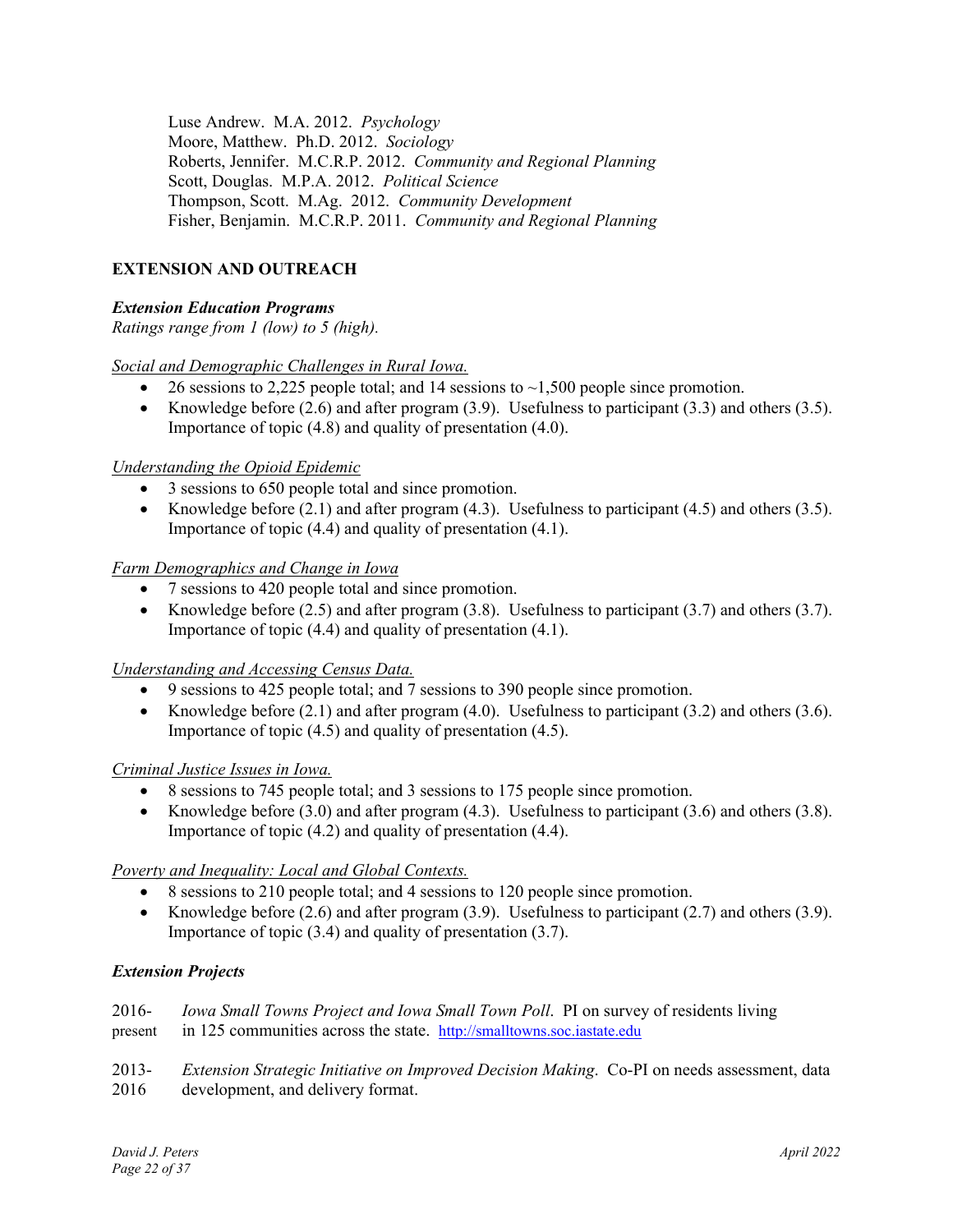Luse Andrew. M.A. 2012. *Psychology*
Moore, Matthew. Ph.D. 2012. *Sociology*
Roberts, Jennifer. M.C.R.P. 2012. *Community and Regional Planning*
Scott, Douglas. M.P.A. 2012. *Political Science*
Thompson, Scott. M.Ag. 2012. *Community Development*
Fisher, Benjamin. M.C.R.P. 2011. *Community and Regional Planning*

## EXTENSION AND OUTREACH

### *Extension Education Programs*

*Ratings range from 1 (low) to 5 (high).*

<u>Social and Demographic Challenges in Rural Iowa.</u>

- 26 sessions to 2,225 people total; and 14 sessions to ~1,500 people since promotion.
- Knowledge before (2.6) and after program (3.9). Usefulness to participant (3.3) and others (3.5). Importance of topic (4.8) and quality of presentation (4.0).

<u>Understanding the Opioid Epidemic</u>

- 3 sessions to 650 people total and since promotion.
- Knowledge before (2.1) and after program (4.3). Usefulness to participant (4.5) and others (3.5). Importance of topic (4.4) and quality of presentation (4.1).

<u>Farm Demographics and Change in Iowa</u>

- 7 sessions to 420 people total and since promotion.
- Knowledge before (2.5) and after program (3.8). Usefulness to participant (3.7) and others (3.7). Importance of topic (4.4) and quality of presentation (4.1).

<u>Understanding and Accessing Census Data.</u>

- 9 sessions to 425 people total; and 7 sessions to 390 people since promotion.
- Knowledge before (2.1) and after program (4.0). Usefulness to participant (3.2) and others (3.6). Importance of topic (4.5) and quality of presentation (4.5).

<u>Criminal Justice Issues in Iowa.</u>

- 8 sessions to 745 people total; and 3 sessions to 175 people since promotion.
- Knowledge before (3.0) and after program (4.3). Usefulness to participant (3.6) and others (3.8). Importance of topic (4.2) and quality of presentation (4.4).

<u>Poverty and Inequality: Local and Global Contexts.</u>

- 8 sessions to 210 people total; and 4 sessions to 120 people since promotion.
- Knowledge before (2.6) and after program (3.9). Usefulness to participant (2.7) and others (3.9). Importance of topic (3.4) and quality of presentation (3.7).

### *Extension Projects*

2016-present *Iowa Small Towns Project and Iowa Small Town Poll*. PI on survey of residents living in 125 communities across the state. http://smalltowns.soc.iastate.edu

2013-2016 *Extension Strategic Initiative on Improved Decision Making*. Co-PI on needs assessment, data development, and delivery format.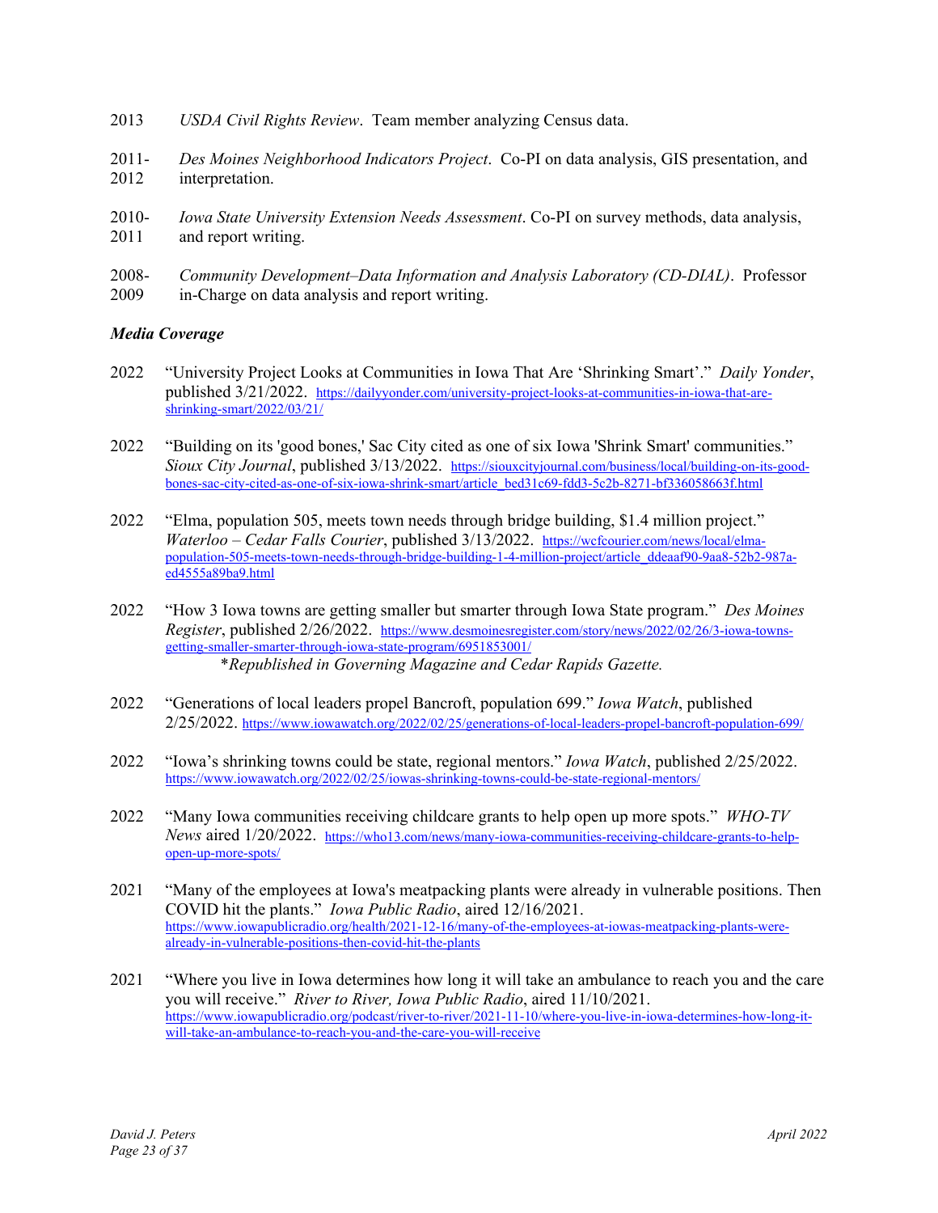2013 *USDA Civil Rights Review*. Team member analyzing Census data.

2011-2012 *Des Moines Neighborhood Indicators Project*. Co-PI on data analysis, GIS presentation, and interpretation.

2010-2011 *Iowa State University Extension Needs Assessment*. Co-PI on survey methods, data analysis, and report writing.

2008-2009 *Community Development–Data Information and Analysis Laboratory (CD-DIAL)*. Professor in-Charge on data analysis and report writing.

***Media Coverage***

2022 "University Project Looks at Communities in Iowa That Are 'Shrinking Smart'." *Daily Yonder*, published 3/21/2022. https://dailyyonder.com/university-project-looks-at-communities-in-iowa-that-are-shrinking-smart/2022/03/21/

2022 "Building on its 'good bones,' Sac City cited as one of six Iowa 'Shrink Smart' communities." *Sioux City Journal*, published 3/13/2022. https://siouxcityjournal.com/business/local/building-on-its-good-bones-sac-city-cited-as-one-of-six-iowa-shrink-smart/article_bed31c69-fdd3-5c2b-8271-bf336058663f.html

2022 "Elma, population 505, meets town needs through bridge building, $1.4 million project." *Waterloo – Cedar Falls Courier*, published 3/13/2022. https://wcfcourier.com/news/local/elma-population-505-meets-town-needs-through-bridge-building-1-4-million-project/article_ddeaaf90-9aa8-52b2-987a-ed4555a89ba9.html

2022 "How 3 Iowa towns are getting smaller but smarter through Iowa State program." *Des Moines Register*, published 2/26/2022. https://www.desmoinesregister.com/story/news/2022/02/26/3-iowa-towns-getting-smaller-smarter-through-iowa-state-program/6951853001/
*\*Republished in Governing Magazine and Cedar Rapids Gazette.*

2022 "Generations of local leaders propel Bancroft, population 699." *Iowa Watch*, published 2/25/2022. https://www.iowawatch.org/2022/02/25/generations-of-local-leaders-propel-bancroft-population-699/

2022 "Iowa's shrinking towns could be state, regional mentors." *Iowa Watch*, published 2/25/2022. https://www.iowawatch.org/2022/02/25/iowas-shrinking-towns-could-be-state-regional-mentors/

2022 "Many Iowa communities receiving childcare grants to help open up more spots." *WHO-TV News* aired 1/20/2022. https://who13.com/news/many-iowa-communities-receiving-childcare-grants-to-help-open-up-more-spots/

2021 "Many of the employees at Iowa's meatpacking plants were already in vulnerable positions. Then COVID hit the plants." *Iowa Public Radio*, aired 12/16/2021. https://www.iowapublicradio.org/health/2021-12-16/many-of-the-employees-at-iowas-meatpacking-plants-were-already-in-vulnerable-positions-then-covid-hit-the-plants

2021 "Where you live in Iowa determines how long it will take an ambulance to reach you and the care you will receive." *River to River, Iowa Public Radio*, aired 11/10/2021. https://www.iowapublicradio.org/podcast/river-to-river/2021-11-10/where-you-live-in-iowa-determines-how-long-it-will-take-an-ambulance-to-reach-you-and-the-care-you-will-receive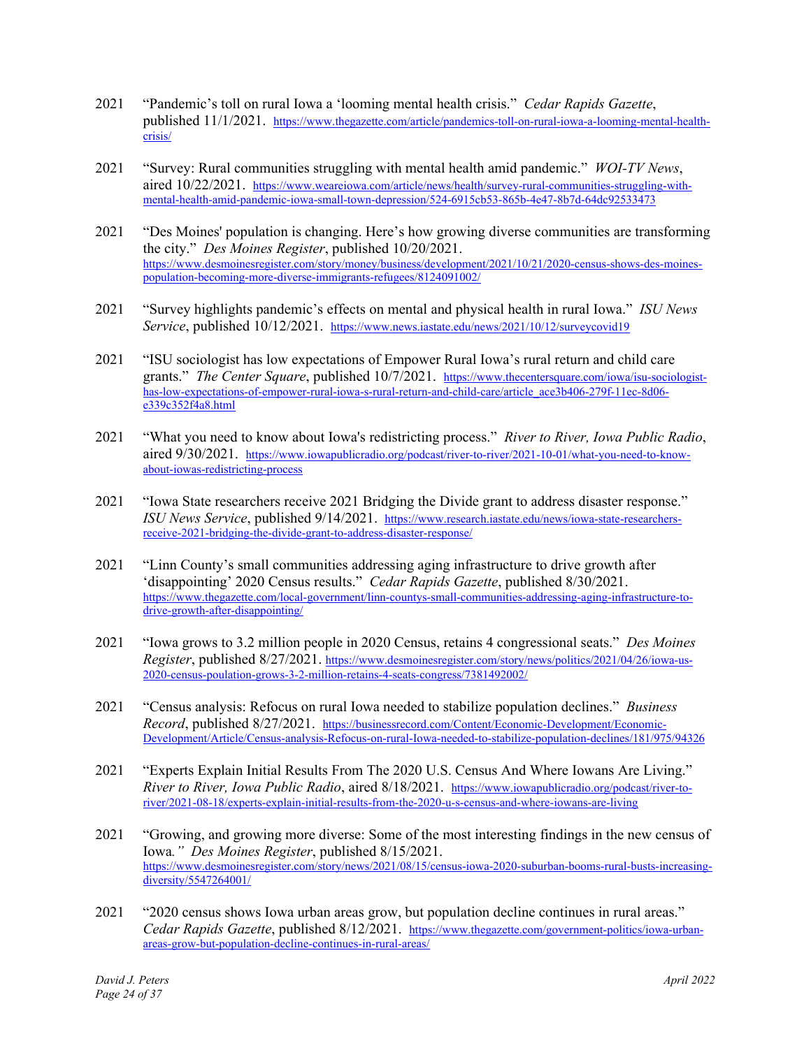2021 “Pandemic’s toll on rural Iowa a ‘looming mental health crisis.” *Cedar Rapids Gazette*, published 11/1/2021. https://www.thegazette.com/article/pandemics-toll-on-rural-iowa-a-looming-mental-health-crisis/

2021 “Survey: Rural communities struggling with mental health amid pandemic.” *WOI-TV News*, aired 10/22/2021. https://www.weareiowa.com/article/news/health/survey-rural-communities-struggling-with-mental-health-amid-pandemic-iowa-small-town-depression/524-6915cb53-865b-4e47-8b7d-64dc92533473

2021 “Des Moines' population is changing. Here’s how growing diverse communities are transforming the city.” *Des Moines Register*, published 10/20/2021. https://www.desmoinesregister.com/story/money/business/development/2021/10/21/2020-census-shows-des-moines-population-becoming-more-diverse-immigrants-refugees/8124091002/

2021 “Survey highlights pandemic’s effects on mental and physical health in rural Iowa.” *ISU News Service*, published 10/12/2021. https://www.news.iastate.edu/news/2021/10/12/surveycovid19

2021 “ISU sociologist has low expectations of Empower Rural Iowa’s rural return and child care grants.” *The Center Square*, published 10/7/2021. https://www.thecentersquare.com/iowa/isu-sociologist-has-low-expectations-of-empower-rural-iowa-s-rural-return-and-child-care/article_ace3b406-279f-11ec-8d06-e339c352f4a8.html

2021 “What you need to know about Iowa's redistricting process.” *River to River, Iowa Public Radio*, aired 9/30/2021. https://www.iowapublicradio.org/podcast/river-to-river/2021-10-01/what-you-need-to-know-about-iowas-redistricting-process

2021 “Iowa State researchers receive 2021 Bridging the Divide grant to address disaster response.” *ISU News Service*, published 9/14/2021. https://www.research.iastate.edu/news/iowa-state-researchers-receive-2021-bridging-the-divide-grant-to-address-disaster-response/

2021 “Linn County’s small communities addressing aging infrastructure to drive growth after ‘disappointing’ 2020 Census results.” *Cedar Rapids Gazette*, published 8/30/2021. https://www.thegazette.com/local-government/linn-countys-small-communities-addressing-aging-infrastructure-to-drive-growth-after-disappointing/

2021 “Iowa grows to 3.2 million people in 2020 Census, retains 4 congressional seats.” *Des Moines Register*, published 8/27/2021. https://www.desmoinesregister.com/story/news/politics/2021/04/26/iowa-us-2020-census-poulation-grows-3-2-million-retains-4-seats-congress/7381492002/

2021 “Census analysis: Refocus on rural Iowa needed to stabilize population declines.” *Business Record*, published 8/27/2021. https://businessrecord.com/Content/Economic-Development/Economic-Development/Article/Census-analysis-Refocus-on-rural-Iowa-needed-to-stabilize-population-declines/181/975/94326

2021 “Experts Explain Initial Results From The 2020 U.S. Census And Where Iowans Are Living.” *River to River, Iowa Public Radio*, aired 8/18/2021. https://www.iowapublicradio.org/podcast/river-to-river/2021-08-18/experts-explain-initial-results-from-the-2020-u-s-census-and-where-iowans-are-living

2021 “Growing, and growing more diverse: Some of the most interesting findings in the new census of Iowa.” *Des Moines Register*, published 8/15/2021. https://www.desmoinesregister.com/story/news/2021/08/15/census-iowa-2020-suburban-booms-rural-busts-increasing-diversity/5547264001/

2021 “2020 census shows Iowa urban areas grow, but population decline continues in rural areas.” *Cedar Rapids Gazette*, published 8/12/2021. https://www.thegazette.com/government-politics/iowa-urban-areas-grow-but-population-decline-continues-in-rural-areas/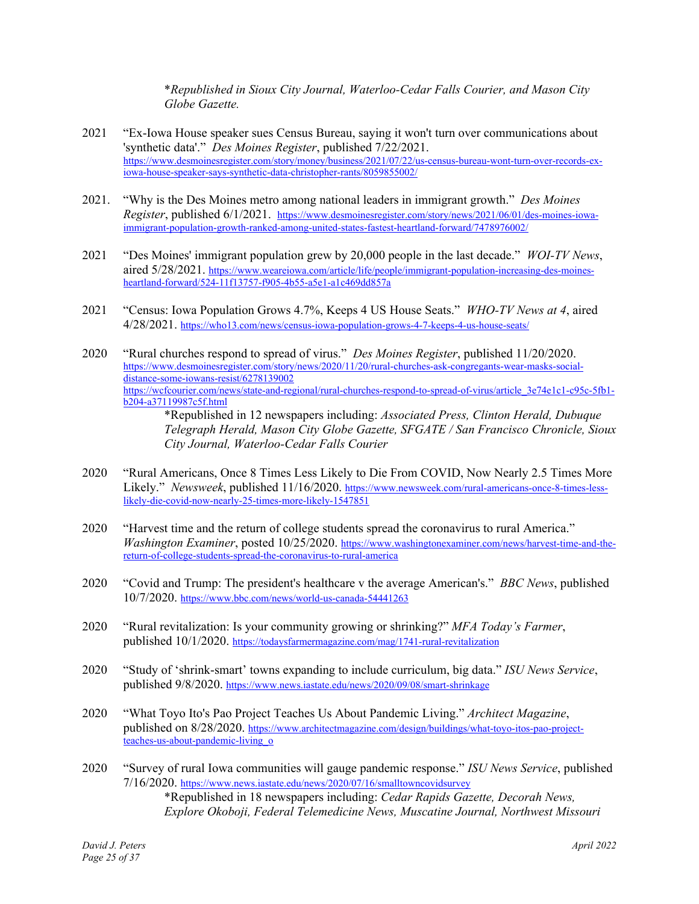*Republished in Sioux City Journal, Waterloo-Cedar Falls Courier, and Mason City Globe Gazette.*

2021 "Ex-Iowa House speaker sues Census Bureau, saying it won't turn over communications about 'synthetic data'." *Des Moines Register*, published 7/22/2021. https://www.desmoinesregister.com/story/money/business/2021/07/22/us-census-bureau-wont-turn-over-records-ex-iowa-house-speaker-says-synthetic-data-christopher-rants/8059855002/

2021. "Why is the Des Moines metro among national leaders in immigrant growth." *Des Moines Register*, published 6/1/2021. https://www.desmoinesregister.com/story/news/2021/06/01/des-moines-iowa-immigrant-population-growth-ranked-among-united-states-fastest-heartland-forward/7478976002/

2021 "Des Moines' immigrant population grew by 20,000 people in the last decade." *WOI-TV News*, aired 5/28/2021. https://www.weareiowa.com/article/life/people/immigrant-population-increasing-des-moines-heartland-forward/524-11f13757-f905-4b55-a5e1-a1c469dd857a

2021 "Census: Iowa Population Grows 4.7%, Keeps 4 US House Seats." *WHO-TV News at 4*, aired 4/28/2021. https://who13.com/news/census-iowa-population-grows-4-7-keeps-4-us-house-seats/

2020 "Rural churches respond to spread of virus." *Des Moines Register*, published 11/20/2020. https://www.desmoinesregister.com/story/news/2020/11/20/rural-churches-ask-congregants-wear-masks-social-distance-some-iowans-resist/6278139002 https://wcfcourier.com/news/state-and-regional/rural-churches-respond-to-spread-of-virus/article_3e74e1c1-c95c-5fb1-b204-a37119987c5f.html

*Republished in 12 newspapers including: *Associated Press, Clinton Herald, Dubuque Telegraph Herald, Mason City Globe Gazette, SFGATE / San Francisco Chronicle, Sioux City Journal, Waterloo-Cedar Falls Courier*

2020 "Rural Americans, Once 8 Times Less Likely to Die From COVID, Now Nearly 2.5 Times More Likely." *Newsweek*, published 11/16/2020. https://www.newsweek.com/rural-americans-once-8-times-less-likely-die-covid-now-nearly-25-times-more-likely-1547851

2020 "Harvest time and the return of college students spread the coronavirus to rural America." *Washington Examiner*, posted 10/25/2020. https://www.washingtonexaminer.com/news/harvest-time-and-the-return-of-college-students-spread-the-coronavirus-to-rural-america

2020 "Covid and Trump: The president's healthcare v the average American's." *BBC News*, published 10/7/2020. https://www.bbc.com/news/world-us-canada-54441263

2020 "Rural revitalization: Is your community growing or shrinking?" *MFA Today's Farmer*, published 10/1/2020. https://todaysfarmermagazine.com/mag/1741-rural-revitalization

2020 "Study of 'shrink-smart' towns expanding to include curriculum, big data." *ISU News Service*, published 9/8/2020. https://www.news.iastate.edu/news/2020/09/08/smart-shrinkage

2020 "What Toyo Ito's Pao Project Teaches Us About Pandemic Living." *Architect Magazine*, published on 8/28/2020. https://www.architectmagazine.com/design/buildings/what-toyo-itos-pao-project-teaches-us-about-pandemic-living_o

2020 "Survey of rural Iowa communities will gauge pandemic response." *ISU News Service*, published 7/16/2020. https://www.news.iastate.edu/news/2020/07/16/smalltowncovidsurvey

*Republished in 18 newspapers including: *Cedar Rapids Gazette, Decorah News, Explore Okoboji, Federal Telemedicine News, Muscatine Journal, Northwest Missouri*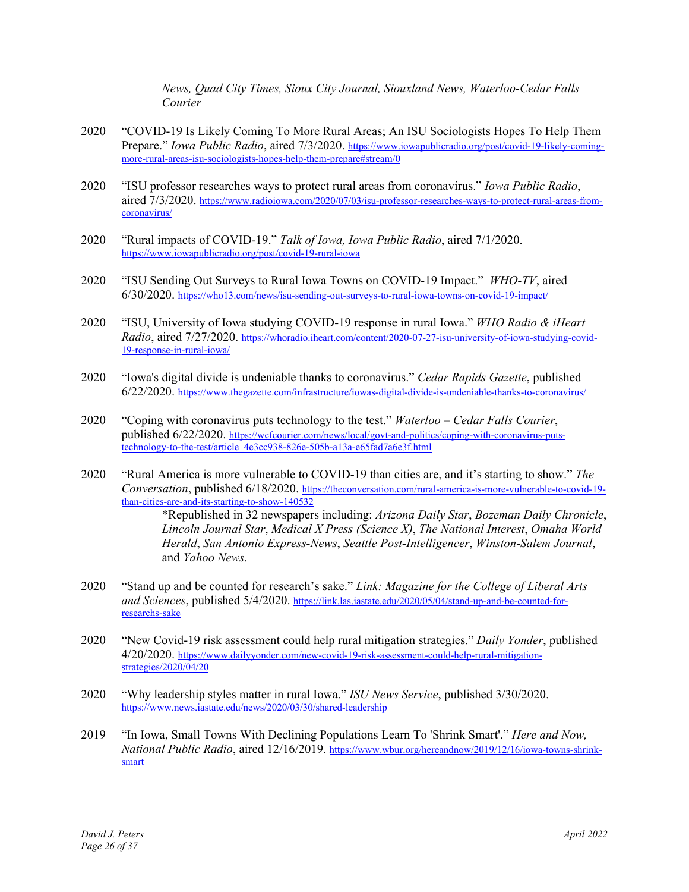*News, Quad City Times, Sioux City Journal, Siouxland News, Waterloo-Cedar Falls Courier*

2020 "COVID-19 Is Likely Coming To More Rural Areas; An ISU Sociologists Hopes To Help Them Prepare." *Iowa Public Radio*, aired 7/3/2020. https://www.iowapublicradio.org/post/covid-19-likely-coming-more-rural-areas-isu-sociologists-hopes-help-them-prepare#stream/0

2020 "ISU professor researches ways to protect rural areas from coronavirus." *Iowa Public Radio*, aired 7/3/2020. https://www.radioiowa.com/2020/07/03/isu-professor-researches-ways-to-protect-rural-areas-from-coronavirus/

2020 "Rural impacts of COVID-19." *Talk of Iowa, Iowa Public Radio*, aired 7/1/2020. https://www.iowapublicradio.org/post/covid-19-rural-iowa

2020 "ISU Sending Out Surveys to Rural Iowa Towns on COVID-19 Impact." *WHO-TV*, aired 6/30/2020. https://who13.com/news/isu-sending-out-surveys-to-rural-iowa-towns-on-covid-19-impact/

2020 "ISU, University of Iowa studying COVID-19 response in rural Iowa." *WHO Radio & iHeart Radio*, aired 7/27/2020. https://whoradio.iheart.com/content/2020-07-27-isu-university-of-iowa-studying-covid-19-response-in-rural-iowa/

2020 "Iowa's digital divide is undeniable thanks to coronavirus." *Cedar Rapids Gazette*, published 6/22/2020. https://www.thegazette.com/infrastructure/iowas-digital-divide-is-undeniable-thanks-to-coronavirus/

2020 "Coping with coronavirus puts technology to the test." *Waterloo – Cedar Falls Courier*, published 6/22/2020. https://wcfcourier.com/news/local/govt-and-politics/coping-with-coronavirus-puts-technology-to-the-test/article_4e3cc938-826e-505b-a13a-e65fad7a6e3f.html

2020 "Rural America is more vulnerable to COVID-19 than cities are, and it's starting to show." *The Conversation*, published 6/18/2020. https://theconversation.com/rural-america-is-more-vulnerable-to-covid-19-than-cities-are-and-its-starting-to-show-140532

*Republished in 32 newspapers including: *Arizona Daily Star*, *Bozeman Daily Chronicle*, *Lincoln Journal Star*, *Medical X Press (Science X)*, *The National Interest*, *Omaha World Herald*, *San Antonio Express-News*, *Seattle Post-Intelligencer*, *Winston-Salem Journal*, and *Yahoo News*.

2020 "Stand up and be counted for research's sake." *Link: Magazine for the College of Liberal Arts and Sciences*, published 5/4/2020. https://link.las.iastate.edu/2020/05/04/stand-up-and-be-counted-for-researchs-sake

2020 "New Covid-19 risk assessment could help rural mitigation strategies." *Daily Yonder*, published 4/20/2020. https://www.dailyyonder.com/new-covid-19-risk-assessment-could-help-rural-mitigation-strategies/2020/04/20

2020 "Why leadership styles matter in rural Iowa." *ISU News Service*, published 3/30/2020. https://www.news.iastate.edu/news/2020/03/30/shared-leadership

2019 "In Iowa, Small Towns With Declining Populations Learn To 'Shrink Smart'." *Here and Now, National Public Radio*, aired 12/16/2019. https://www.wbur.org/hereandnow/2019/12/16/iowa-towns-shrink-smart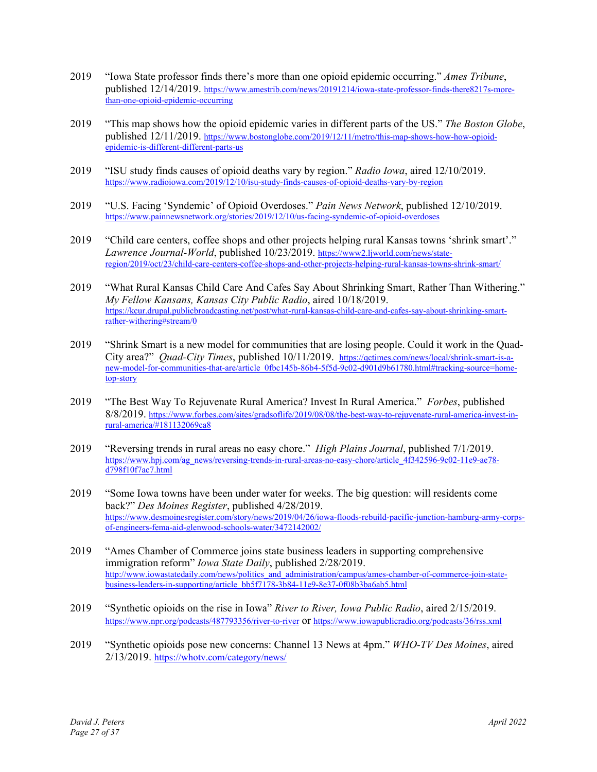2019 “Iowa State professor finds there’s more than one opioid epidemic occurring.” *Ames Tribune*, published 12/14/2019. https://www.amestrib.com/news/20191214/iowa-state-professor-finds-there8217s-more-than-one-opioid-epidemic-occurring

2019 “This map shows how the opioid epidemic varies in different parts of the US.” *The Boston Globe*, published 12/11/2019. https://www.bostonglobe.com/2019/12/11/metro/this-map-shows-how-how-opioid-epidemic-is-different-different-parts-us

2019 “ISU study finds causes of opioid deaths vary by region.” *Radio Iowa*, aired 12/10/2019. https://www.radioiowa.com/2019/12/10/isu-study-finds-causes-of-opioid-deaths-vary-by-region

2019 “U.S. Facing ‘Syndemic’ of Opioid Overdoses.” *Pain News Network*, published 12/10/2019. https://www.painnewsnetwork.org/stories/2019/12/10/us-facing-syndemic-of-opioid-overdoses

2019 “Child care centers, coffee shops and other projects helping rural Kansas towns ‘shrink smart’.” *Lawrence Journal-World*, published 10/23/2019. https://www2.ljworld.com/news/state-region/2019/oct/23/child-care-centers-coffee-shops-and-other-projects-helping-rural-kansas-towns-shrink-smart/

2019 “What Rural Kansas Child Care And Cafes Say About Shrinking Smart, Rather Than Withering.” *My Fellow Kansans, Kansas City Public Radio*, aired 10/18/2019. https://kcur.drupal.publicbroadcasting.net/post/what-rural-kansas-child-care-and-cafes-say-about-shrinking-smart-rather-withering#stream/0

2019 “Shrink Smart is a new model for communities that are losing people. Could it work in the Quad-City area?” *Quad-City Times*, published 10/11/2019. https://qctimes.com/news/local/shrink-smart-is-a-new-model-for-communities-that-are/article_0fbc145b-86b4-5f5d-9c02-d901d9b61780.html#tracking-source=home-top-story

2019 “The Best Way To Rejuvenate Rural America? Invest In Rural America.” *Forbes*, published 8/8/2019. https://www.forbes.com/sites/gradsoflife/2019/08/08/the-best-way-to-rejuvenate-rural-america-invest-in-rural-america/#181132069ca8

2019 “Reversing trends in rural areas no easy chore.” *High Plains Journal*, published 7/1/2019. https://www.hpj.com/ag_news/reversing-trends-in-rural-areas-no-easy-chore/article_4f342596-9c02-11e9-ae78-d798f10f7ac7.html

2019 “Some Iowa towns have been under water for weeks. The big question: will residents come back?” *Des Moines Register*, published 4/28/2019. https://www.desmoinesregister.com/story/news/2019/04/26/iowa-floods-rebuild-pacific-junction-hamburg-army-corps-of-engineers-fema-aid-glenwood-schools-water/3472142002/

2019 “Ames Chamber of Commerce joins state business leaders in supporting comprehensive immigration reform” *Iowa State Daily*, published 2/28/2019. http://www.iowastatedaily.com/news/politics_and_administration/campus/ames-chamber-of-commerce-join-state-business-leaders-in-supporting/article_bb5f7178-3b84-11e9-8e37-0f08b3ba6ab5.html

2019 “Synthetic opioids on the rise in Iowa” *River to River, Iowa Public Radio*, aired 2/15/2019. https://www.npr.org/podcasts/487793356/river-to-river or https://www.iowapublicradio.org/podcasts/36/rss.xml

2019 “Synthetic opioids pose new concerns: Channel 13 News at 4pm.” *WHO-TV Des Moines*, aired 2/13/2019. https://whotv.com/category/news/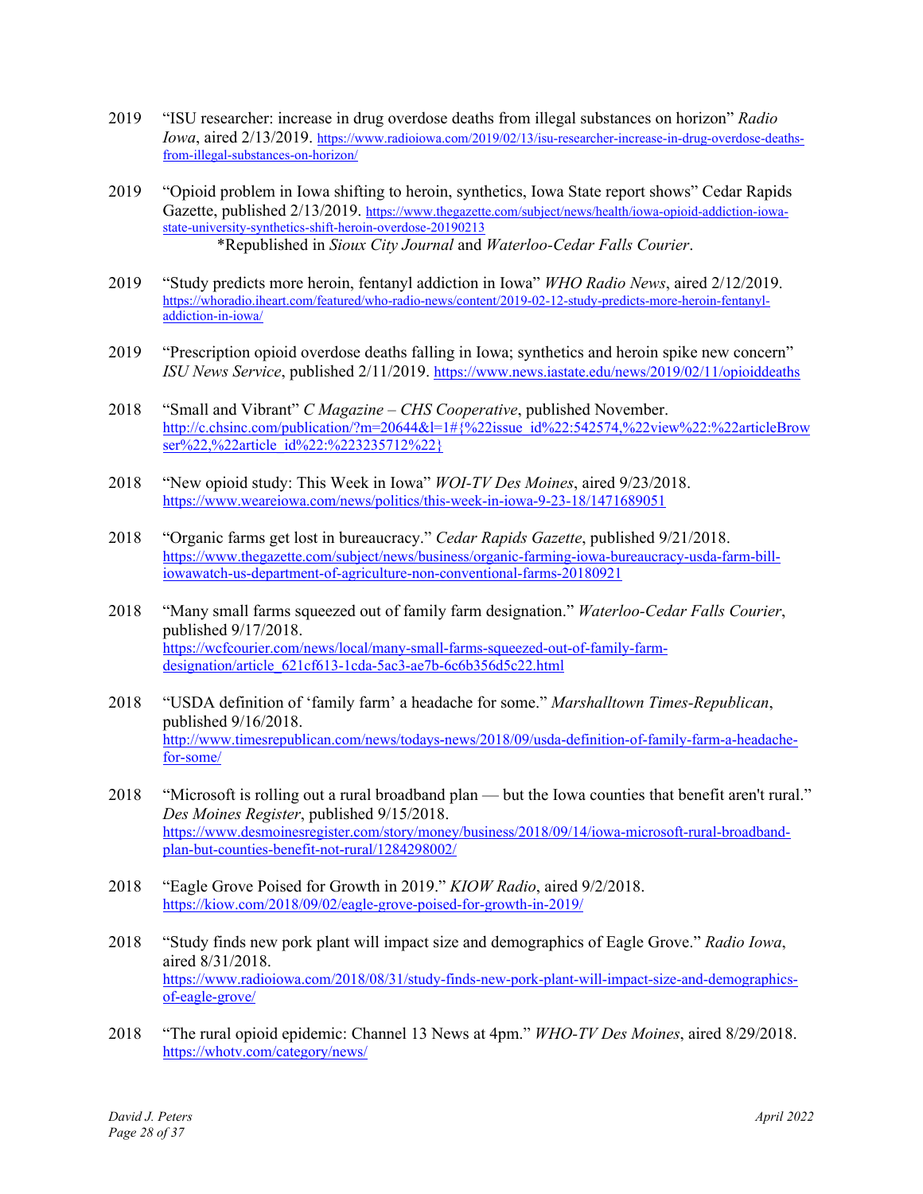2019 "ISU researcher: increase in drug overdose deaths from illegal substances on horizon" *Radio Iowa*, aired 2/13/2019. https://www.radioiowa.com/2019/02/13/isu-researcher-increase-in-drug-overdose-deaths-from-illegal-substances-on-horizon/

2019 "Opioid problem in Iowa shifting to heroin, synthetics, Iowa State report shows" Cedar Rapids Gazette, published 2/13/2019. https://www.thegazette.com/subject/news/health/iowa-opioid-addiction-iowa-state-university-synthetics-shift-heroin-overdose-20190213
*Republished in *Sioux City Journal* and *Waterloo-Cedar Falls Courier*.

2019 "Study predicts more heroin, fentanyl addiction in Iowa" *WHO Radio News*, aired 2/12/2019. https://whoradio.iheart.com/featured/who-radio-news/content/2019-02-12-study-predicts-more-heroin-fentanyl-addiction-in-iowa/

2019 "Prescription opioid overdose deaths falling in Iowa; synthetics and heroin spike new concern" *ISU News Service*, published 2/11/2019. https://www.news.iastate.edu/news/2019/02/11/opioiddeaths

2018 "Small and Vibrant" *C Magazine – CHS Cooperative*, published November. http://c.chsinc.com/publication/?m=20644&l=1#{%22issue_id%22:542574,%22view%22:%22articleBrowser%22,%22article_id%22:%223235712%22}

2018 "New opioid study: This Week in Iowa" *WOI-TV Des Moines*, aired 9/23/2018. https://www.weareiowa.com/news/politics/this-week-in-iowa-9-23-18/1471689051

2018 "Organic farms get lost in bureaucracy." *Cedar Rapids Gazette*, published 9/21/2018. https://www.thegazette.com/subject/news/business/organic-farming-iowa-bureaucracy-usda-farm-bill-iowawatch-us-department-of-agriculture-non-conventional-farms-20180921

2018 "Many small farms squeezed out of family farm designation." *Waterloo-Cedar Falls Courier*, published 9/17/2018. https://wcfcourier.com/news/local/many-small-farms-squeezed-out-of-family-farm-designation/article_621cf613-1cda-5ac3-ae7b-6c6b356d5c22.html

2018 "USDA definition of 'family farm' a headache for some." *Marshalltown Times-Republican*, published 9/16/2018. http://www.timesrepublican.com/news/todays-news/2018/09/usda-definition-of-family-farm-a-headache-for-some/

2018 "Microsoft is rolling out a rural broadband plan — but the Iowa counties that benefit aren't rural." *Des Moines Register*, published 9/15/2018. https://www.desmoinesregister.com/story/money/business/2018/09/14/iowa-microsoft-rural-broadband-plan-but-counties-benefit-not-rural/1284298002/

2018 "Eagle Grove Poised for Growth in 2019." *KIOW Radio*, aired 9/2/2018. https://kiow.com/2018/09/02/eagle-grove-poised-for-growth-in-2019/

2018 "Study finds new pork plant will impact size and demographics of Eagle Grove." *Radio Iowa*, aired 8/31/2018. https://www.radioiowa.com/2018/08/31/study-finds-new-pork-plant-will-impact-size-and-demographics-of-eagle-grove/

2018 "The rural opioid epidemic: Channel 13 News at 4pm." *WHO-TV Des Moines*, aired 8/29/2018. https://whotv.com/category/news/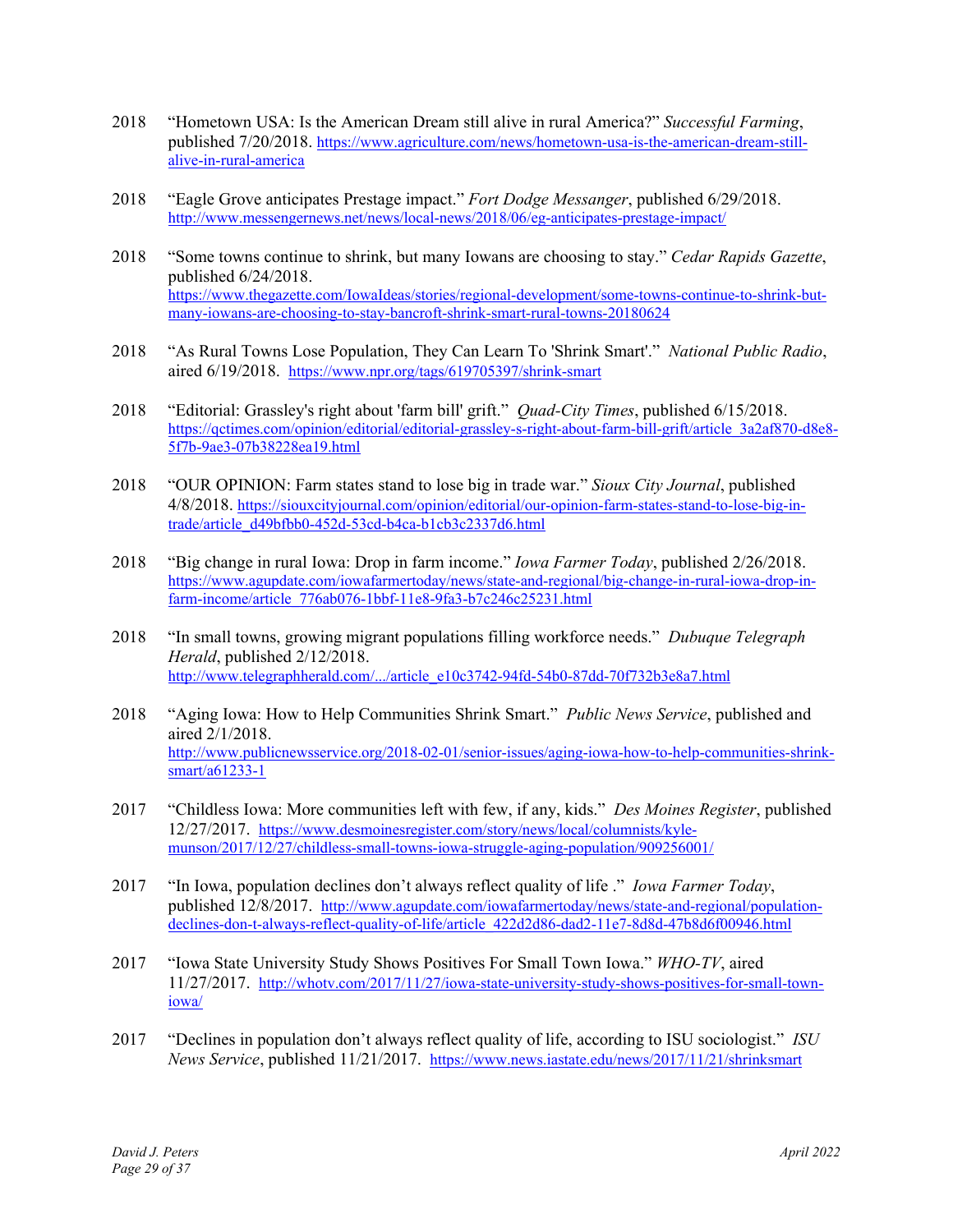2018 "Hometown USA: Is the American Dream still alive in rural America?" *Successful Farming*, published 7/20/2018. https://www.agriculture.com/news/hometown-usa-is-the-american-dream-still-alive-in-rural-america

2018 "Eagle Grove anticipates Prestage impact." *Fort Dodge Messanger*, published 6/29/2018. http://www.messengernews.net/news/local-news/2018/06/eg-anticipates-prestage-impact/

2018 "Some towns continue to shrink, but many Iowans are choosing to stay." *Cedar Rapids Gazette*, published 6/24/2018. https://www.thegazette.com/IowaIdeas/stories/regional-development/some-towns-continue-to-shrink-but-many-iowans-are-choosing-to-stay-bancroft-shrink-smart-rural-towns-20180624

2018 "As Rural Towns Lose Population, They Can Learn To 'Shrink Smart'." *National Public Radio*, aired 6/19/2018. https://www.npr.org/tags/619705397/shrink-smart

2018 "Editorial: Grassley's right about 'farm bill' grift." *Quad-City Times*, published 6/15/2018. https://qctimes.com/opinion/editorial/editorial-grassley-s-right-about-farm-bill-grift/article_3a2af870-d8e8-5f7b-9ae3-07b38228ea19.html

2018 "OUR OPINION: Farm states stand to lose big in trade war." *Sioux City Journal*, published 4/8/2018. https://siouxcityjournal.com/opinion/editorial/our-opinion-farm-states-stand-to-lose-big-in-trade/article_d49bfbb0-452d-53cd-b4ca-b1cb3c2337d6.html

2018 "Big change in rural Iowa: Drop in farm income." *Iowa Farmer Today*, published 2/26/2018. https://www.agupdate.com/iowafarmertoday/news/state-and-regional/big-change-in-rural-iowa-drop-in-farm-income/article_776ab076-1bbf-11e8-9fa3-b7c246c25231.html

2018 "In small towns, growing migrant populations filling workforce needs." *Dubuque Telegraph Herald*, published 2/12/2018. http://www.telegraphherald.com/.../article_e10c3742-94fd-54b0-87dd-70f732b3e8a7.html

2018 "Aging Iowa: How to Help Communities Shrink Smart." *Public News Service*, published and aired 2/1/2018. http://www.publicnewsservice.org/2018-02-01/senior-issues/aging-iowa-how-to-help-communities-shrink-smart/a61233-1

2017 "Childless Iowa: More communities left with few, if any, kids." *Des Moines Register*, published 12/27/2017. https://www.desmoinesregister.com/story/news/local/columnists/kyle-munson/2017/12/27/childless-small-towns-iowa-struggle-aging-population/909256001/

2017 "In Iowa, population declines don't always reflect quality of life ." *Iowa Farmer Today*, published 12/8/2017. http://www.agupdate.com/iowafarmertoday/news/state-and-regional/population-declines-don-t-always-reflect-quality-of-life/article_422d2d86-dad2-11e7-8d8d-47b8d6f00946.html

2017 "Iowa State University Study Shows Positives For Small Town Iowa." *WHO-TV*, aired 11/27/2017. http://whotv.com/2017/11/27/iowa-state-university-study-shows-positives-for-small-town-iowa/

2017 "Declines in population don't always reflect quality of life, according to ISU sociologist." *ISU News Service*, published 11/21/2017. https://www.news.iastate.edu/news/2017/11/21/shrinksmart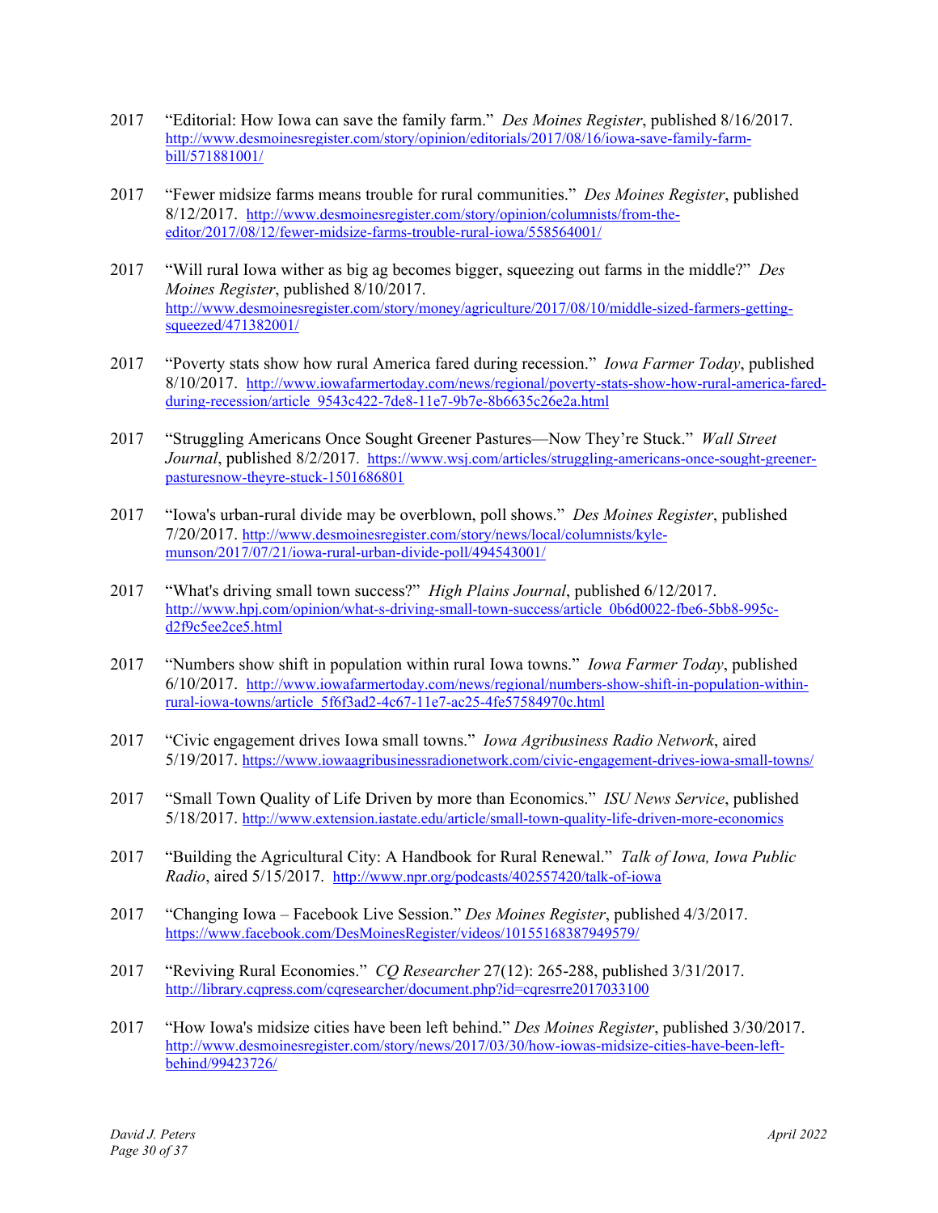2017 "Editorial: How Iowa can save the family farm." *Des Moines Register*, published 8/16/2017. http://www.desmoinesregister.com/story/opinion/editorials/2017/08/16/iowa-save-family-farm-bill/571881001/

2017 "Fewer midsize farms means trouble for rural communities." *Des Moines Register*, published 8/12/2017. http://www.desmoinesregister.com/story/opinion/columnists/from-the-editor/2017/08/12/fewer-midsize-farms-trouble-rural-iowa/558564001/

2017 "Will rural Iowa wither as big ag becomes bigger, squeezing out farms in the middle?" *Des Moines Register*, published 8/10/2017. http://www.desmoinesregister.com/story/money/agriculture/2017/08/10/middle-sized-farmers-getting-squeezed/471382001/

2017 "Poverty stats show how rural America fared during recession." *Iowa Farmer Today*, published 8/10/2017. http://www.iowafarmertoday.com/news/regional/poverty-stats-show-how-rural-america-fared-during-recession/article_9543c422-7de8-11e7-9b7e-8b6635c26e2a.html

2017 "Struggling Americans Once Sought Greener Pastures—Now They're Stuck." *Wall Street Journal*, published 8/2/2017. https://www.wsj.com/articles/struggling-americans-once-sought-greener-pasturesnow-theyre-stuck-1501686801

2017 "Iowa's urban-rural divide may be overblown, poll shows." *Des Moines Register*, published 7/20/2017. http://www.desmoinesregister.com/story/news/local/columnists/kyle-munson/2017/07/21/iowa-rural-urban-divide-poll/494543001/

2017 "What's driving small town success?" *High Plains Journal*, published 6/12/2017. http://www.hpj.com/opinion/what-s-driving-small-town-success/article_0b6d0022-fbe6-5bb8-995c-d2f9c5ee2ce5.html

2017 "Numbers show shift in population within rural Iowa towns." *Iowa Farmer Today*, published 6/10/2017. http://www.iowafarmertoday.com/news/regional/numbers-show-shift-in-population-within-rural-iowa-towns/article_5f6f3ad2-4c67-11e7-ac25-4fe57584970c.html

2017 "Civic engagement drives Iowa small towns." *Iowa Agribusiness Radio Network*, aired 5/19/2017. https://www.iowaagribusinessradionetwork.com/civic-engagement-drives-iowa-small-towns/

2017 "Small Town Quality of Life Driven by more than Economics." *ISU News Service*, published 5/18/2017. http://www.extension.iastate.edu/article/small-town-quality-life-driven-more-economics

2017 "Building the Agricultural City: A Handbook for Rural Renewal." *Talk of Iowa, Iowa Public Radio*, aired 5/15/2017. http://www.npr.org/podcasts/402557420/talk-of-iowa

2017 "Changing Iowa – Facebook Live Session." *Des Moines Register*, published 4/3/2017. https://www.facebook.com/DesMoinesRegister/videos/10155168387949579/

2017 "Reviving Rural Economies." *CQ Researcher* 27(12): 265-288, published 3/31/2017. http://library.cqpress.com/cqresearcher/document.php?id=cqresrre2017033100

2017 "How Iowa's midsize cities have been left behind." *Des Moines Register*, published 3/30/2017. http://www.desmoinesregister.com/story/news/2017/03/30/how-iowas-midsize-cities-have-been-left-behind/99423726/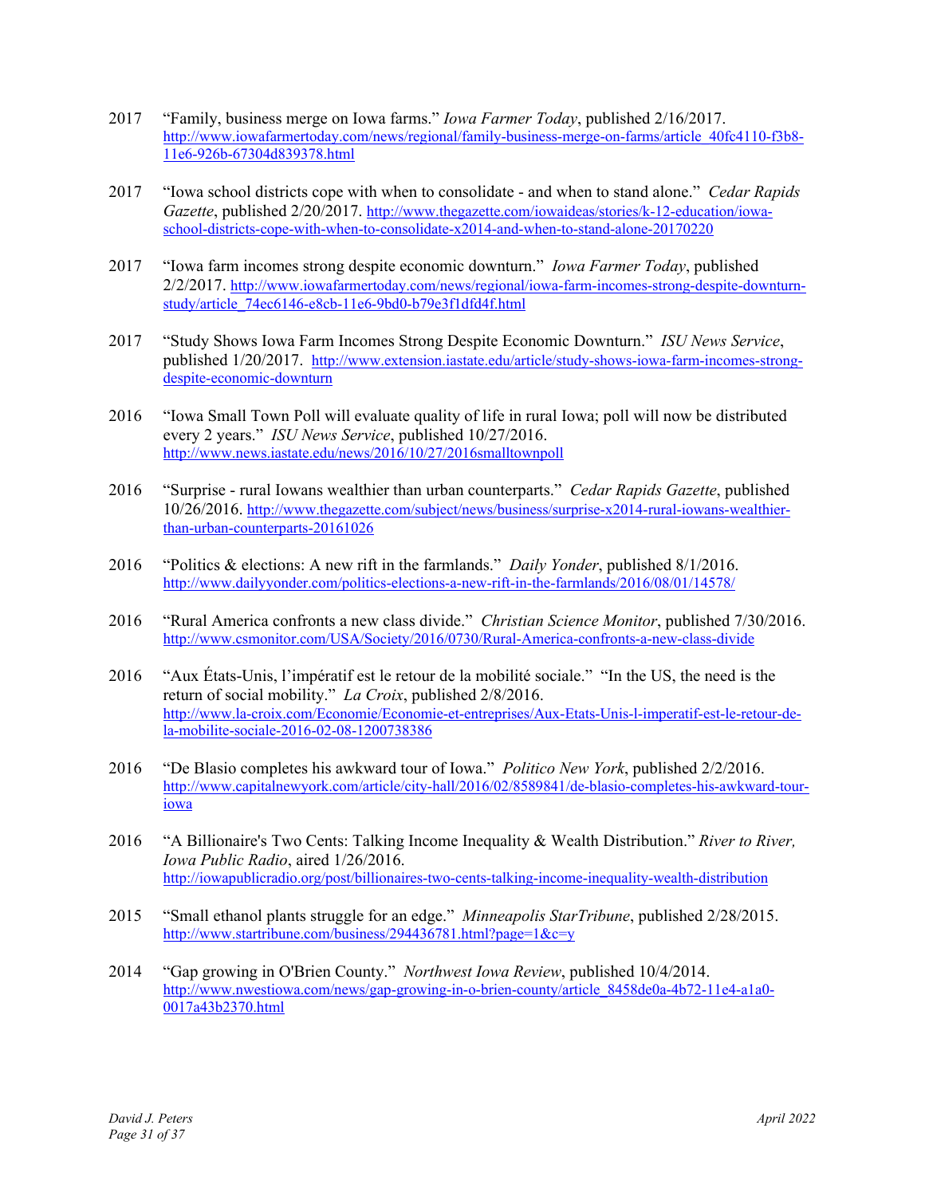2017 "Family, business merge on Iowa farms." *Iowa Farmer Today*, published 2/16/2017. http://www.iowafarmertoday.com/news/regional/family-business-merge-on-farms/article_40fc4110-f3b8-11e6-926b-67304d839378.html

2017 "Iowa school districts cope with when to consolidate - and when to stand alone." *Cedar Rapids Gazette*, published 2/20/2017. http://www.thegazette.com/iowaideas/stories/k-12-education/iowa-school-districts-cope-with-when-to-consolidate-x2014-and-when-to-stand-alone-20170220

2017 "Iowa farm incomes strong despite economic downturn." *Iowa Farmer Today*, published 2/2/2017. http://www.iowafarmertoday.com/news/regional/iowa-farm-incomes-strong-despite-downturn-study/article_74ec6146-e8cb-11e6-9bd0-b79e3f1dfd4f.html

2017 "Study Shows Iowa Farm Incomes Strong Despite Economic Downturn." *ISU News Service*, published 1/20/2017. http://www.extension.iastate.edu/article/study-shows-iowa-farm-incomes-strong-despite-economic-downturn

2016 "Iowa Small Town Poll will evaluate quality of life in rural Iowa; poll will now be distributed every 2 years." *ISU News Service*, published 10/27/2016. http://www.news.iastate.edu/news/2016/10/27/2016smalltownpoll

2016 "Surprise - rural Iowans wealthier than urban counterparts." *Cedar Rapids Gazette*, published 10/26/2016. http://www.thegazette.com/subject/news/business/surprise-x2014-rural-iowans-wealthier-than-urban-counterparts-20161026

2016 "Politics & elections: A new rift in the farmlands." *Daily Yonder*, published 8/1/2016. http://www.dailyyonder.com/politics-elections-a-new-rift-in-the-farmlands/2016/08/01/14578/

2016 "Rural America confronts a new class divide." *Christian Science Monitor*, published 7/30/2016. http://www.csmonitor.com/USA/Society/2016/0730/Rural-America-confronts-a-new-class-divide

2016 "Aux États-Unis, l'impératif est le retour de la mobilité sociale." "In the US, the need is the return of social mobility." *La Croix*, published 2/8/2016. http://www.la-croix.com/Economie/Economie-et-entreprises/Aux-Etats-Unis-l-imperatif-est-le-retour-de-la-mobilite-sociale-2016-02-08-1200738386

2016 "De Blasio completes his awkward tour of Iowa." *Politico New York*, published 2/2/2016. http://www.capitalnewyork.com/article/city-hall/2016/02/8589841/de-blasio-completes-his-awkward-tour-iowa

2016 "A Billionaire's Two Cents: Talking Income Inequality & Wealth Distribution." *River to River, Iowa Public Radio*, aired 1/26/2016. http://iowapublicradio.org/post/billionaires-two-cents-talking-income-inequality-wealth-distribution

2015 "Small ethanol plants struggle for an edge." *Minneapolis StarTribune*, published 2/28/2015. http://www.startribune.com/business/294436781.html?page=1&c=y

2014 "Gap growing in O'Brien County." *Northwest Iowa Review*, published 10/4/2014. http://www.nwestiowa.com/news/gap-growing-in-o-brien-county/article_8458de0a-4b72-11e4-a1a0-0017a43b2370.html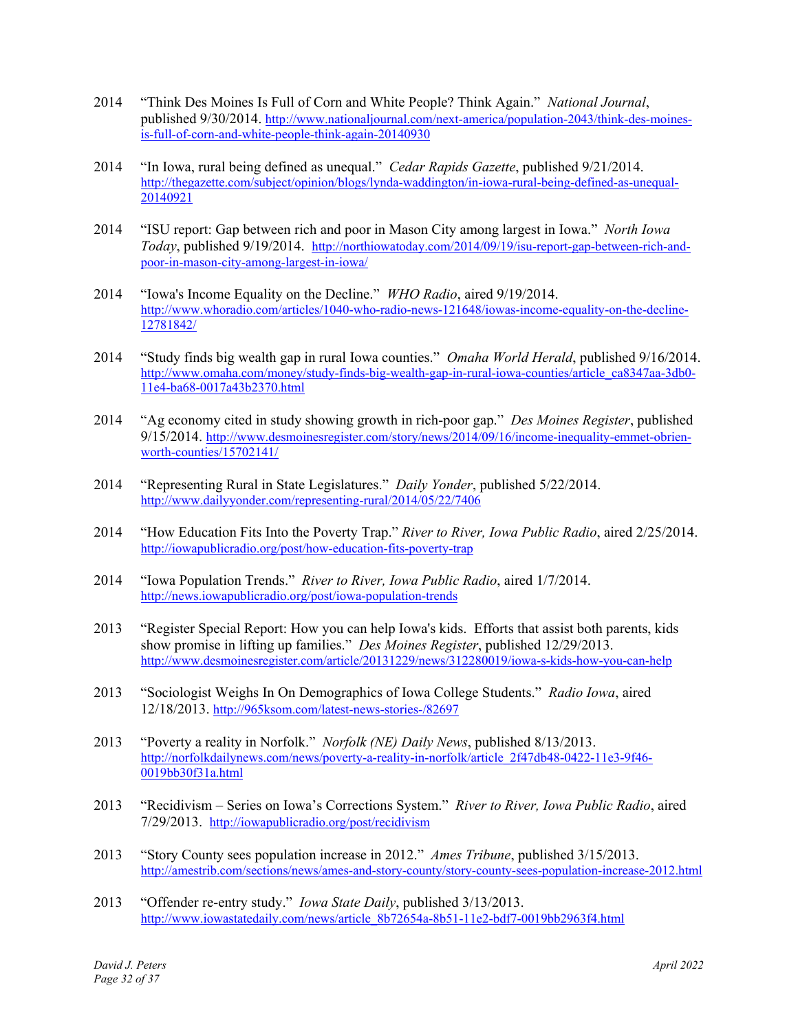2014 "Think Des Moines Is Full of Corn and White People? Think Again." *National Journal*, published 9/30/2014. http://www.nationaljournal.com/next-america/population-2043/think-des-moines-is-full-of-corn-and-white-people-think-again-20140930

2014 "In Iowa, rural being defined as unequal." *Cedar Rapids Gazette*, published 9/21/2014. http://thegazette.com/subject/opinion/blogs/lynda-waddington/in-iowa-rural-being-defined-as-unequal-20140921

2014 "ISU report: Gap between rich and poor in Mason City among largest in Iowa." *North Iowa Today*, published 9/19/2014. http://northiowatoday.com/2014/09/19/isu-report-gap-between-rich-and-poor-in-mason-city-among-largest-in-iowa/

2014 "Iowa's Income Equality on the Decline." *WHO Radio*, aired 9/19/2014. http://www.whoradio.com/articles/1040-who-radio-news-121648/iowas-income-equality-on-the-decline-12781842/

2014 "Study finds big wealth gap in rural Iowa counties." *Omaha World Herald*, published 9/16/2014. http://www.omaha.com/money/study-finds-big-wealth-gap-in-rural-iowa-counties/article_ca8347aa-3db0-11e4-ba68-0017a43b2370.html

2014 "Ag economy cited in study showing growth in rich-poor gap." *Des Moines Register*, published 9/15/2014. http://www.desmoinesregister.com/story/news/2014/09/16/income-inequality-emmet-obrien-worth-counties/15702141/

2014 "Representing Rural in State Legislatures." *Daily Yonder*, published 5/22/2014. http://www.dailyyonder.com/representing-rural/2014/05/22/7406

2014 "How Education Fits Into the Poverty Trap." *River to River, Iowa Public Radio*, aired 2/25/2014. http://iowapublicradio.org/post/how-education-fits-poverty-trap

2014 "Iowa Population Trends." *River to River, Iowa Public Radio*, aired 1/7/2014. http://news.iowapublicradio.org/post/iowa-population-trends

2013 "Register Special Report: How you can help Iowa's kids. Efforts that assist both parents, kids show promise in lifting up families." *Des Moines Register*, published 12/29/2013. http://www.desmoinesregister.com/article/20131229/news/312280019/iowa-s-kids-how-you-can-help

2013 "Sociologist Weighs In On Demographics of Iowa College Students." *Radio Iowa*, aired 12/18/2013. http://965ksom.com/latest-news-stories-/82697

2013 "Poverty a reality in Norfolk." *Norfolk (NE) Daily News*, published 8/13/2013. http://norfolkdailynews.com/news/poverty-a-reality-in-norfolk/article_2f47db48-0422-11e3-9f46-0019bb30f31a.html

2013 "Recidivism – Series on Iowa's Corrections System." *River to River, Iowa Public Radio*, aired 7/29/2013. http://iowapublicradio.org/post/recidivism

2013 "Story County sees population increase in 2012." *Ames Tribune*, published 3/15/2013. http://amestrib.com/sections/news/ames-and-story-county/story-county-sees-population-increase-2012.html

2013 "Offender re-entry study." *Iowa State Daily*, published 3/13/2013. http://www.iowastatedaily.com/news/article_8b72654a-8b51-11e2-bdf7-0019bb2963f4.html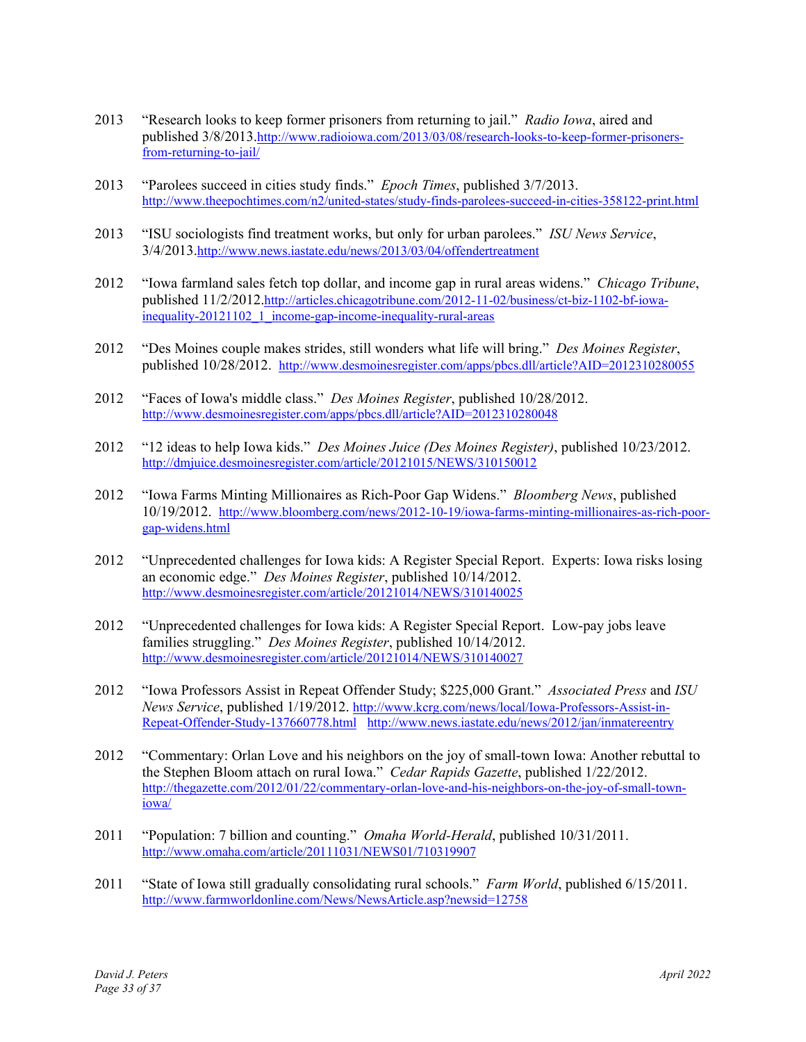2013 "Research looks to keep former prisoners from returning to jail." *Radio Iowa*, aired and published 3/8/2013. http://www.radioiowa.com/2013/03/08/research-looks-to-keep-former-prisoners-from-returning-to-jail/

2013 "Parolees succeed in cities study finds." *Epoch Times*, published 3/7/2013. http://www.theepochtimes.com/n2/united-states/study-finds-parolees-succeed-in-cities-358122-print.html

2013 "ISU sociologists find treatment works, but only for urban parolees." *ISU News Service*, 3/4/2013. http://www.news.iastate.edu/news/2013/03/04/offendertreatment

2012 "Iowa farmland sales fetch top dollar, and income gap in rural areas widens." *Chicago Tribune*, published 11/2/2012. http://articles.chicagotribune.com/2012-11-02/business/ct-biz-1102-bf-iowa-inequality-20121102_1_income-gap-income-inequality-rural-areas

2012 "Des Moines couple makes strides, still wonders what life will bring." *Des Moines Register*, published 10/28/2012. http://www.desmoinesregister.com/apps/pbcs.dll/article?AID=2012310280055

2012 "Faces of Iowa's middle class." *Des Moines Register*, published 10/28/2012. http://www.desmoinesregister.com/apps/pbcs.dll/article?AID=2012310280048

2012 "12 ideas to help Iowa kids." *Des Moines Juice (Des Moines Register)*, published 10/23/2012. http://dmjuice.desmoinesregister.com/article/20121015/NEWS/310150012

2012 "Iowa Farms Minting Millionaires as Rich-Poor Gap Widens." *Bloomberg News*, published 10/19/2012. http://www.bloomberg.com/news/2012-10-19/iowa-farms-minting-millionaires-as-rich-poor-gap-widens.html

2012 "Unprecedented challenges for Iowa kids: A Register Special Report. Experts: Iowa risks losing an economic edge." *Des Moines Register*, published 10/14/2012. http://www.desmoinesregister.com/article/20121014/NEWS/310140025

2012 "Unprecedented challenges for Iowa kids: A Register Special Report. Low-pay jobs leave families struggling." *Des Moines Register*, published 10/14/2012. http://www.desmoinesregister.com/article/20121014/NEWS/310140027

2012 "Iowa Professors Assist in Repeat Offender Study; $225,000 Grant." *Associated Press* and *ISU News Service*, published 1/19/2012. http://www.kcrg.com/news/local/Iowa-Professors-Assist-in-Repeat-Offender-Study-137660778.html http://www.news.iastate.edu/news/2012/jan/inmatereentry

2012 "Commentary: Orlan Love and his neighbors on the joy of small-town Iowa: Another rebuttal to the Stephen Bloom attach on rural Iowa." *Cedar Rapids Gazette*, published 1/22/2012. http://thegazette.com/2012/01/22/commentary-orlan-love-and-his-neighbors-on-the-joy-of-small-town-iowa/

2011 "Population: 7 billion and counting." *Omaha World-Herald*, published 10/31/2011. http://www.omaha.com/article/20111031/NEWS01/710319907

2011 "State of Iowa still gradually consolidating rural schools." *Farm World*, published 6/15/2011. http://www.farmworldonline.com/News/NewsArticle.asp?newsid=12758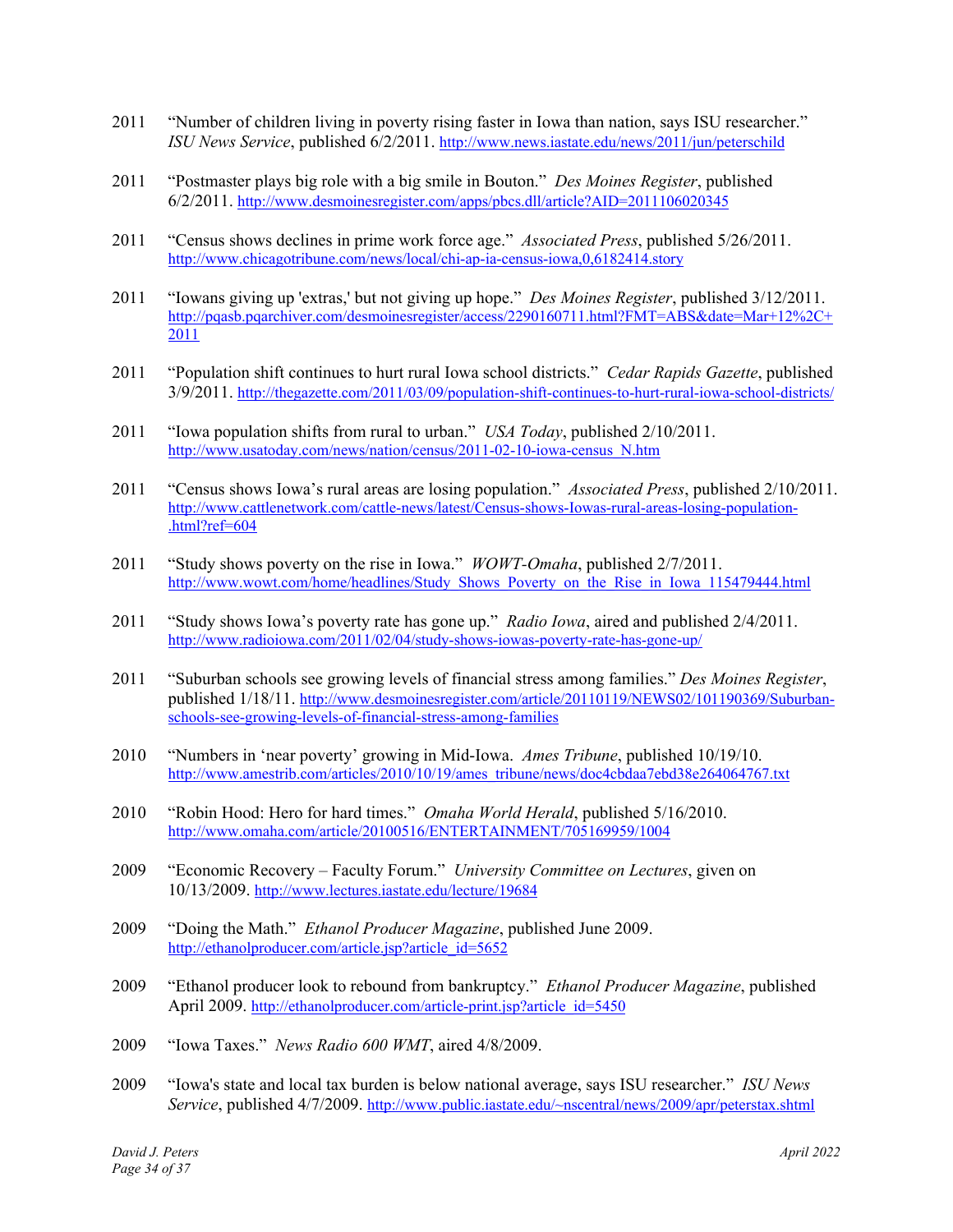2011 “Number of children living in poverty rising faster in Iowa than nation, says ISU researcher.” *ISU News Service*, published 6/2/2011. http://www.news.iastate.edu/news/2011/jun/peterschild

2011 “Postmaster plays big role with a big smile in Bouton.” *Des Moines Register*, published 6/2/2011. http://www.desmoinesregister.com/apps/pbcs.dll/article?AID=2011106020345

2011 “Census shows declines in prime work force age.” *Associated Press*, published 5/26/2011. http://www.chicagotribune.com/news/local/chi-ap-ia-census-iowa,0,6182414.story

2011 “Iowans giving up 'extras,' but not giving up hope.” *Des Moines Register*, published 3/12/2011. http://pqasb.pqarchiver.com/desmoinesregister/access/2290160711.html?FMT=ABS&date=Mar+12%2C+2011

2011 “Population shift continues to hurt rural Iowa school districts.” *Cedar Rapids Gazette*, published 3/9/2011. http://thegazette.com/2011/03/09/population-shift-continues-to-hurt-rural-iowa-school-districts/

2011 “Iowa population shifts from rural to urban.” *USA Today*, published 2/10/2011. http://www.usatoday.com/news/nation/census/2011-02-10-iowa-census_N.htm

2011 “Census shows Iowa’s rural areas are losing population.” *Associated Press*, published 2/10/2011. http://www.cattlenetwork.com/cattle-news/latest/Census-shows-Iowas-rural-areas-losing-population-.html?ref=604

2011 “Study shows poverty on the rise in Iowa.” *WOWT-Omaha*, published 2/7/2011. http://www.wowt.com/home/headlines/Study_Shows_Poverty_on_the_Rise_in_Iowa_115479444.html

2011 “Study shows Iowa’s poverty rate has gone up.” *Radio Iowa*, aired and published 2/4/2011. http://www.radioiowa.com/2011/02/04/study-shows-iowas-poverty-rate-has-gone-up/

2011 “Suburban schools see growing levels of financial stress among families.” *Des Moines Register*, published 1/18/11. http://www.desmoinesregister.com/article/20110119/NEWS02/101190369/Suburban-schools-see-growing-levels-of-financial-stress-among-families

2010 “Numbers in ‘near poverty’ growing in Mid-Iowa. *Ames Tribune*, published 10/19/10. http://www.amestrib.com/articles/2010/10/19/ames_tribune/news/doc4cbdaa7ebd38e264064767.txt

2010 “Robin Hood: Hero for hard times.” *Omaha World Herald*, published 5/16/2010. http://www.omaha.com/article/20100516/ENTERTAINMENT/705169959/1004

2009 “Economic Recovery – Faculty Forum.” *University Committee on Lectures*, given on 10/13/2009. http://www.lectures.iastate.edu/lecture/19684

2009 “Doing the Math.” *Ethanol Producer Magazine*, published June 2009. http://ethanolproducer.com/article.jsp?article_id=5652

2009 “Ethanol producer look to rebound from bankruptcy.” *Ethanol Producer Magazine*, published April 2009. http://ethanolproducer.com/article-print.jsp?article_id=5450

2009 “Iowa Taxes.” *News Radio 600 WMT*, aired 4/8/2009.

2009 “Iowa's state and local tax burden is below national average, says ISU researcher.” *ISU News Service*, published 4/7/2009. http://www.public.iastate.edu/~nscentral/news/2009/apr/peterstax.shtml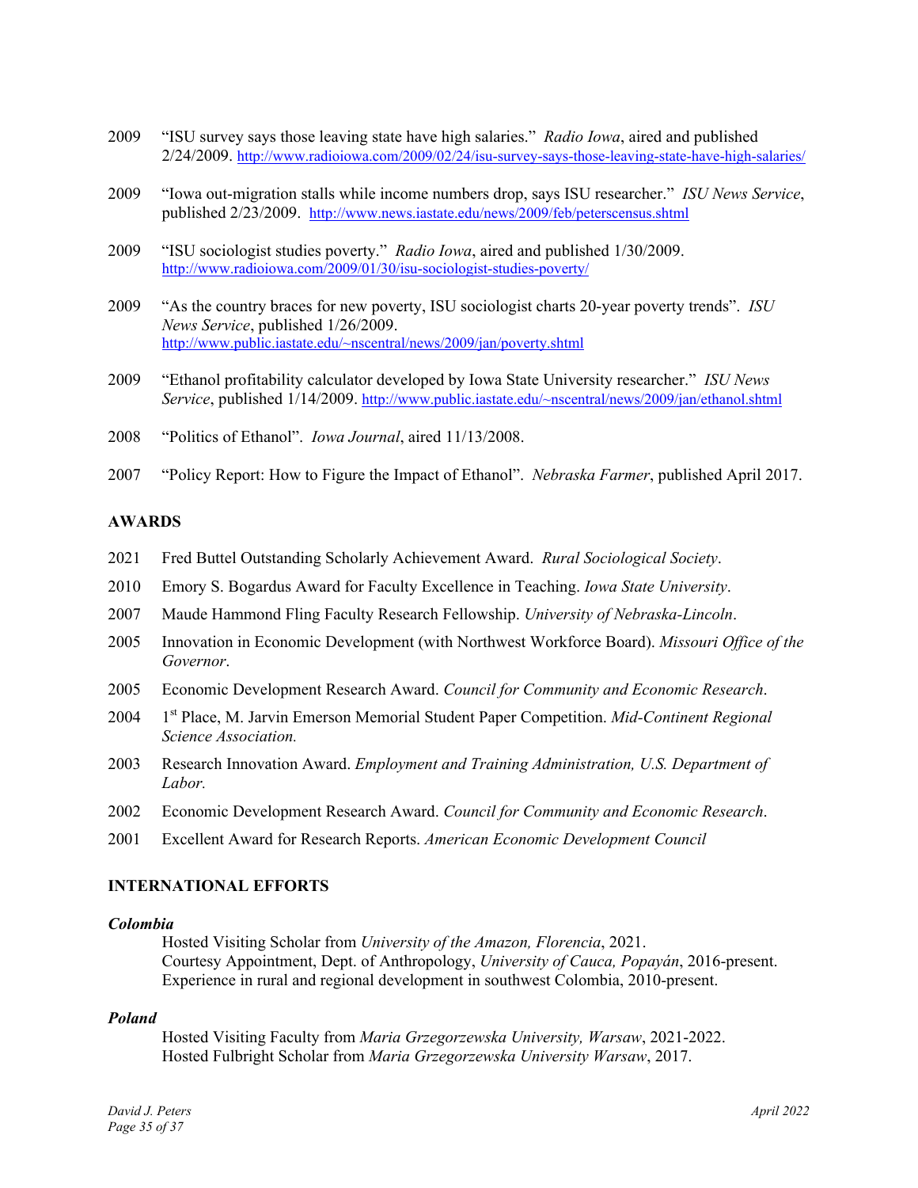2009 "ISU survey says those leaving state have high salaries." *Radio Iowa*, aired and published 2/24/2009. http://www.radioiowa.com/2009/02/24/isu-survey-says-those-leaving-state-have-high-salaries/

2009 "Iowa out-migration stalls while income numbers drop, says ISU researcher." *ISU News Service*, published 2/23/2009. http://www.news.iastate.edu/news/2009/feb/peterscensus.shtml

2009 "ISU sociologist studies poverty." *Radio Iowa*, aired and published 1/30/2009. http://www.radioiowa.com/2009/01/30/isu-sociologist-studies-poverty/

2009 "As the country braces for new poverty, ISU sociologist charts 20-year poverty trends". *ISU News Service*, published 1/26/2009. http://www.public.iastate.edu/~nscentral/news/2009/jan/poverty.shtml

2009 "Ethanol profitability calculator developed by Iowa State University researcher." *ISU News Service*, published 1/14/2009. http://www.public.iastate.edu/~nscentral/news/2009/jan/ethanol.shtml

2008 "Politics of Ethanol". *Iowa Journal*, aired 11/13/2008.

2007 "Policy Report: How to Figure the Impact of Ethanol". *Nebraska Farmer*, published April 2017.

## AWARDS

2021 Fred Buttel Outstanding Scholarly Achievement Award. *Rural Sociological Society*.

2010 Emory S. Bogardus Award for Faculty Excellence in Teaching. *Iowa State University*.

2007 Maude Hammond Fling Faculty Research Fellowship. *University of Nebraska-Lincoln*.

2005 Innovation in Economic Development (with Northwest Workforce Board). *Missouri Office of the Governor*.

2005 Economic Development Research Award. *Council for Community and Economic Research*.

2004 1st Place, M. Jarvin Emerson Memorial Student Paper Competition. *Mid-Continent Regional Science Association.*

2003 Research Innovation Award. *Employment and Training Administration, U.S. Department of Labor.*

2002 Economic Development Research Award. *Council for Community and Economic Research*.

2001 Excellent Award for Research Reports. *American Economic Development Council*

## INTERNATIONAL EFFORTS

***Colombia***

Hosted Visiting Scholar from *University of the Amazon, Florencia*, 2021.
Courtesy Appointment, Dept. of Anthropology, *University of Cauca, Popayán*, 2016-present.
Experience in rural and regional development in southwest Colombia, 2010-present.

***Poland***

Hosted Visiting Faculty from *Maria Grzegorzewska University, Warsaw*, 2021-2022.
Hosted Fulbright Scholar from *Maria Grzegorzewska University Warsaw*, 2017.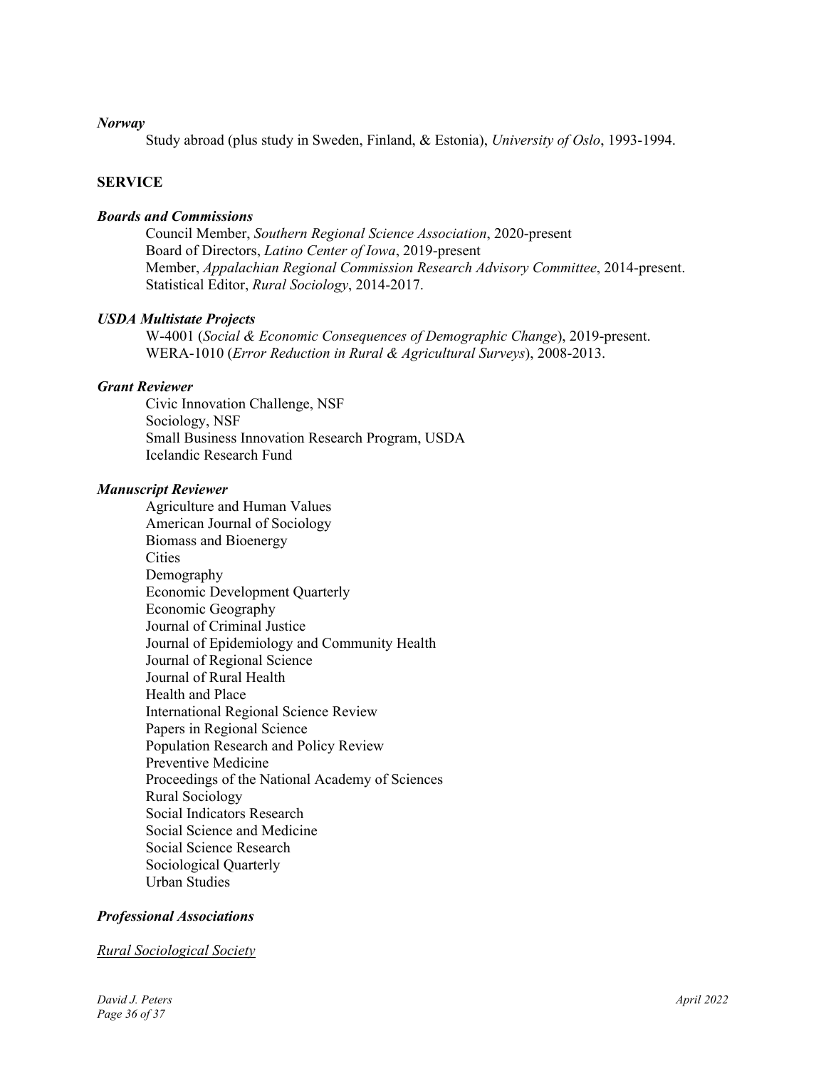***Norway***

Study abroad (plus study in Sweden, Finland, & Estonia), *University of Oslo*, 1993-1994.

## SERVICE

***Boards and Commissions***

Council Member, *Southern Regional Science Association*, 2020-present
Board of Directors, *Latino Center of Iowa*, 2019-present
Member, *Appalachian Regional Commission Research Advisory Committee*, 2014-present.
Statistical Editor, *Rural Sociology*, 2014-2017.

***USDA Multistate Projects***

W-4001 (*Social & Economic Consequences of Demographic Change*), 2019-present.
WERA-1010 (*Error Reduction in Rural & Agricultural Surveys*), 2008-2013.

***Grant Reviewer***

Civic Innovation Challenge, NSF
Sociology, NSF
Small Business Innovation Research Program, USDA
Icelandic Research Fund

***Manuscript Reviewer***

Agriculture and Human Values
American Journal of Sociology
Biomass and Bioenergy
Cities
Demography
Economic Development Quarterly
Economic Geography
Journal of Criminal Justice
Journal of Epidemiology and Community Health
Journal of Regional Science
Journal of Rural Health
Health and Place
International Regional Science Review
Papers in Regional Science
Population Research and Policy Review
Preventive Medicine
Proceedings of the National Academy of Sciences
Rural Sociology
Social Indicators Research
Social Science and Medicine
Social Science Research
Sociological Quarterly
Urban Studies

***Professional Associations***

*Rural Sociological Society*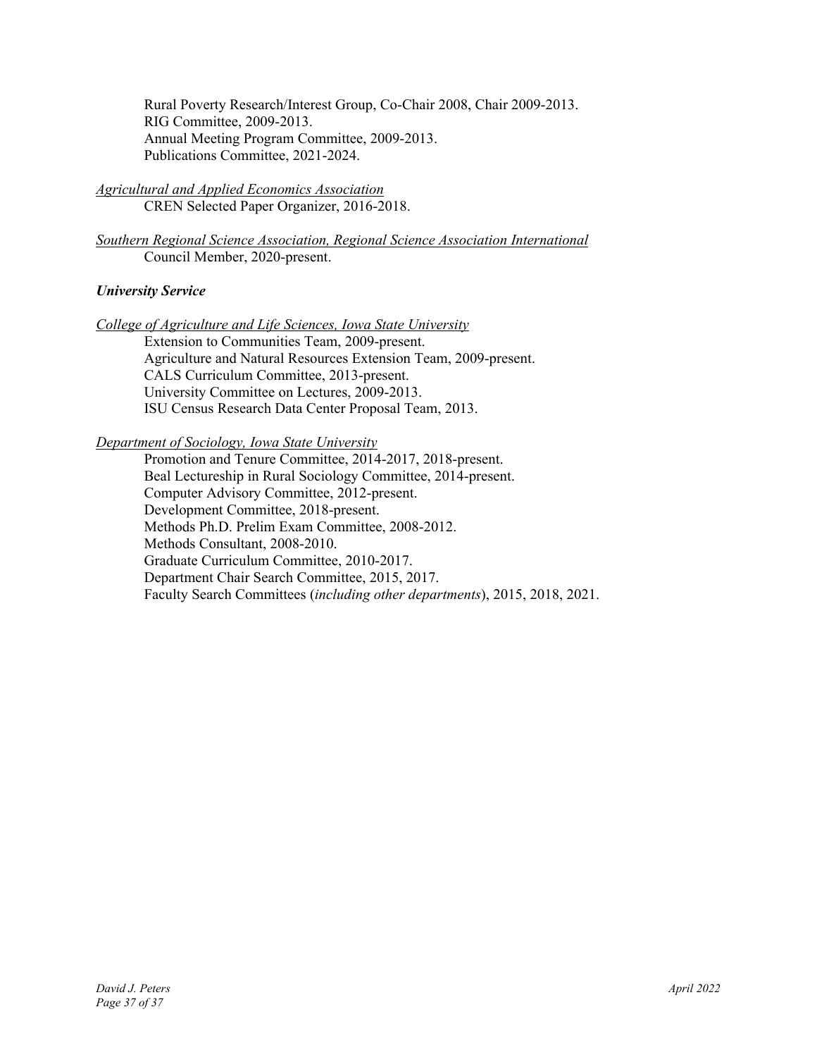Rural Poverty Research/Interest Group, Co-Chair 2008, Chair 2009-2013.
RIG Committee, 2009-2013.
Annual Meeting Program Committee, 2009-2013.
Publications Committee, 2021-2024.

<u>*Agricultural and Applied Economics Association*</u>
CREN Selected Paper Organizer, 2016-2018.

<u>*Southern Regional Science Association, Regional Science Association International*</u>
Council Member, 2020-present.

***University Service***

<u>*College of Agriculture and Life Sciences, Iowa State University*</u>
Extension to Communities Team, 2009-present.
Agriculture and Natural Resources Extension Team, 2009-present.
CALS Curriculum Committee, 2013-present.
University Committee on Lectures, 2009-2013.
ISU Census Research Data Center Proposal Team, 2013.

<u>*Department of Sociology, Iowa State University*</u>
Promotion and Tenure Committee, 2014-2017, 2018-present.
Beal Lectureship in Rural Sociology Committee, 2014-present.
Computer Advisory Committee, 2012-present.
Development Committee, 2018-present.
Methods Ph.D. Prelim Exam Committee, 2008-2012.
Methods Consultant, 2008-2010.
Graduate Curriculum Committee, 2010-2017.
Department Chair Search Committee, 2015, 2017.
Faculty Search Committees (*including other departments*), 2015, 2018, 2021.